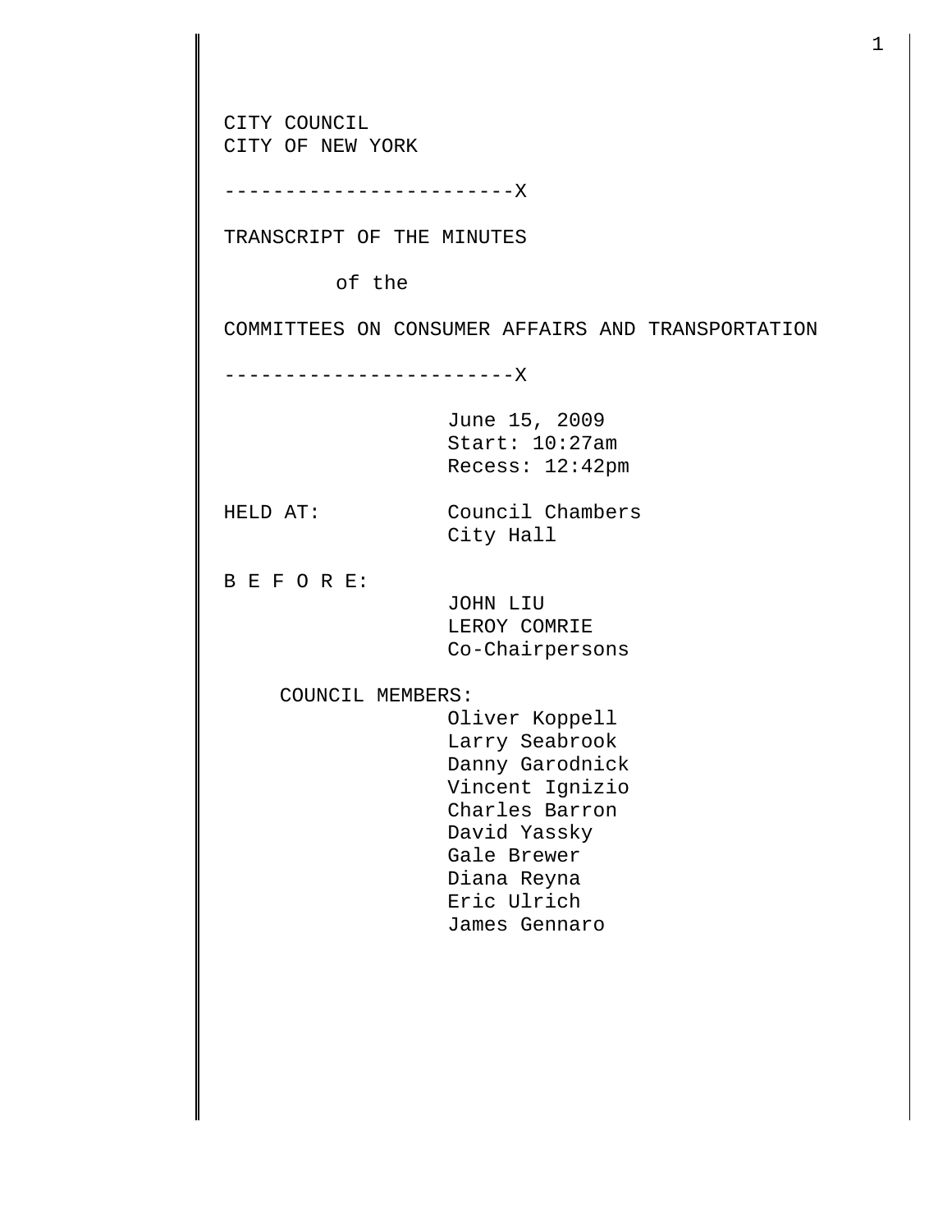CITY COUNCIL
CITY OF NEW YORK

------------------------X

TRANSCRIPT OF THE MINUTES

of the

COMMITTEES ON CONSUMER AFFAIRS AND TRANSPORTATION

------------------------X

June 15, 2009
Start: 10:27am
Recess: 12:42pm

HELD AT: Council Chambers
City Hall

B E F O R E:

JOHN LIU
LEROY COMRIE
Co-Chairpersons

COUNCIL MEMBERS:

Oliver Koppell
Larry Seabrook
Danny Garodnick
Vincent Ignizio
Charles Barron
David Yassky
Gale Brewer
Diana Reyna
Eric Ulrich
James Gennaro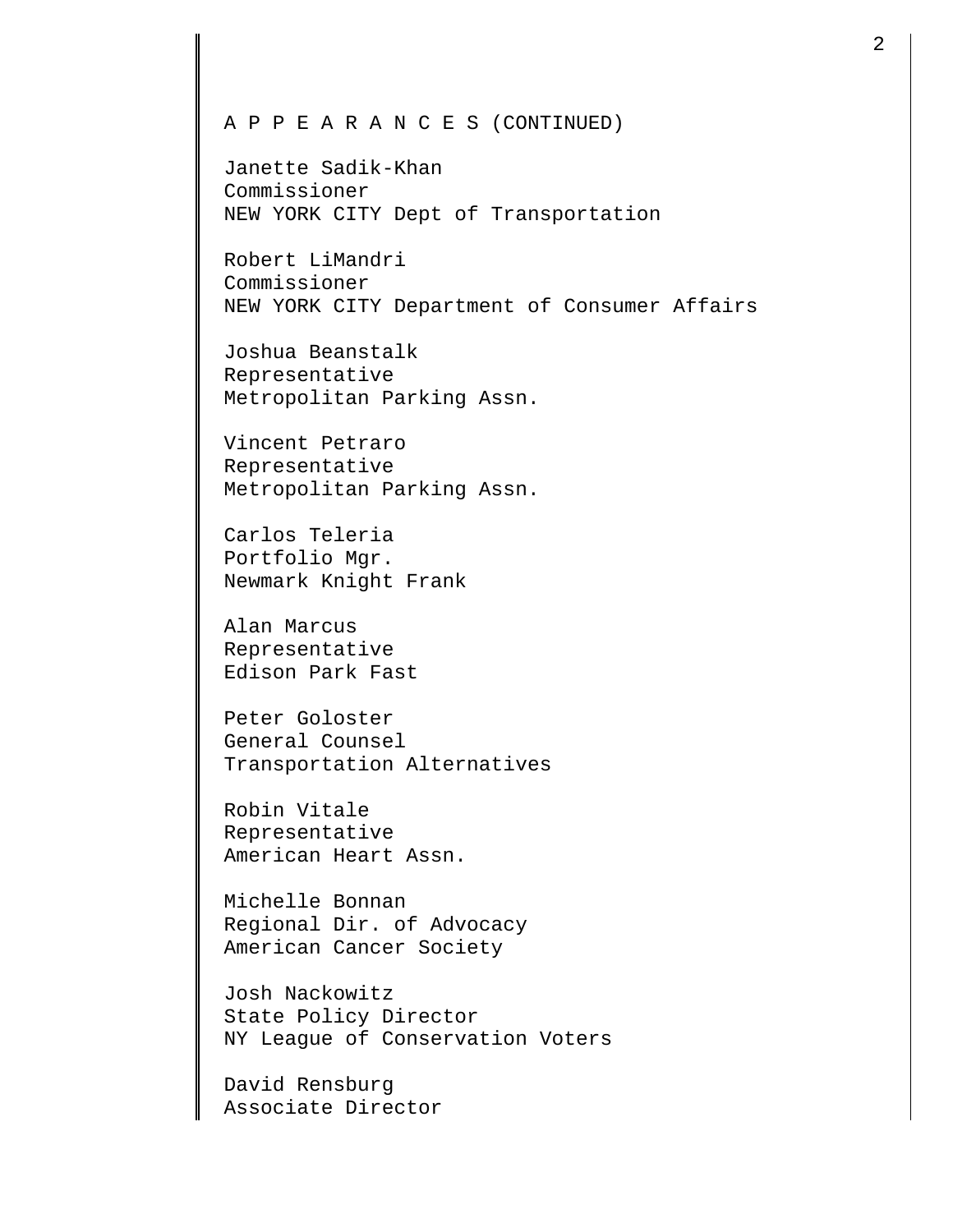A P P E A R A N C E S (CONTINUED)

Janette Sadik-Khan
Commissioner
NEW YORK CITY Dept of Transportation

Robert LiMandri
Commissioner
NEW YORK CITY Department of Consumer Affairs

Joshua Beanstalk
Representative
Metropolitan Parking Assn.

Vincent Petraro
Representative
Metropolitan Parking Assn.

Carlos Teleria
Portfolio Mgr.
Newmark Knight Frank

Alan Marcus
Representative
Edison Park Fast

Peter Goloster
General Counsel
Transportation Alternatives

Robin Vitale
Representative
American Heart Assn.

Michelle Bonnan
Regional Dir. of Advocacy
American Cancer Society

Josh Nackowitz
State Policy Director
NY League of Conservation Voters

David Rensburg
Associate Director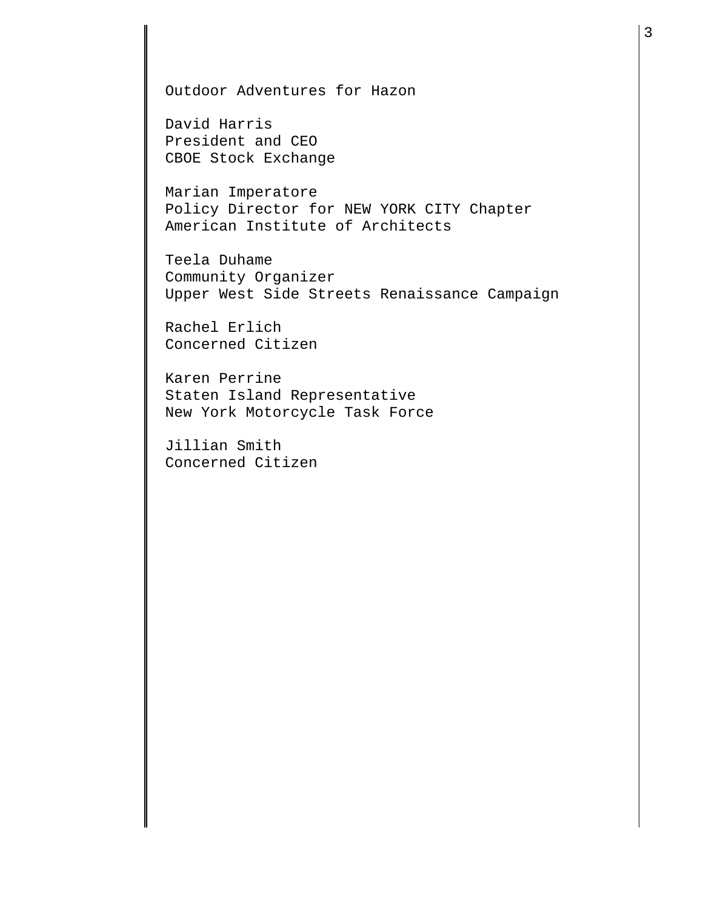Outdoor Adventures for Hazon

David Harris
President and CEO
CBOE Stock Exchange

Marian Imperatore
Policy Director for NEW YORK CITY Chapter
American Institute of Architects

Teela Duhame
Community Organizer
Upper West Side Streets Renaissance Campaign

Rachel Erlich
Concerned Citizen

Karen Perrine
Staten Island Representative
New York Motorcycle Task Force

Jillian Smith
Concerned Citizen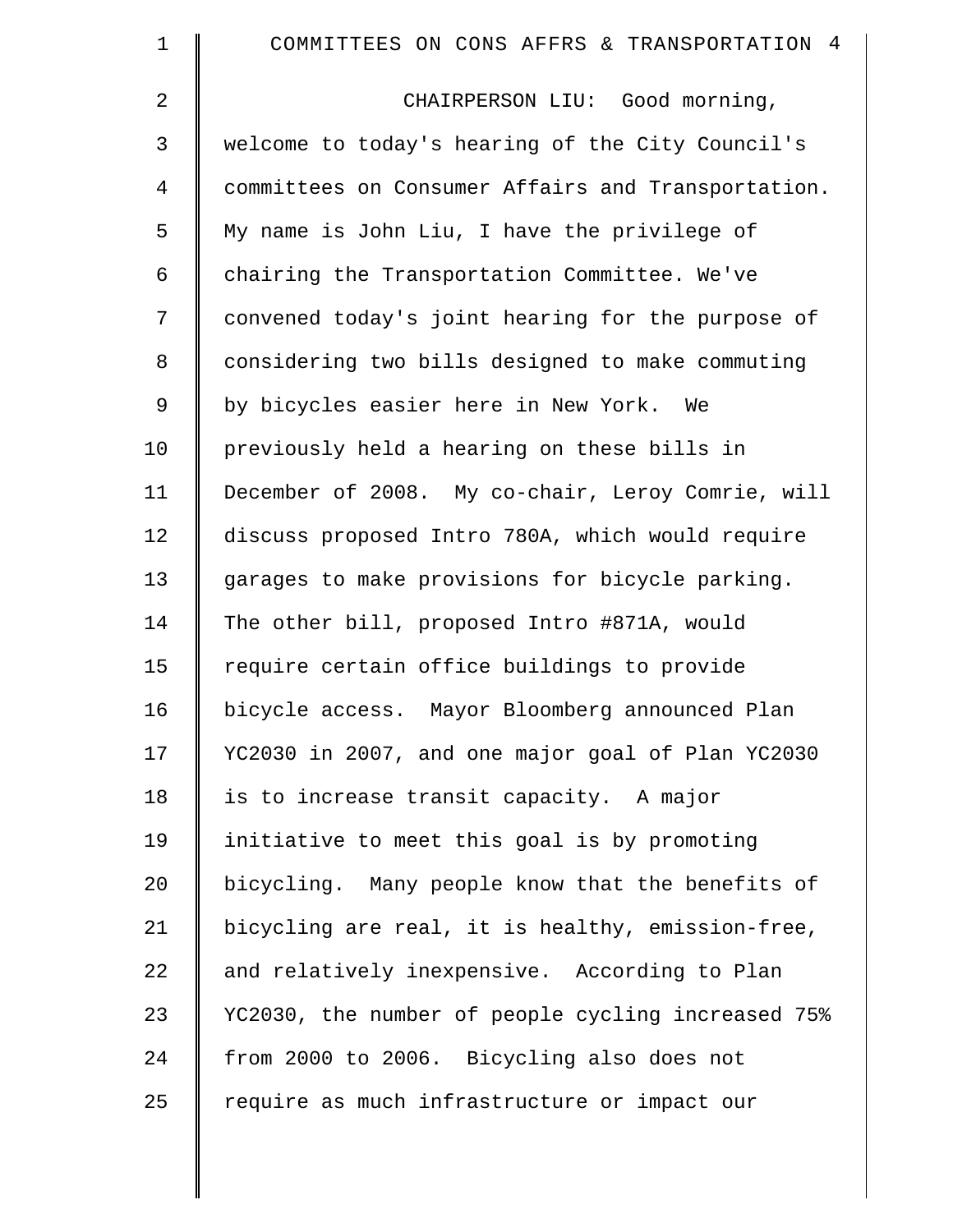CHAIRPERSON LIU: Good morning, welcome to today's hearing of the City Council's committees on Consumer Affairs and Transportation. My name is John Liu, I have the privilege of chairing the Transportation Committee. We've convened today's joint hearing for the purpose of considering two bills designed to make commuting by bicycles easier here in New York. We previously held a hearing on these bills in December of 2008. My co-chair, Leroy Comrie, will discuss proposed Intro 780A, which would require garages to make provisions for bicycle parking. The other bill, proposed Intro #871A, would require certain office buildings to provide bicycle access. Mayor Bloomberg announced Plan YC2030 in 2007, and one major goal of Plan YC2030 is to increase transit capacity. A major initiative to meet this goal is by promoting bicycling. Many people know that the benefits of bicycling are real, it is healthy, emission-free, and relatively inexpensive. According to Plan YC2030, the number of people cycling increased 75% from 2000 to 2006. Bicycling also does not require as much infrastructure or impact our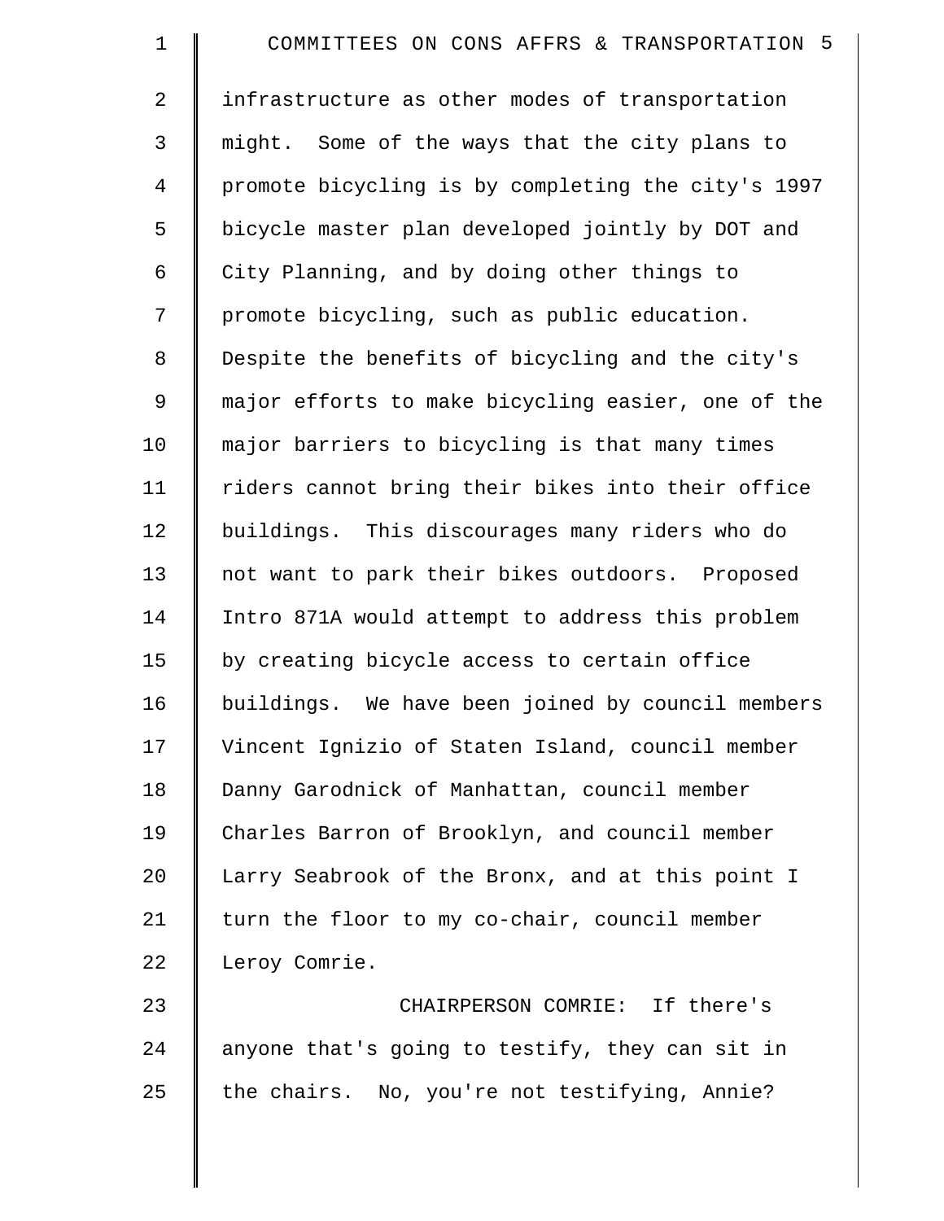infrastructure as other modes of transportation might. Some of the ways that the city plans to promote bicycling is by completing the city's 1997 bicycle master plan developed jointly by DOT and City Planning, and by doing other things to promote bicycling, such as public education. Despite the benefits of bicycling and the city's major efforts to make bicycling easier, one of the major barriers to bicycling is that many times riders cannot bring their bikes into their office buildings. This discourages many riders who do not want to park their bikes outdoors. Proposed Intro 871A would attempt to address this problem by creating bicycle access to certain office buildings. We have been joined by council members Vincent Ignizio of Staten Island, council member Danny Garodnick of Manhattan, council member Charles Barron of Brooklyn, and council member Larry Seabrook of the Bronx, and at this point I turn the floor to my co-chair, council member Leroy Comrie.

CHAIRPERSON COMRIE: If there's anyone that's going to testify, they can sit in the chairs. No, you're not testifying, Annie?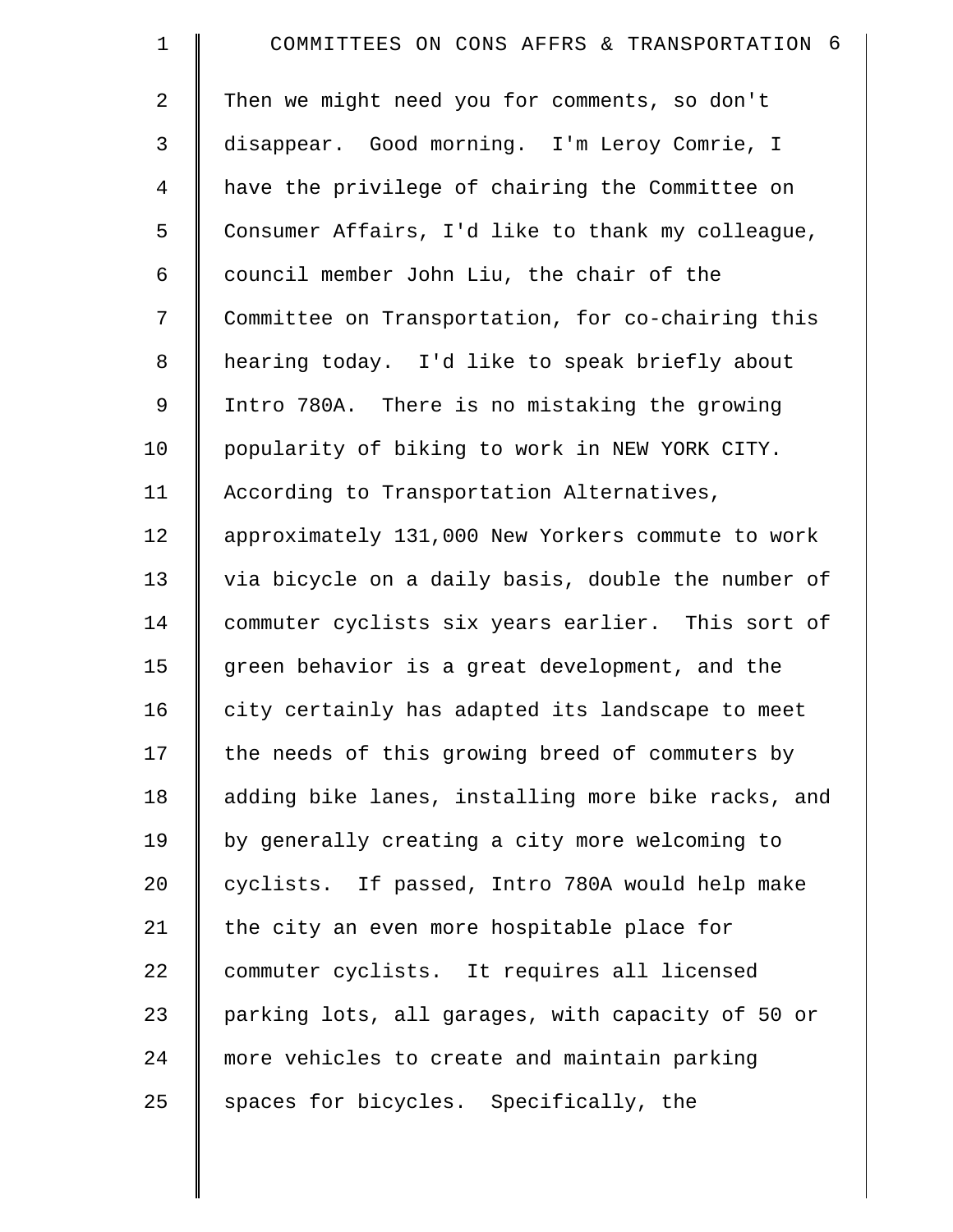Then we might need you for comments, so don't disappear. Good morning. I'm Leroy Comrie, I have the privilege of chairing the Committee on Consumer Affairs, I'd like to thank my colleague, council member John Liu, the chair of the Committee on Transportation, for co-chairing this hearing today. I'd like to speak briefly about Intro 780A. There is no mistaking the growing popularity of biking to work in NEW YORK CITY. According to Transportation Alternatives, approximately 131,000 New Yorkers commute to work via bicycle on a daily basis, double the number of commuter cyclists six years earlier. This sort of green behavior is a great development, and the city certainly has adapted its landscape to meet the needs of this growing breed of commuters by adding bike lanes, installing more bike racks, and by generally creating a city more welcoming to cyclists. If passed, Intro 780A would help make the city an even more hospitable place for commuter cyclists. It requires all licensed parking lots, all garages, with capacity of 50 or more vehicles to create and maintain parking spaces for bicycles. Specifically, the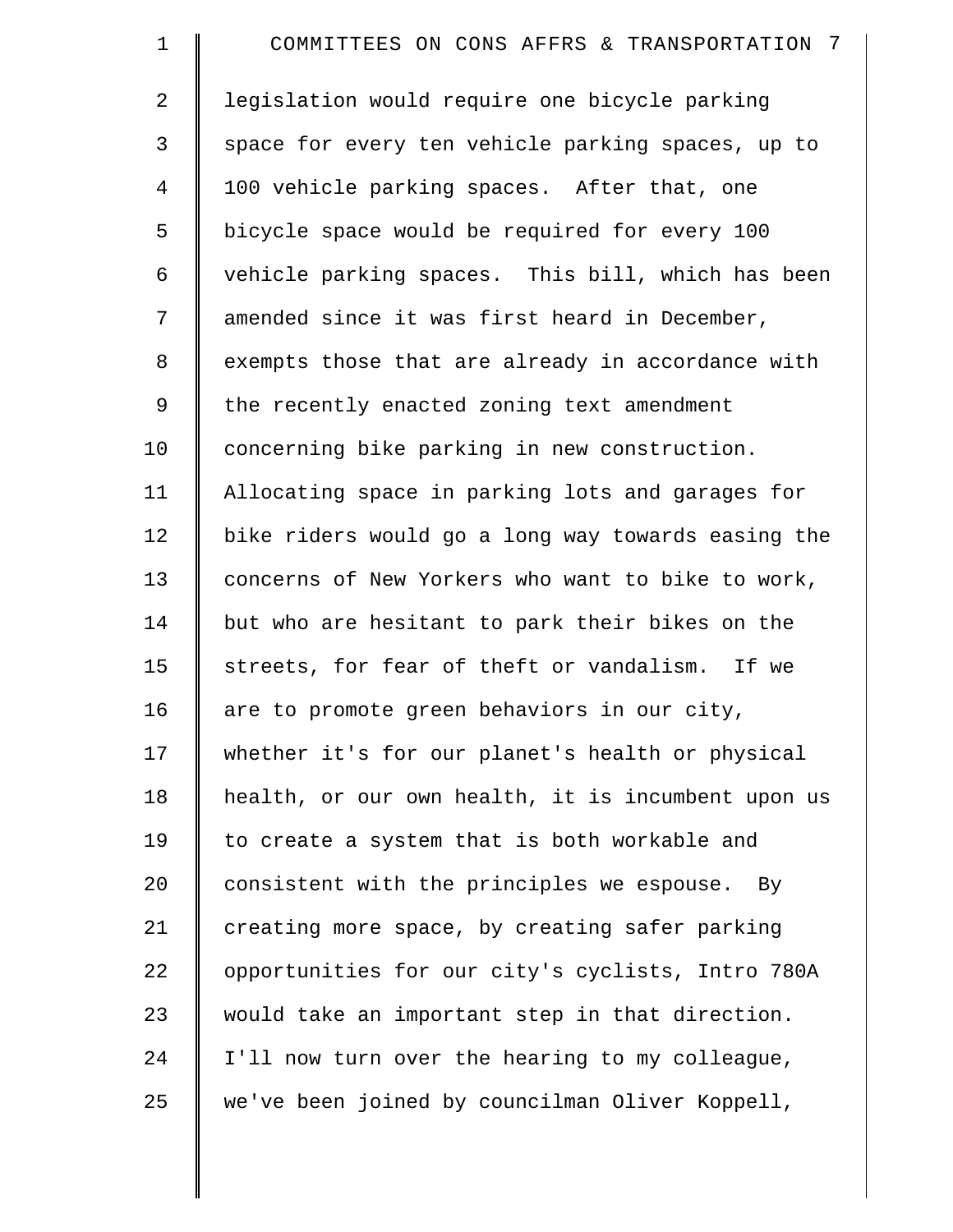legislation would require one bicycle parking space for every ten vehicle parking spaces, up to 100 vehicle parking spaces. After that, one bicycle space would be required for every 100 vehicle parking spaces. This bill, which has been amended since it was first heard in December, exempts those that are already in accordance with the recently enacted zoning text amendment concerning bike parking in new construction. Allocating space in parking lots and garages for bike riders would go a long way towards easing the concerns of New Yorkers who want to bike to work, but who are hesitant to park their bikes on the streets, for fear of theft or vandalism. If we are to promote green behaviors in our city, whether it's for our planet's health or physical health, or our own health, it is incumbent upon us to create a system that is both workable and consistent with the principles we espouse. By creating more space, by creating safer parking opportunities for our city's cyclists, Intro 780A would take an important step in that direction. I'll now turn over the hearing to my colleague, we've been joined by councilman Oliver Koppell,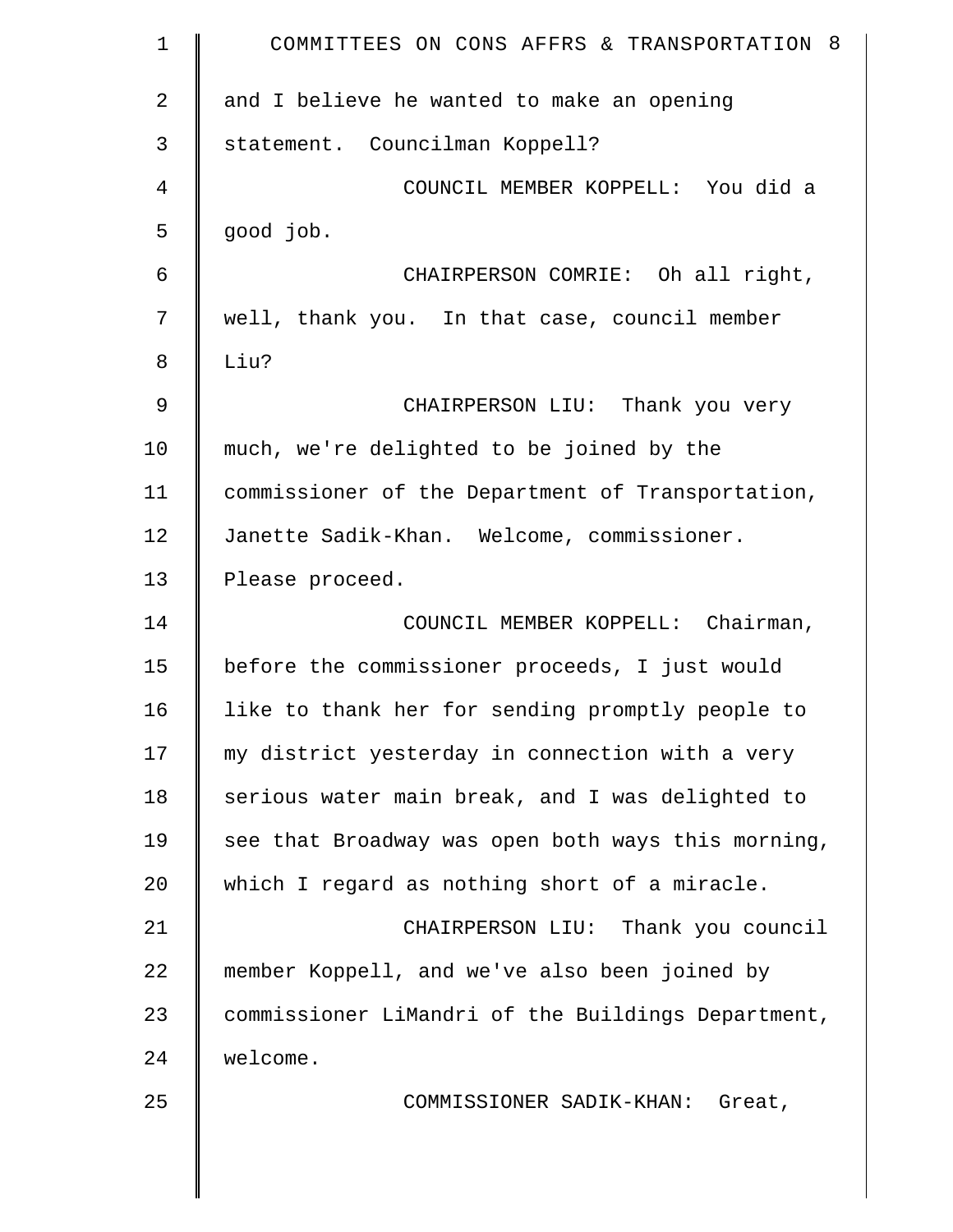and I believe he wanted to make an opening statement. Councilman Koppell?

COUNCIL MEMBER KOPPELL: You did a good job.

CHAIRPERSON COMRIE: Oh all right, well, thank you. In that case, council member Liu?

CHAIRPERSON LIU: Thank you very much, we're delighted to be joined by the commissioner of the Department of Transportation, Janette Sadik-Khan. Welcome, commissioner. Please proceed.

COUNCIL MEMBER KOPPELL: Chairman, before the commissioner proceeds, I just would like to thank her for sending promptly people to my district yesterday in connection with a very serious water main break, and I was delighted to see that Broadway was open both ways this morning, which I regard as nothing short of a miracle.

CHAIRPERSON LIU: Thank you council member Koppell, and we've also been joined by commissioner LiMandri of the Buildings Department, welcome.

COMMISSIONER SADIK-KHAN: Great,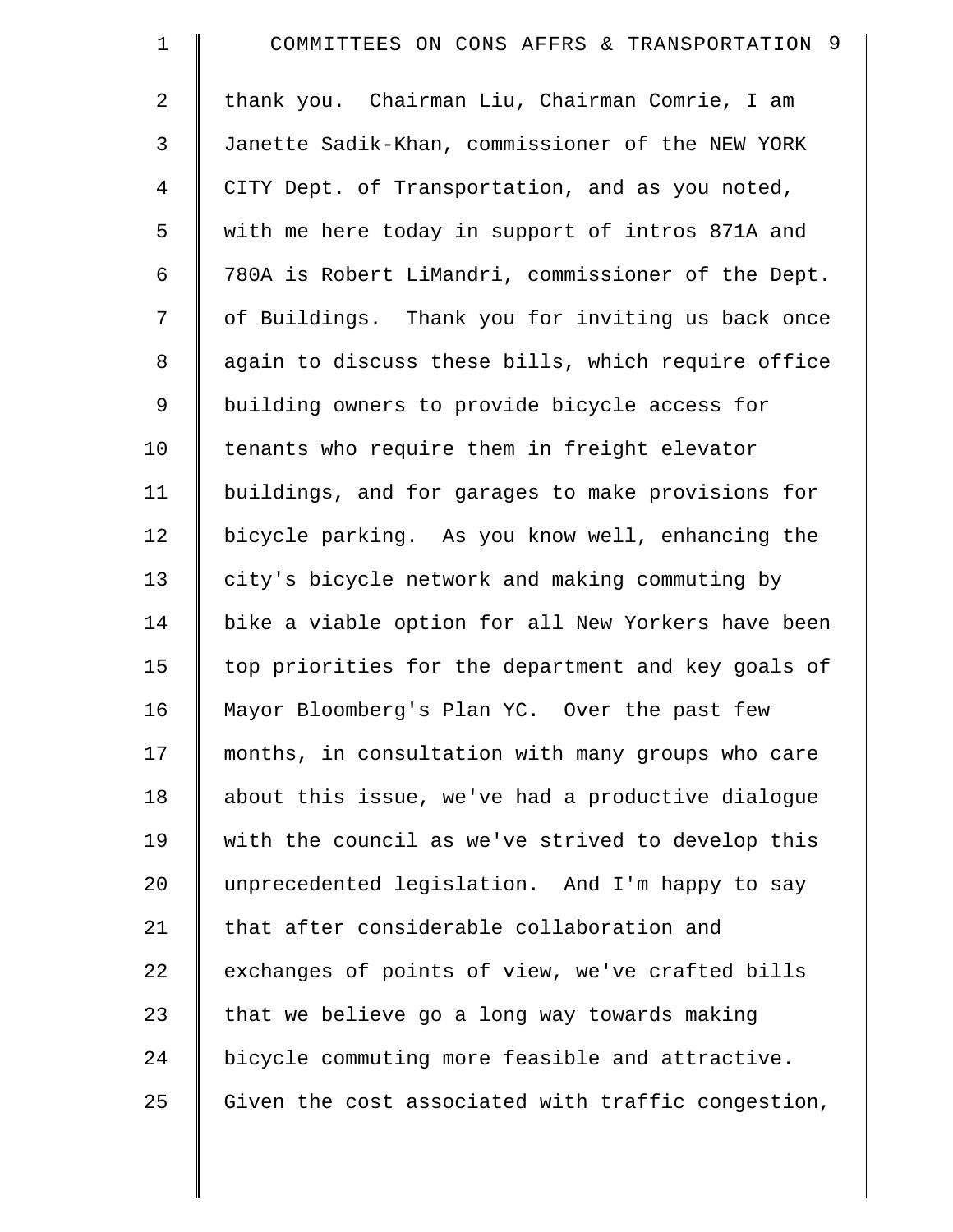thank you. Chairman Liu, Chairman Comrie, I am Janette Sadik-Khan, commissioner of the NEW YORK CITY Dept. of Transportation, and as you noted, with me here today in support of intros 871A and 780A is Robert LiMandri, commissioner of the Dept. of Buildings. Thank you for inviting us back once again to discuss these bills, which require office building owners to provide bicycle access for tenants who require them in freight elevator buildings, and for garages to make provisions for bicycle parking. As you know well, enhancing the city's bicycle network and making commuting by bike a viable option for all New Yorkers have been top priorities for the department and key goals of Mayor Bloomberg's Plan YC. Over the past few months, in consultation with many groups who care about this issue, we've had a productive dialogue with the council as we've strived to develop this unprecedented legislation. And I'm happy to say that after considerable collaboration and exchanges of points of view, we've crafted bills that we believe go a long way towards making bicycle commuting more feasible and attractive. Given the cost associated with traffic congestion,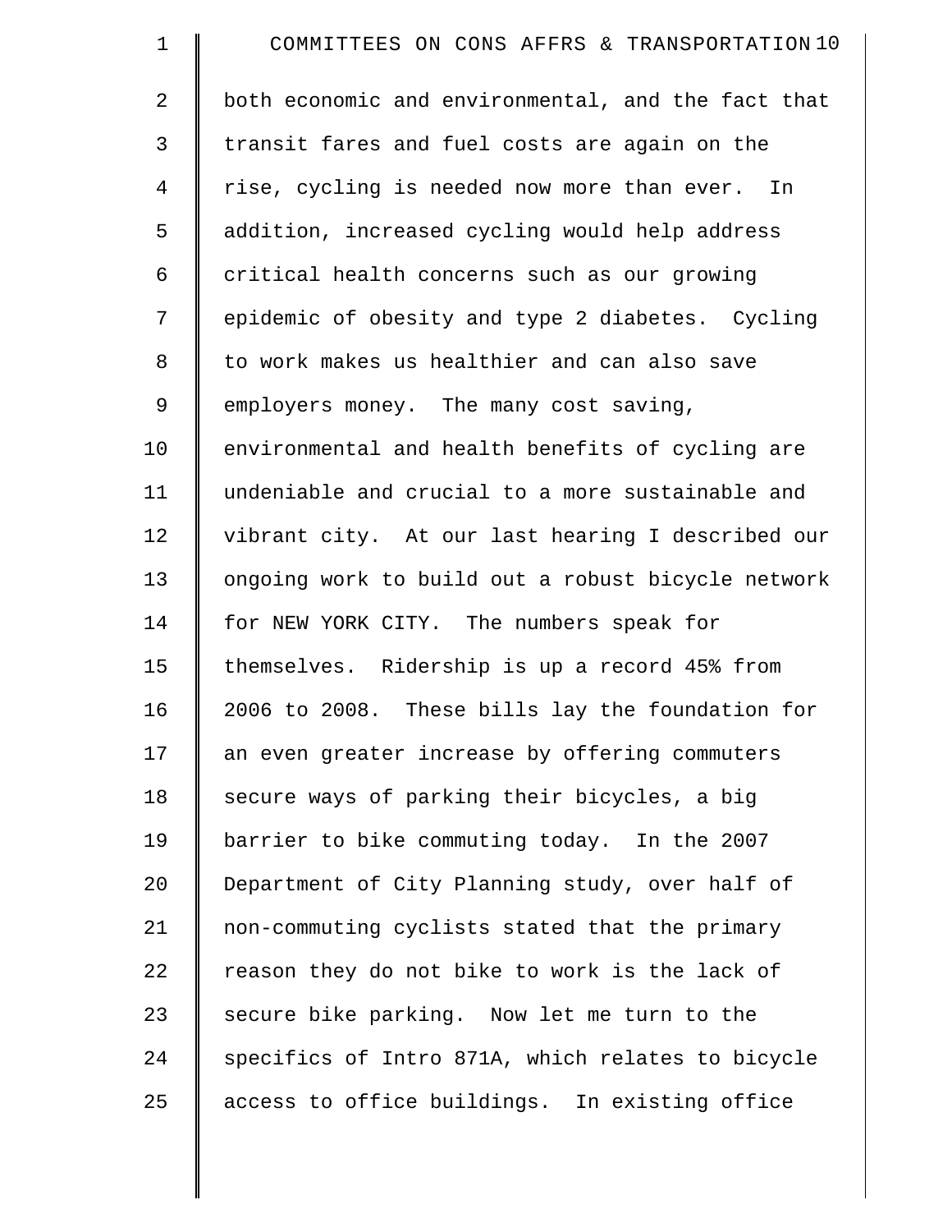both economic and environmental, and the fact that transit fares and fuel costs are again on the rise, cycling is needed now more than ever. In addition, increased cycling would help address critical health concerns such as our growing epidemic of obesity and type 2 diabetes. Cycling to work makes us healthier and can also save employers money. The many cost saving, environmental and health benefits of cycling are undeniable and crucial to a more sustainable and vibrant city. At our last hearing I described our ongoing work to build out a robust bicycle network for NEW YORK CITY. The numbers speak for themselves. Ridership is up a record 45% from 2006 to 2008. These bills lay the foundation for an even greater increase by offering commuters secure ways of parking their bicycles, a big barrier to bike commuting today. In the 2007 Department of City Planning study, over half of non-commuting cyclists stated that the primary reason they do not bike to work is the lack of secure bike parking. Now let me turn to the specifics of Intro 871A, which relates to bicycle access to office buildings. In existing office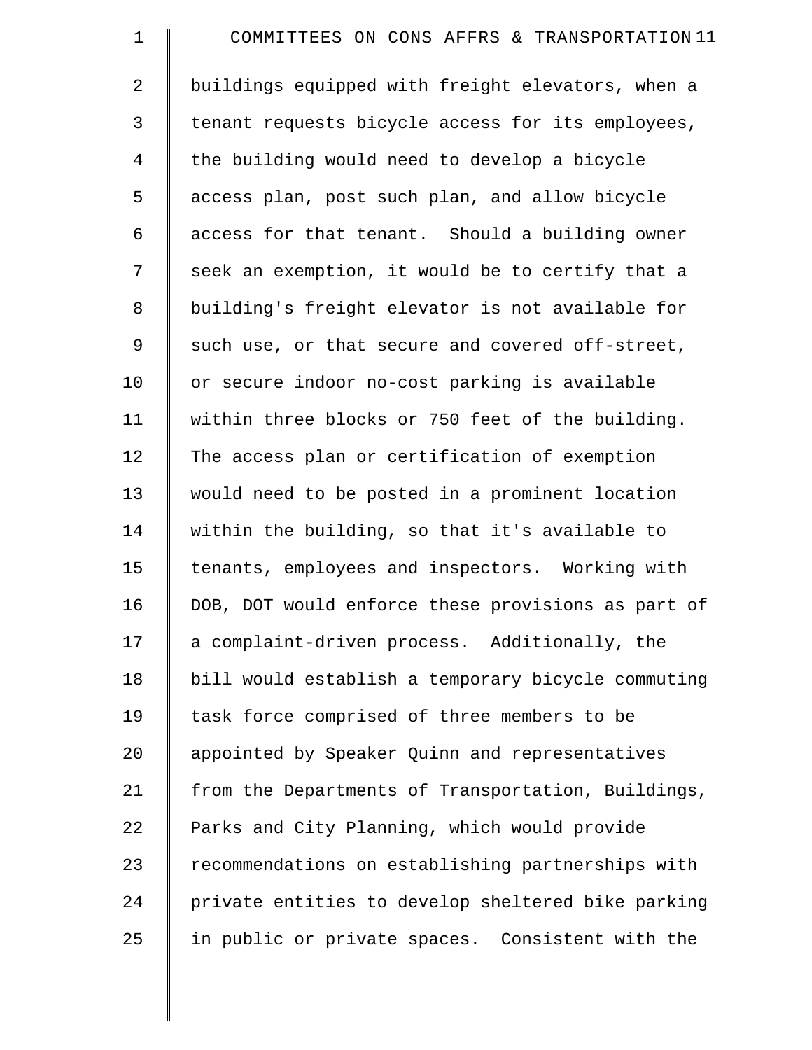buildings equipped with freight elevators, when a tenant requests bicycle access for its employees, the building would need to develop a bicycle access plan, post such plan, and allow bicycle access for that tenant. Should a building owner seek an exemption, it would be to certify that a building's freight elevator is not available for such use, or that secure and covered off-street, or secure indoor no-cost parking is available within three blocks or 750 feet of the building. The access plan or certification of exemption would need to be posted in a prominent location within the building, so that it's available to tenants, employees and inspectors. Working with DOB, DOT would enforce these provisions as part of a complaint-driven process. Additionally, the bill would establish a temporary bicycle commuting task force comprised of three members to be appointed by Speaker Quinn and representatives from the Departments of Transportation, Buildings, Parks and City Planning, which would provide recommendations on establishing partnerships with private entities to develop sheltered bike parking in public or private spaces. Consistent with the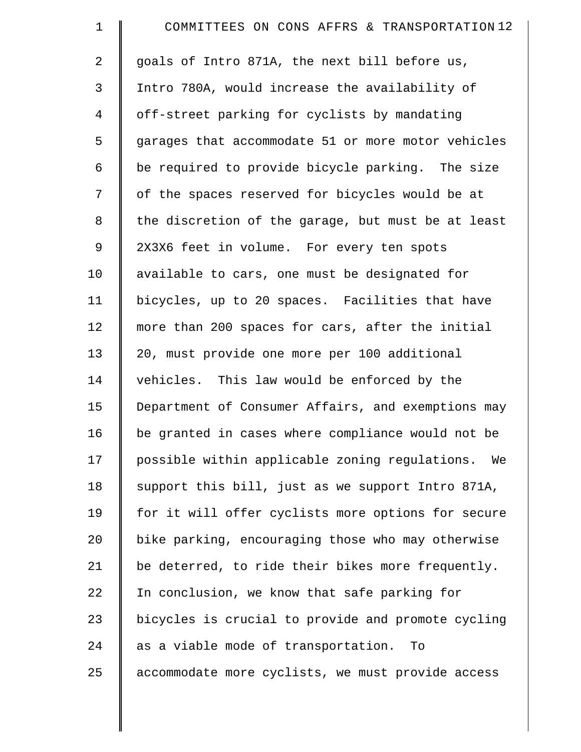goals of Intro 871A, the next bill before us, Intro 780A, would increase the availability of off-street parking for cyclists by mandating garages that accommodate 51 or more motor vehicles be required to provide bicycle parking. The size of the spaces reserved for bicycles would be at the discretion of the garage, but must be at least 2X3X6 feet in volume. For every ten spots available to cars, one must be designated for bicycles, up to 20 spaces. Facilities that have more than 200 spaces for cars, after the initial 20, must provide one more per 100 additional vehicles. This law would be enforced by the Department of Consumer Affairs, and exemptions may be granted in cases where compliance would not be possible within applicable zoning regulations. We support this bill, just as we support Intro 871A, for it will offer cyclists more options for secure bike parking, encouraging those who may otherwise be deterred, to ride their bikes more frequently. In conclusion, we know that safe parking for bicycles is crucial to provide and promote cycling as a viable mode of transportation. To accommodate more cyclists, we must provide access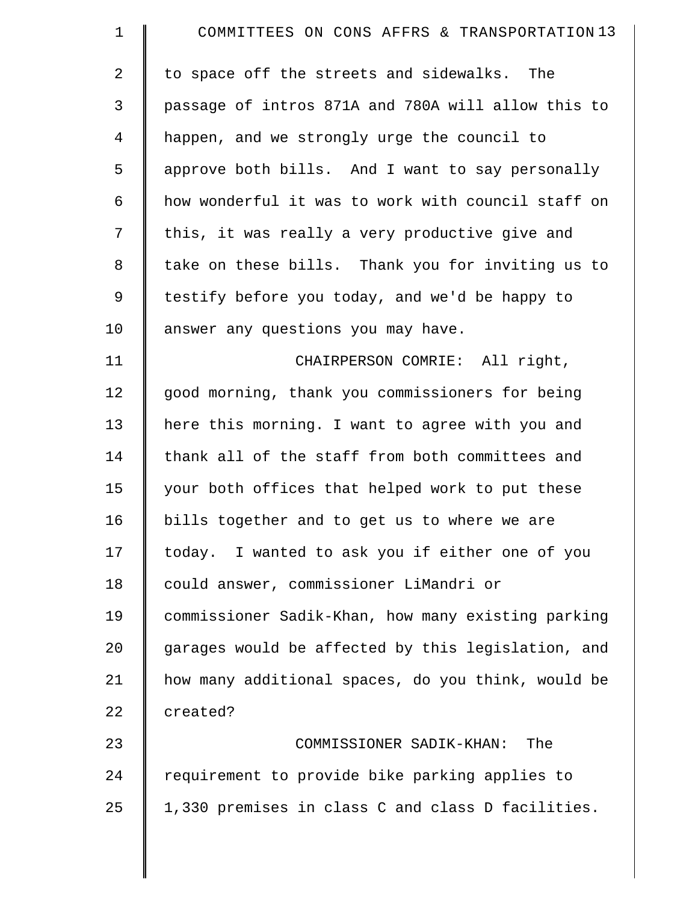to space off the streets and sidewalks. The passage of intros 871A and 780A will allow this to happen, and we strongly urge the council to approve both bills. And I want to say personally how wonderful it was to work with council staff on this, it was really a very productive give and take on these bills. Thank you for inviting us to testify before you today, and we'd be happy to answer any questions you may have.

CHAIRPERSON COMRIE: All right, good morning, thank you commissioners for being here this morning. I want to agree with you and thank all of the staff from both committees and your both offices that helped work to put these bills together and to get us to where we are today. I wanted to ask you if either one of you could answer, commissioner LiMandri or commissioner Sadik-Khan, how many existing parking garages would be affected by this legislation, and how many additional spaces, do you think, would be created?

COMMISSIONER SADIK-KHAN: The requirement to provide bike parking applies to 1,330 premises in class C and class D facilities.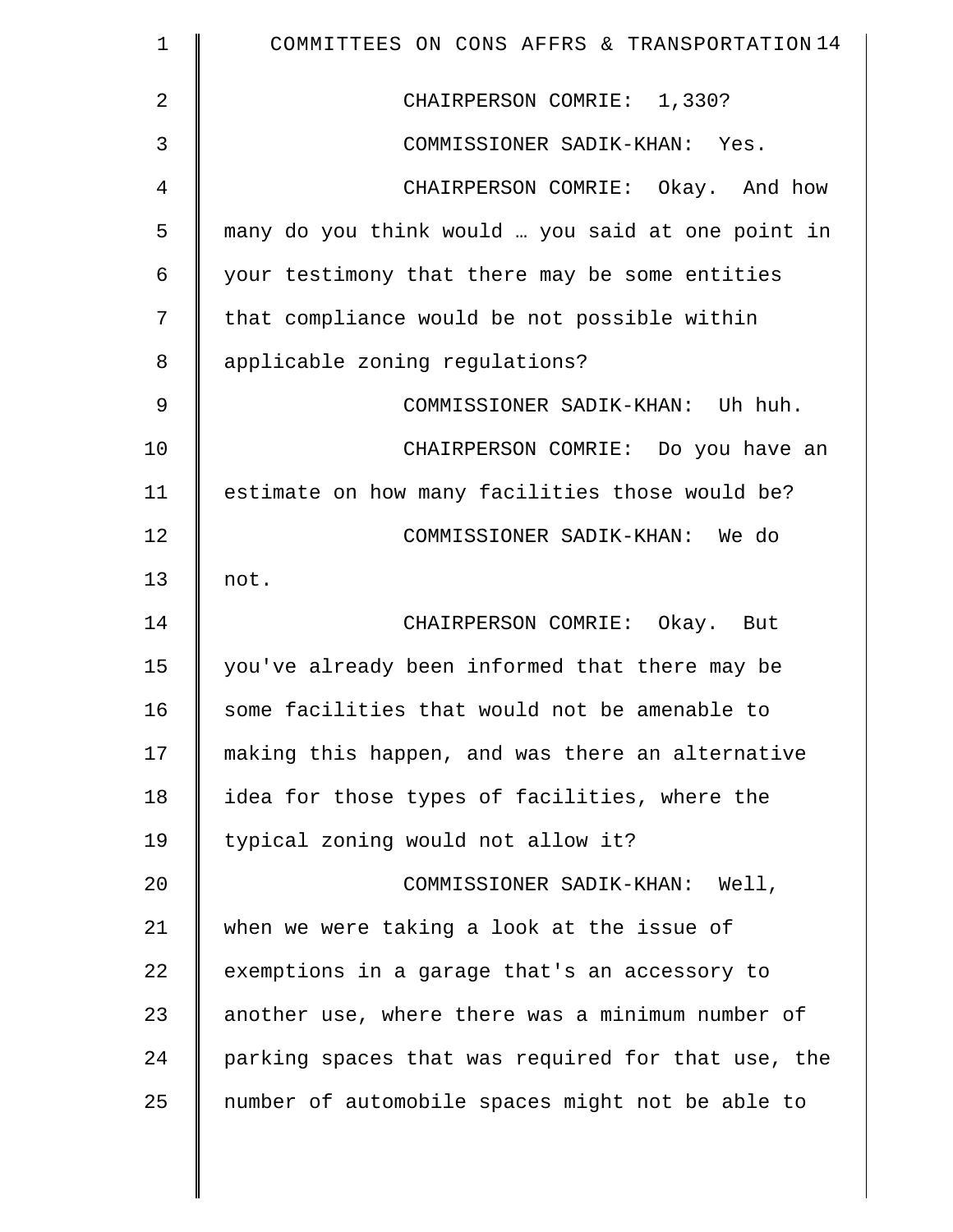CHAIRPERSON COMRIE: 1,330?

COMMISSIONER SADIK-KHAN: Yes.

CHAIRPERSON COMRIE: Okay. And how many do you think would … you said at one point in your testimony that there may be some entities that compliance would be not possible within applicable zoning regulations?

COMMISSIONER SADIK-KHAN: Uh huh.

CHAIRPERSON COMRIE: Do you have an estimate on how many facilities those would be?

COMMISSIONER SADIK-KHAN: We do not.

CHAIRPERSON COMRIE: Okay. But you've already been informed that there may be some facilities that would not be amenable to making this happen, and was there an alternative idea for those types of facilities, where the typical zoning would not allow it?

COMMISSIONER SADIK-KHAN: Well, when we were taking a look at the issue of exemptions in a garage that's an accessory to another use, where there was a minimum number of parking spaces that was required for that use, the number of automobile spaces might not be able to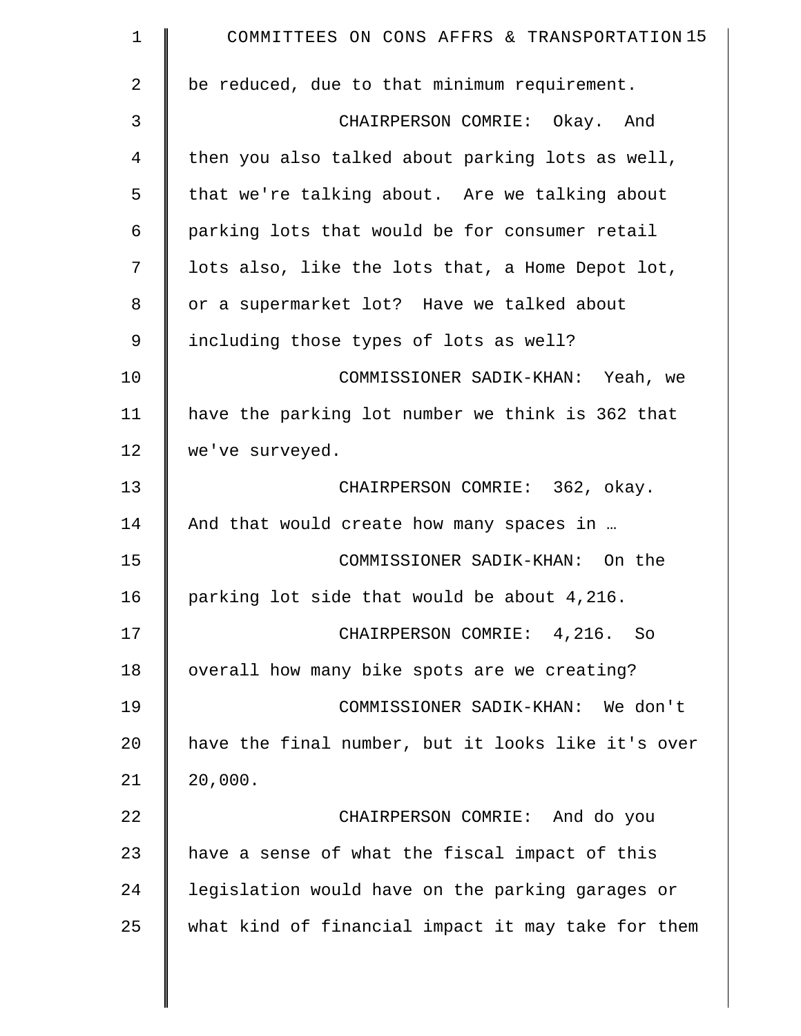be reduced, due to that minimum requirement.

CHAIRPERSON COMRIE: Okay. And then you also talked about parking lots as well, that we're talking about. Are we talking about parking lots that would be for consumer retail lots also, like the lots that, a Home Depot lot, or a supermarket lot? Have we talked about including those types of lots as well?

COMMISSIONER SADIK-KHAN: Yeah, we have the parking lot number we think is 362 that we've surveyed.

CHAIRPERSON COMRIE: 362, okay. And that would create how many spaces in …

COMMISSIONER SADIK-KHAN: On the parking lot side that would be about 4,216.

CHAIRPERSON COMRIE: 4,216. So overall how many bike spots are we creating?

COMMISSIONER SADIK-KHAN: We don't have the final number, but it looks like it's over 20,000.

CHAIRPERSON COMRIE: And do you have a sense of what the fiscal impact of this legislation would have on the parking garages or what kind of financial impact it may take for them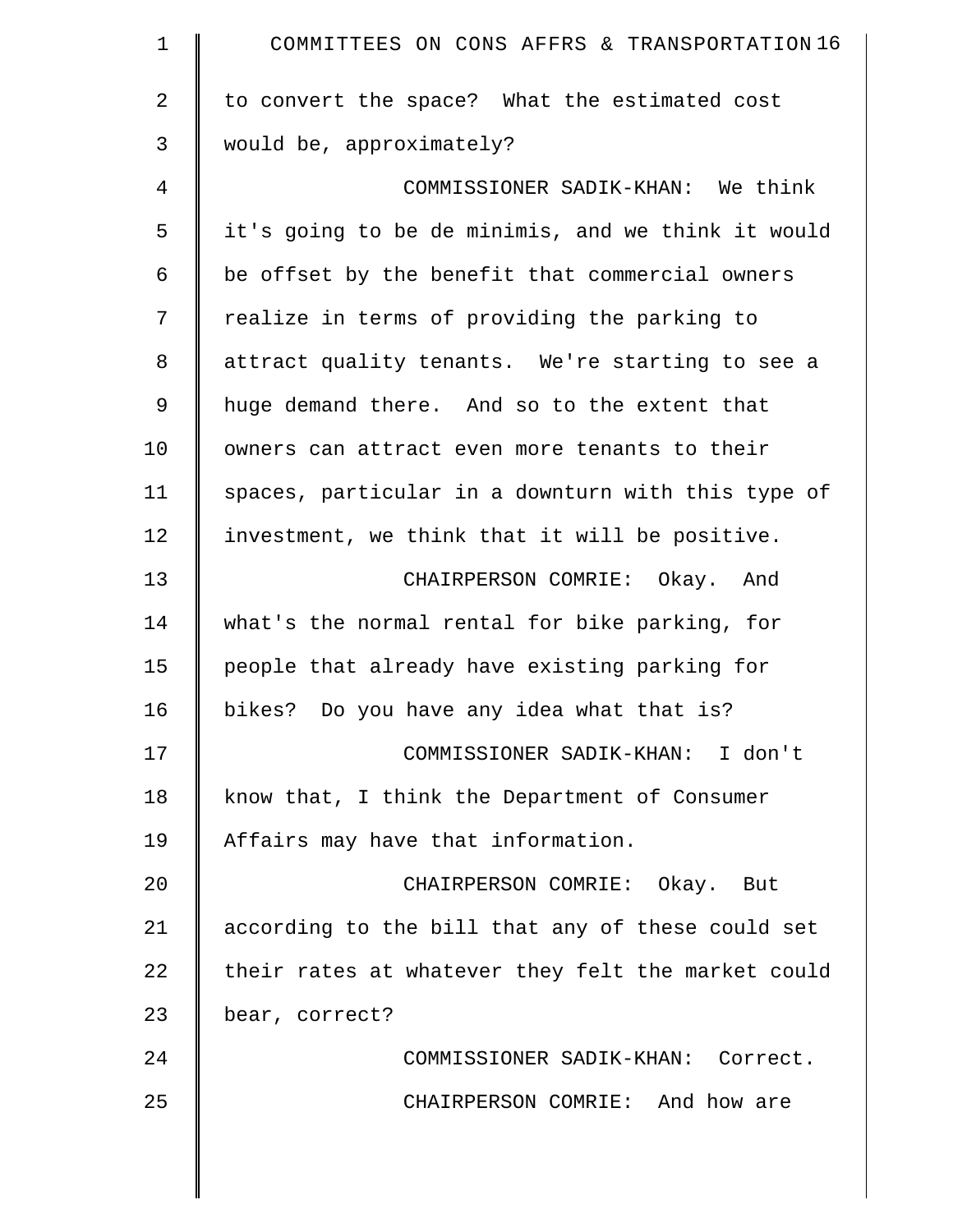to convert the space? What the estimated cost would be, approximately?

COMMISSIONER SADIK-KHAN: We think it's going to be de minimis, and we think it would be offset by the benefit that commercial owners realize in terms of providing the parking to attract quality tenants. We're starting to see a huge demand there. And so to the extent that owners can attract even more tenants to their spaces, particular in a downturn with this type of investment, we think that it will be positive.

CHAIRPERSON COMRIE: Okay. And what's the normal rental for bike parking, for people that already have existing parking for bikes? Do you have any idea what that is?

COMMISSIONER SADIK-KHAN: I don't know that, I think the Department of Consumer Affairs may have that information.

CHAIRPERSON COMRIE: Okay. But according to the bill that any of these could set their rates at whatever they felt the market could bear, correct?

COMMISSIONER SADIK-KHAN: Correct.

CHAIRPERSON COMRIE: And how are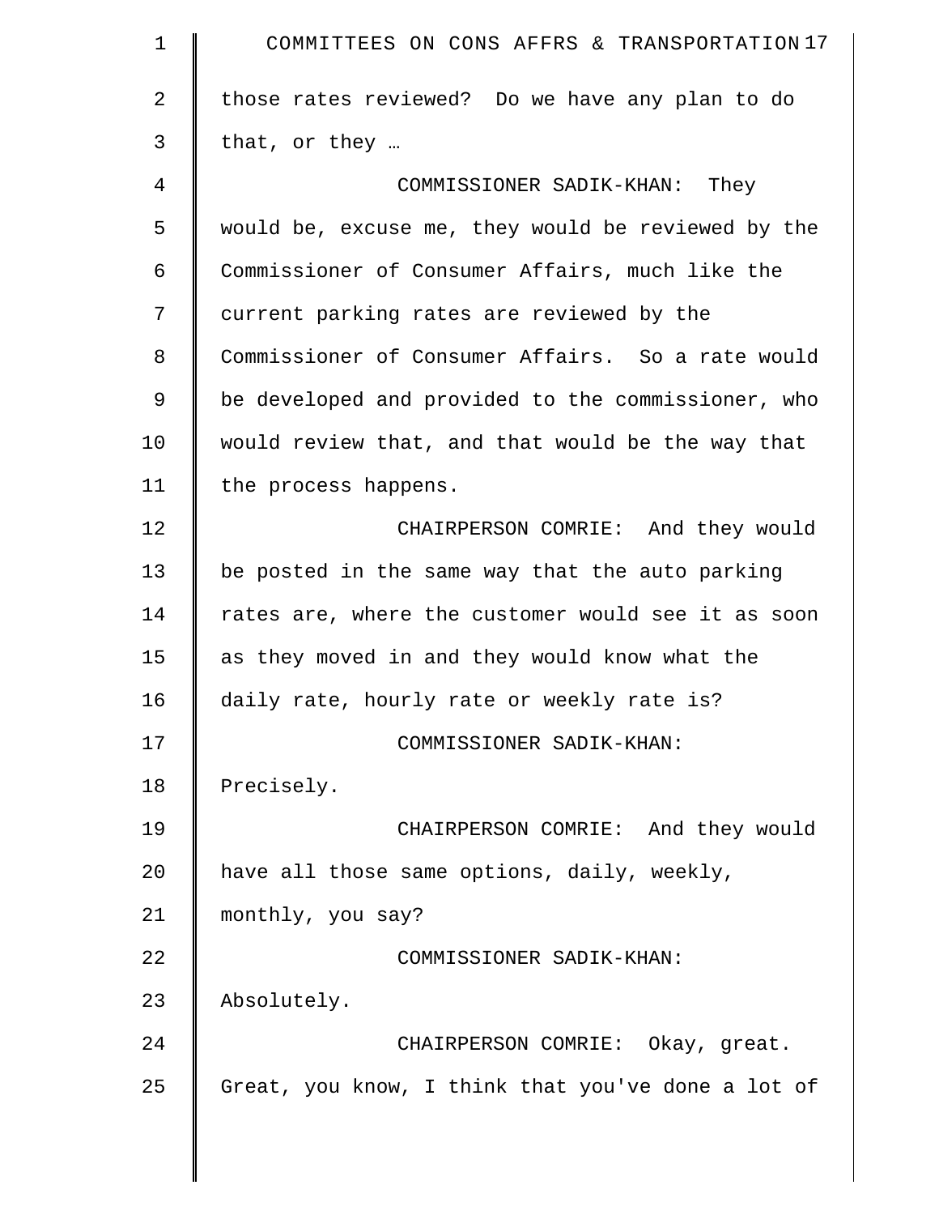those rates reviewed? Do we have any plan to do that, or they …

COMMISSIONER SADIK-KHAN: They would be, excuse me, they would be reviewed by the Commissioner of Consumer Affairs, much like the current parking rates are reviewed by the Commissioner of Consumer Affairs. So a rate would be developed and provided to the commissioner, who would review that, and that would be the way that the process happens.

CHAIRPERSON COMRIE: And they would be posted in the same way that the auto parking rates are, where the customer would see it as soon as they moved in and they would know what the daily rate, hourly rate or weekly rate is?

COMMISSIONER SADIK-KHAN: Precisely.

CHAIRPERSON COMRIE: And they would have all those same options, daily, weekly, monthly, you say?

COMMISSIONER SADIK-KHAN: Absolutely.

CHAIRPERSON COMRIE: Okay, great. Great, you know, I think that you've done a lot of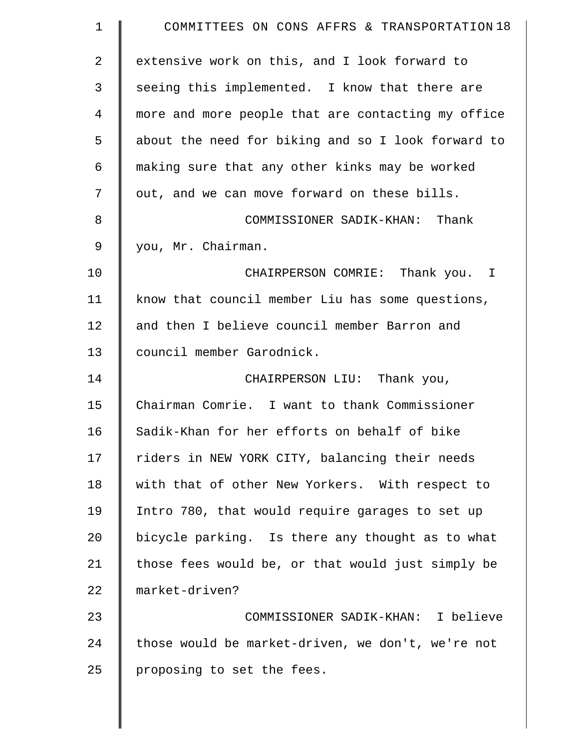extensive work on this, and I look forward to seeing this implemented. I know that there are more and more people that are contacting my office about the need for biking and so I look forward to making sure that any other kinks may be worked out, and we can move forward on these bills.

COMMISSIONER SADIK-KHAN: Thank you, Mr. Chairman.

CHAIRPERSON COMRIE: Thank you. I know that council member Liu has some questions, and then I believe council member Barron and council member Garodnick.

CHAIRPERSON LIU: Thank you, Chairman Comrie. I want to thank Commissioner Sadik-Khan for her efforts on behalf of bike riders in NEW YORK CITY, balancing their needs with that of other New Yorkers. With respect to Intro 780, that would require garages to set up bicycle parking. Is there any thought as to what those fees would be, or that would just simply be market-driven?

COMMISSIONER SADIK-KHAN: I believe those would be market-driven, we don't, we're not proposing to set the fees.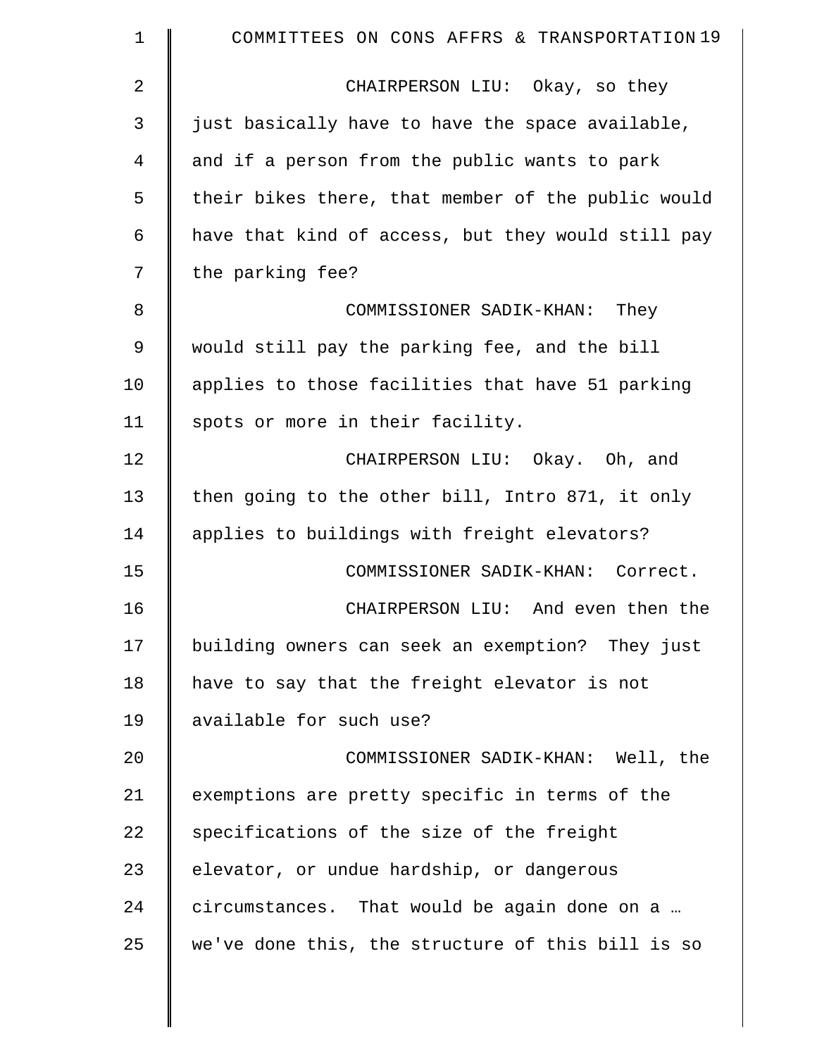CHAIRPERSON LIU: Okay, so they just basically have to have the space available, and if a person from the public wants to park their bikes there, that member of the public would have that kind of access, but they would still pay the parking fee?

COMMISSIONER SADIK-KHAN: They would still pay the parking fee, and the bill applies to those facilities that have 51 parking spots or more in their facility.

CHAIRPERSON LIU: Okay. Oh, and then going to the other bill, Intro 871, it only applies to buildings with freight elevators?

COMMISSIONER SADIK-KHAN: Correct.

CHAIRPERSON LIU: And even then the building owners can seek an exemption? They just have to say that the freight elevator is not available for such use?

COMMISSIONER SADIK-KHAN: Well, the exemptions are pretty specific in terms of the specifications of the size of the freight elevator, or undue hardship, or dangerous circumstances. That would be again done on a … we've done this, the structure of this bill is so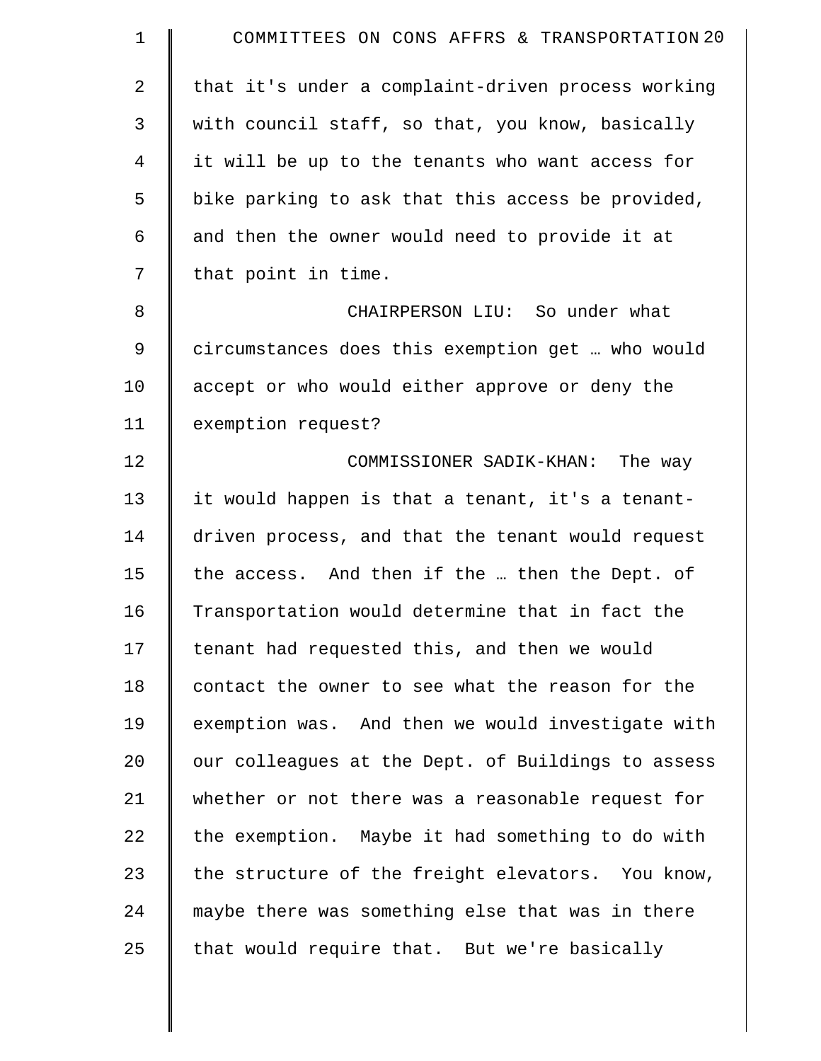that it's under a complaint-driven process working with council staff, so that, you know, basically it will be up to the tenants who want access for bike parking to ask that this access be provided, and then the owner would need to provide it at that point in time.

CHAIRPERSON LIU: So under what circumstances does this exemption get … who would accept or who would either approve or deny the exemption request?

COMMISSIONER SADIK-KHAN: The way it would happen is that a tenant, it's a tenant-driven process, and that the tenant would request the access. And then if the … then the Dept. of Transportation would determine that in fact the tenant had requested this, and then we would contact the owner to see what the reason for the exemption was. And then we would investigate with our colleagues at the Dept. of Buildings to assess whether or not there was a reasonable request for the exemption. Maybe it had something to do with the structure of the freight elevators. You know, maybe there was something else that was in there that would require that. But we're basically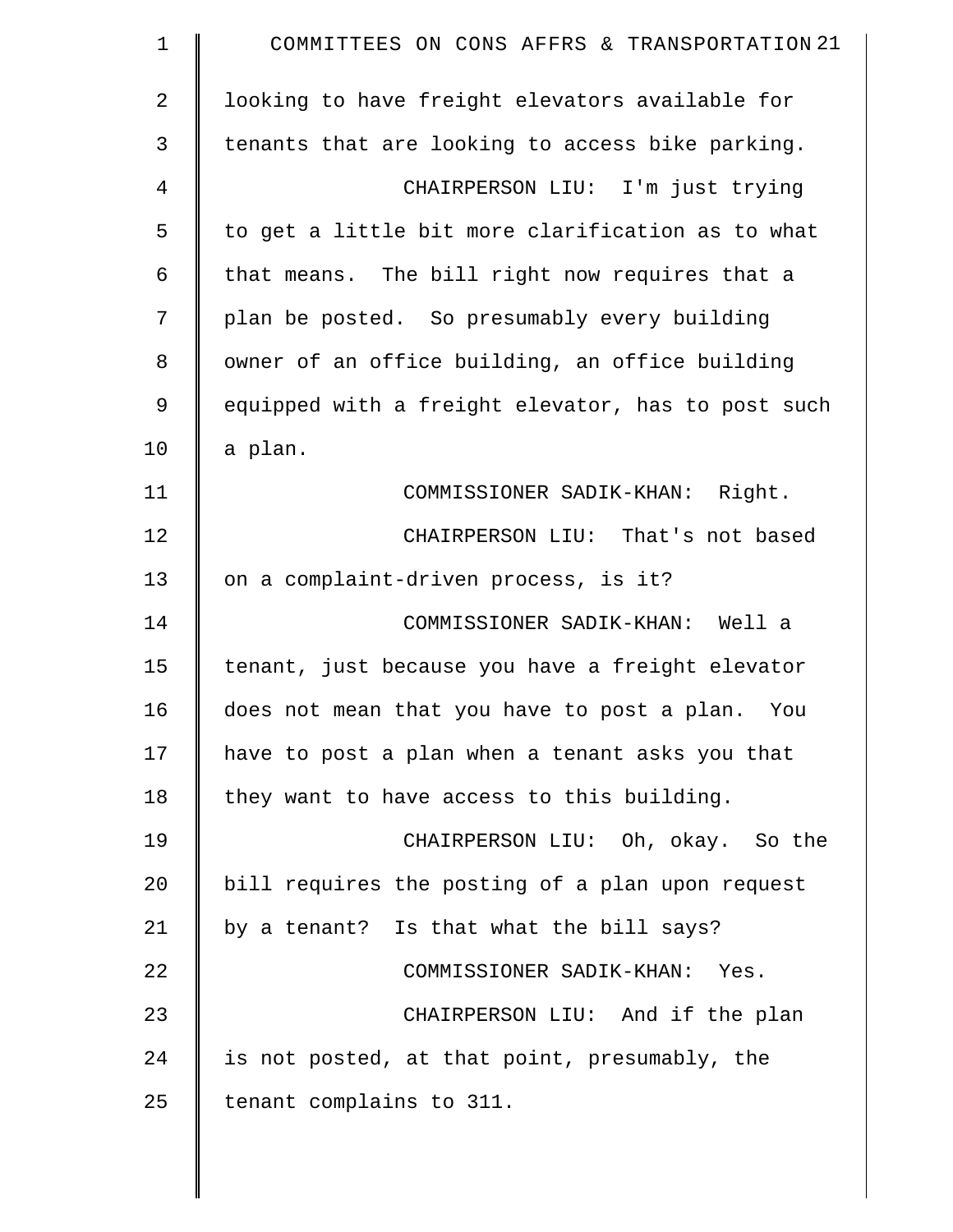looking to have freight elevators available for tenants that are looking to access bike parking.

CHAIRPERSON LIU: I'm just trying to get a little bit more clarification as to what that means. The bill right now requires that a plan be posted. So presumably every building owner of an office building, an office building equipped with a freight elevator, has to post such a plan.

COMMISSIONER SADIK-KHAN: Right.

CHAIRPERSON LIU: That's not based on a complaint-driven process, is it?

COMMISSIONER SADIK-KHAN: Well a tenant, just because you have a freight elevator does not mean that you have to post a plan. You have to post a plan when a tenant asks you that they want to have access to this building.

CHAIRPERSON LIU: Oh, okay. So the bill requires the posting of a plan upon request by a tenant? Is that what the bill says?

COMMISSIONER SADIK-KHAN: Yes.

CHAIRPERSON LIU: And if the plan is not posted, at that point, presumably, the tenant complains to 311.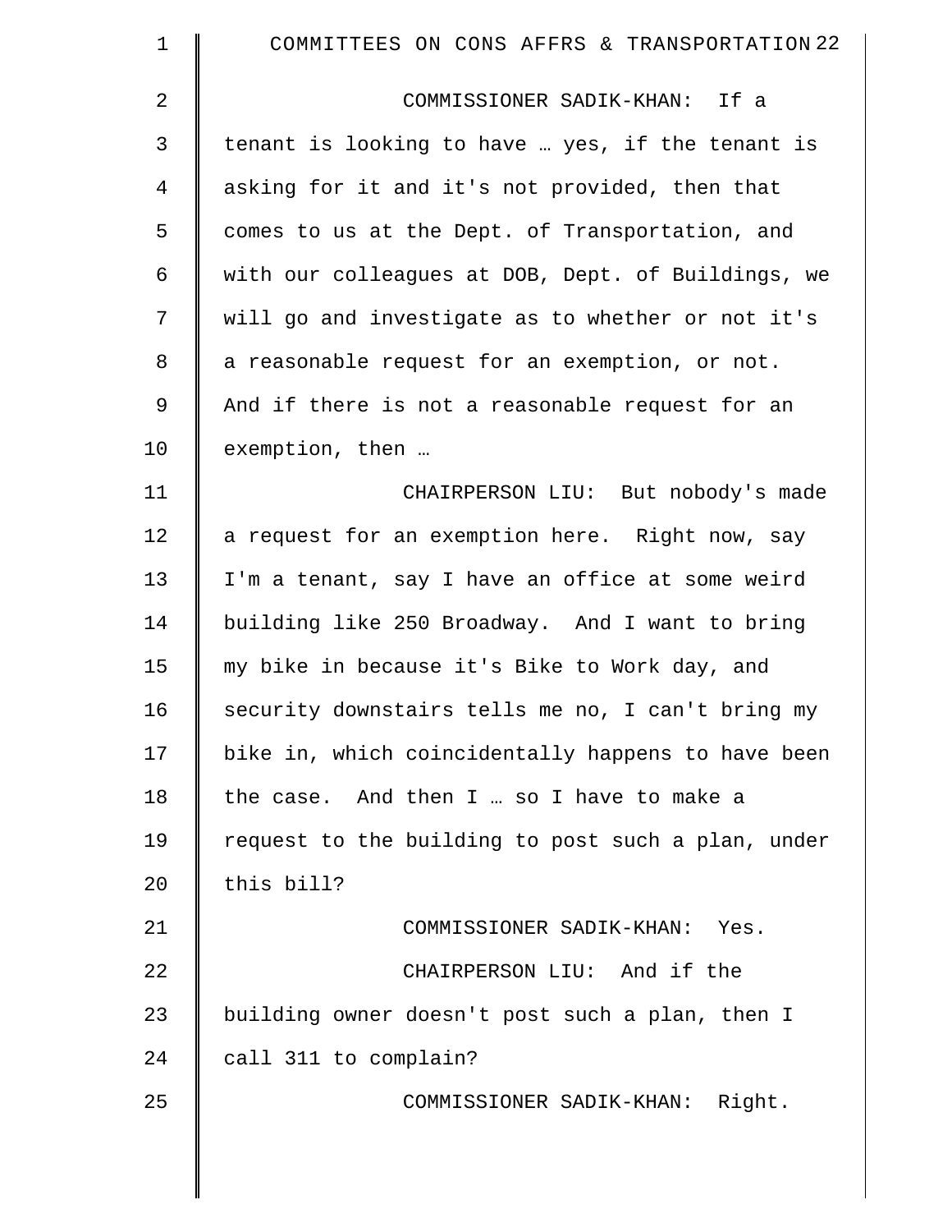COMMISSIONER SADIK-KHAN: If a tenant is looking to have … yes, if the tenant is asking for it and it's not provided, then that comes to us at the Dept. of Transportation, and with our colleagues at DOB, Dept. of Buildings, we will go and investigate as to whether or not it's a reasonable request for an exemption, or not. And if there is not a reasonable request for an exemption, then …

CHAIRPERSON LIU: But nobody's made a request for an exemption here. Right now, say I'm a tenant, say I have an office at some weird building like 250 Broadway. And I want to bring my bike in because it's Bike to Work day, and security downstairs tells me no, I can't bring my bike in, which coincidentally happens to have been the case. And then I … so I have to make a request to the building to post such a plan, under this bill?

COMMISSIONER SADIK-KHAN: Yes.

CHAIRPERSON LIU: And if the building owner doesn't post such a plan, then I call 311 to complain?

COMMISSIONER SADIK-KHAN: Right.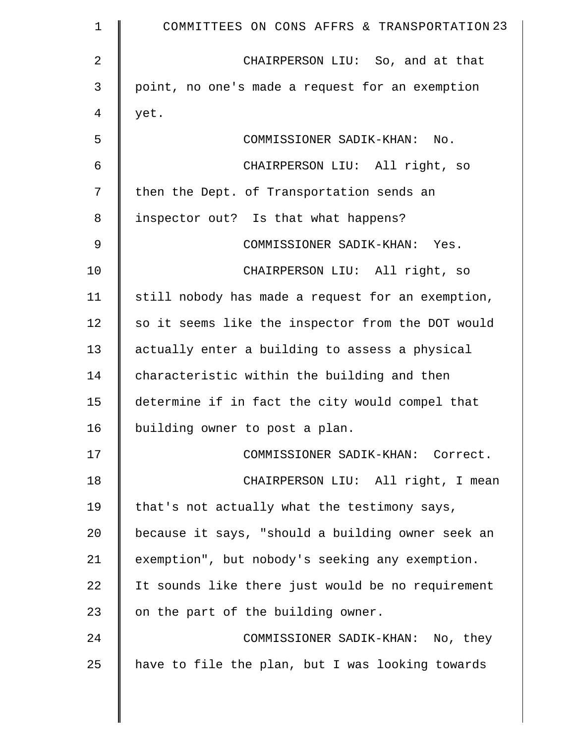CHAIRPERSON LIU: So, and at that point, no one's made a request for an exemption yet.

COMMISSIONER SADIK-KHAN: No.

CHAIRPERSON LIU: All right, so then the Dept. of Transportation sends an inspector out? Is that what happens?

COMMISSIONER SADIK-KHAN: Yes.

CHAIRPERSON LIU: All right, so still nobody has made a request for an exemption, so it seems like the inspector from the DOT would actually enter a building to assess a physical characteristic within the building and then determine if in fact the city would compel that building owner to post a plan.

COMMISSIONER SADIK-KHAN: Correct.

CHAIRPERSON LIU: All right, I mean that's not actually what the testimony says, because it says, "should a building owner seek an exemption", but nobody's seeking any exemption. It sounds like there just would be no requirement on the part of the building owner.

COMMISSIONER SADIK-KHAN: No, they have to file the plan, but I was looking towards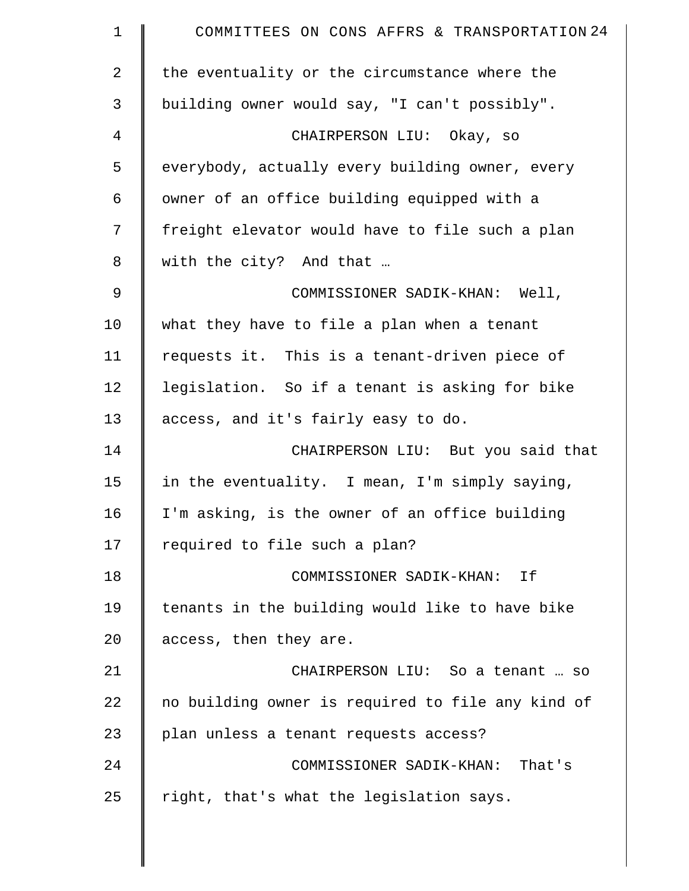the eventuality or the circumstance where the building owner would say, "I can't possibly".

CHAIRPERSON LIU: Okay, so everybody, actually every building owner, every owner of an office building equipped with a freight elevator would have to file such a plan with the city? And that …

COMMISSIONER SADIK-KHAN: Well, what they have to file a plan when a tenant requests it. This is a tenant-driven piece of legislation. So if a tenant is asking for bike access, and it's fairly easy to do.

CHAIRPERSON LIU: But you said that in the eventuality. I mean, I'm simply saying, I'm asking, is the owner of an office building required to file such a plan?

COMMISSIONER SADIK-KHAN: If tenants in the building would like to have bike access, then they are.

CHAIRPERSON LIU: So a tenant … so no building owner is required to file any kind of plan unless a tenant requests access?

COMMISSIONER SADIK-KHAN: That's right, that's what the legislation says.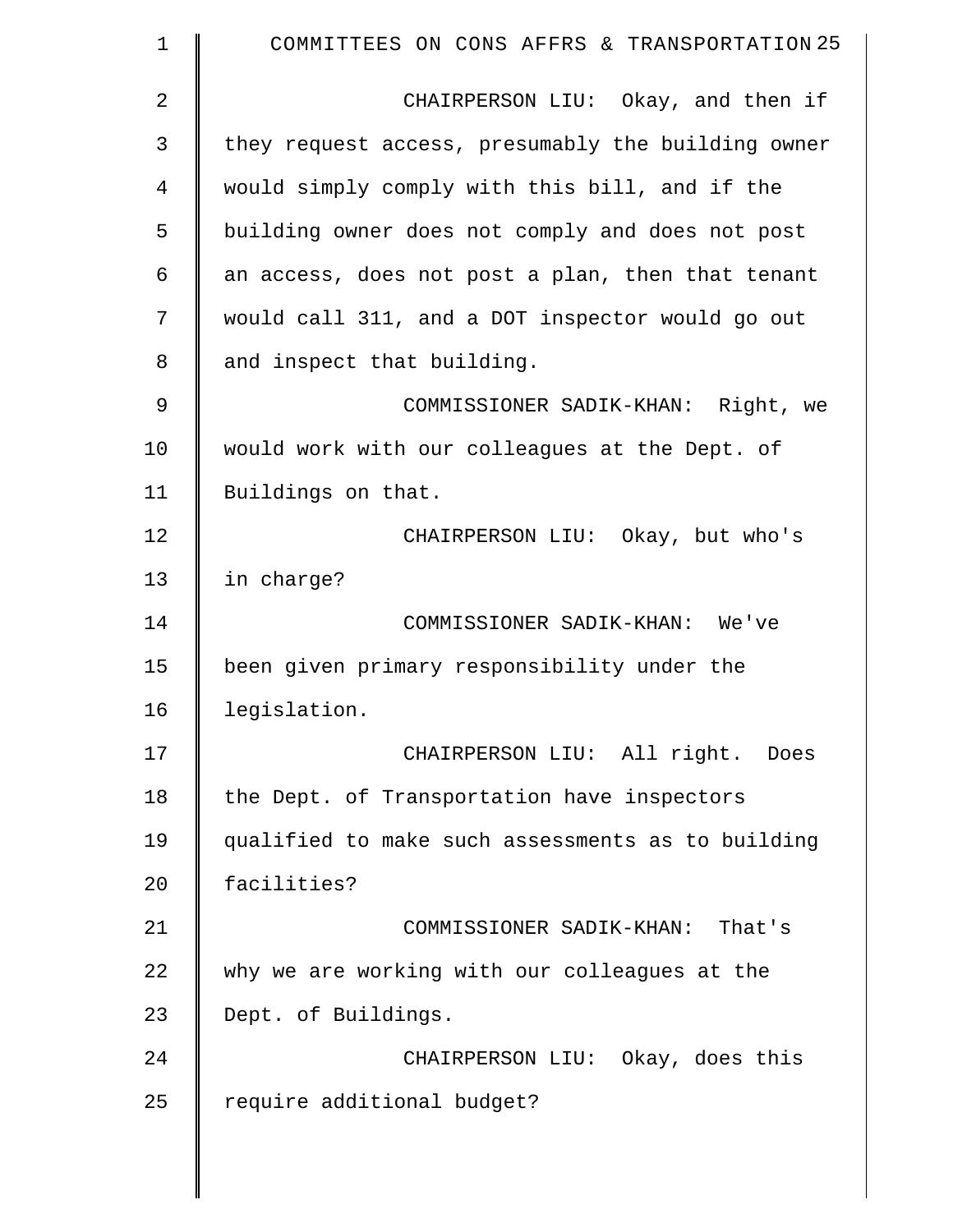CHAIRPERSON LIU: Okay, and then if they request access, presumably the building owner would simply comply with this bill, and if the building owner does not comply and does not post an access, does not post a plan, then that tenant would call 311, and a DOT inspector would go out and inspect that building.

COMMISSIONER SADIK-KHAN: Right, we would work with our colleagues at the Dept. of Buildings on that.

CHAIRPERSON LIU: Okay, but who's in charge?

COMMISSIONER SADIK-KHAN: We've been given primary responsibility under the legislation.

CHAIRPERSON LIU: All right. Does the Dept. of Transportation have inspectors qualified to make such assessments as to building facilities?

COMMISSIONER SADIK-KHAN: That's why we are working with our colleagues at the Dept. of Buildings.

CHAIRPERSON LIU: Okay, does this require additional budget?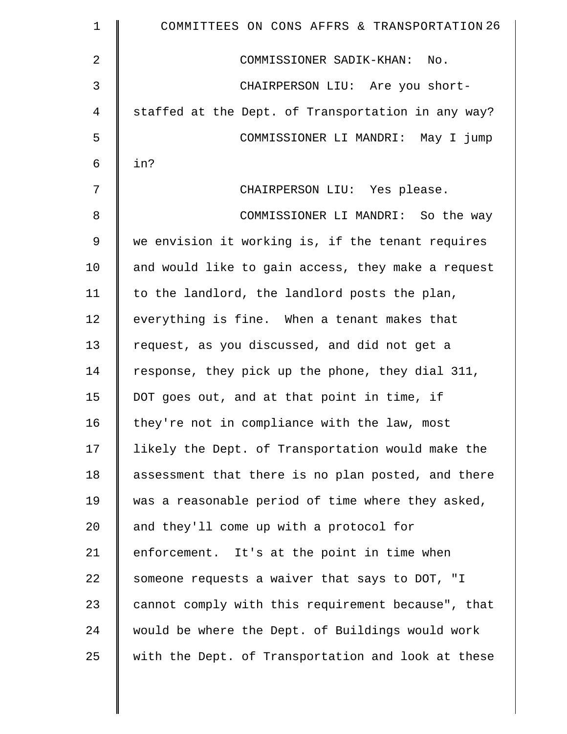COMMISSIONER SADIK-KHAN: No.

CHAIRPERSON LIU: Are you short-staffed at the Dept. of Transportation in any way?

COMMISSIONER LI MANDRI: May I jump in?

CHAIRPERSON LIU: Yes please.

COMMISSIONER LI MANDRI: So the way we envision it working is, if the tenant requires and would like to gain access, they make a request to the landlord, the landlord posts the plan, everything is fine. When a tenant makes that request, as you discussed, and did not get a response, they pick up the phone, they dial 311, DOT goes out, and at that point in time, if they're not in compliance with the law, most likely the Dept. of Transportation would make the assessment that there is no plan posted, and there was a reasonable period of time where they asked, and they'll come up with a protocol for enforcement. It's at the point in time when someone requests a waiver that says to DOT, "I cannot comply with this requirement because", that would be where the Dept. of Buildings would work with the Dept. of Transportation and look at these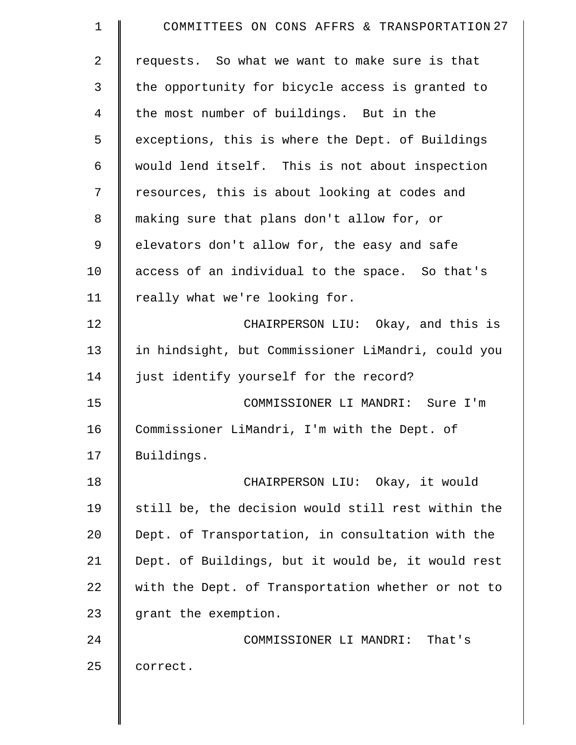requests. So what we want to make sure is that the opportunity for bicycle access is granted to the most number of buildings. But in the exceptions, this is where the Dept. of Buildings would lend itself. This is not about inspection resources, this is about looking at codes and making sure that plans don't allow for, or elevators don't allow for, the easy and safe access of an individual to the space. So that's really what we're looking for.

CHAIRPERSON LIU: Okay, and this is in hindsight, but Commissioner LiMandri, could you just identify yourself for the record?

COMMISSIONER LI MANDRI: Sure I'm Commissioner LiMandri, I'm with the Dept. of Buildings.

CHAIRPERSON LIU: Okay, it would still be, the decision would still rest within the Dept. of Transportation, in consultation with the Dept. of Buildings, but it would be, it would rest with the Dept. of Transportation whether or not to grant the exemption.

COMMISSIONER LI MANDRI: That's correct.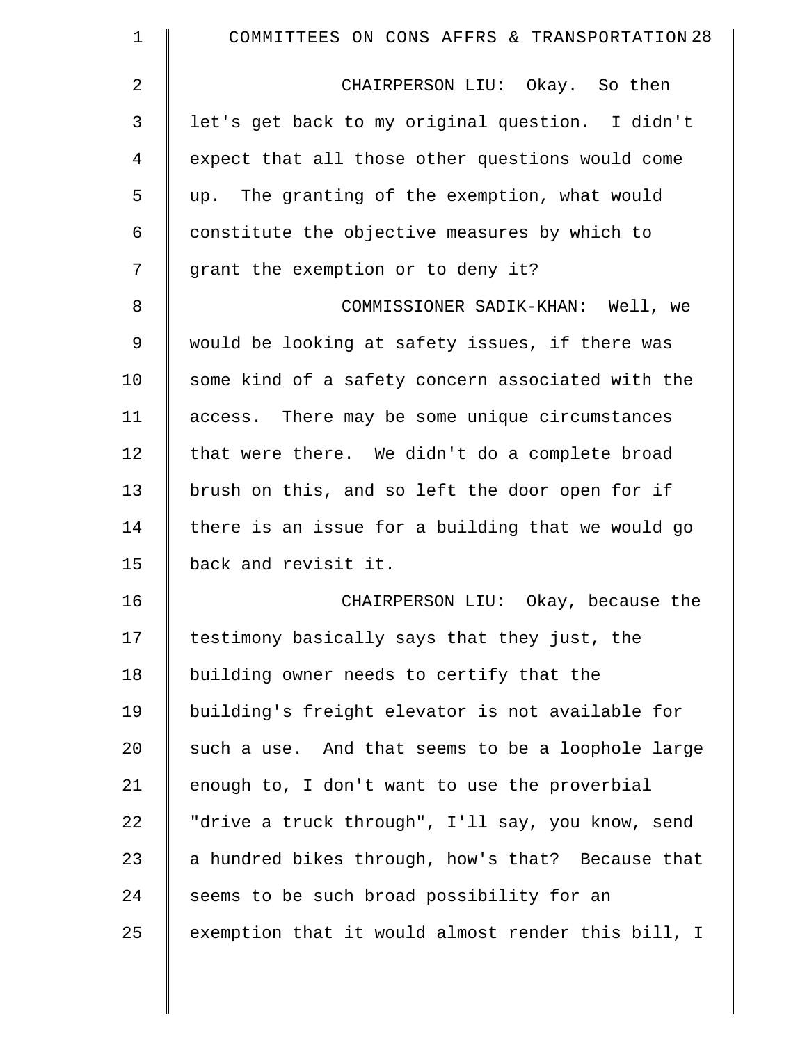CHAIRPERSON LIU: Okay. So then let's get back to my original question. I didn't expect that all those other questions would come up. The granting of the exemption, what would constitute the objective measures by which to grant the exemption or to deny it?

COMMISSIONER SADIK-KHAN: Well, we would be looking at safety issues, if there was some kind of a safety concern associated with the access. There may be some unique circumstances that were there. We didn't do a complete broad brush on this, and so left the door open for if there is an issue for a building that we would go back and revisit it.

CHAIRPERSON LIU: Okay, because the testimony basically says that they just, the building owner needs to certify that the building's freight elevator is not available for such a use. And that seems to be a loophole large enough to, I don't want to use the proverbial "drive a truck through", I'll say, you know, send a hundred bikes through, how's that? Because that seems to be such broad possibility for an exemption that it would almost render this bill, I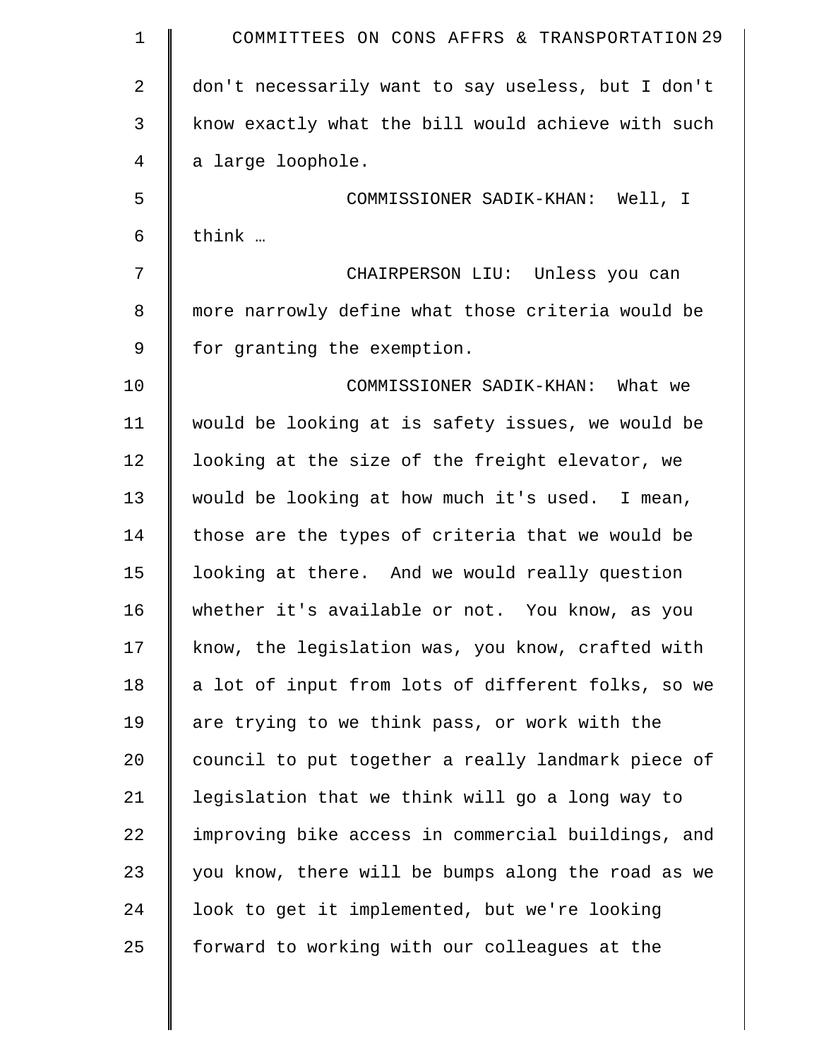don't necessarily want to say useless, but I don't know exactly what the bill would achieve with such a large loophole.

COMMISSIONER SADIK-KHAN: Well, I think …

CHAIRPERSON LIU: Unless you can more narrowly define what those criteria would be for granting the exemption.

COMMISSIONER SADIK-KHAN: What we would be looking at is safety issues, we would be looking at the size of the freight elevator, we would be looking at how much it's used. I mean, those are the types of criteria that we would be looking at there. And we would really question whether it's available or not. You know, as you know, the legislation was, you know, crafted with a lot of input from lots of different folks, so we are trying to we think pass, or work with the council to put together a really landmark piece of legislation that we think will go a long way to improving bike access in commercial buildings, and you know, there will be bumps along the road as we look to get it implemented, but we're looking forward to working with our colleagues at the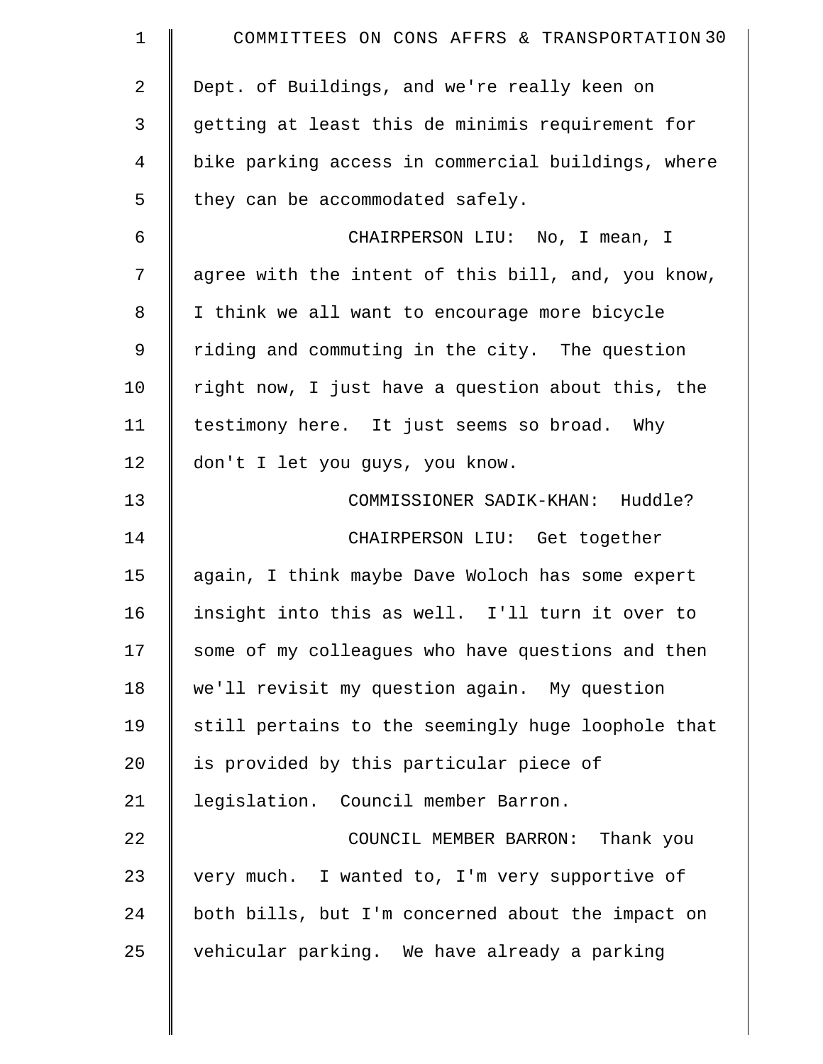Dept. of Buildings, and we're really keen on getting at least this de minimis requirement for bike parking access in commercial buildings, where they can be accommodated safely.

CHAIRPERSON LIU: No, I mean, I agree with the intent of this bill, and, you know, I think we all want to encourage more bicycle riding and commuting in the city. The question right now, I just have a question about this, the testimony here. It just seems so broad. Why don't I let you guys, you know.

COMMISSIONER SADIK-KHAN: Huddle?

CHAIRPERSON LIU: Get together again, I think maybe Dave Woloch has some expert insight into this as well. I'll turn it over to some of my colleagues who have questions and then we'll revisit my question again. My question still pertains to the seemingly huge loophole that is provided by this particular piece of legislation. Council member Barron.

COUNCIL MEMBER BARRON: Thank you very much. I wanted to, I'm very supportive of both bills, but I'm concerned about the impact on vehicular parking. We have already a parking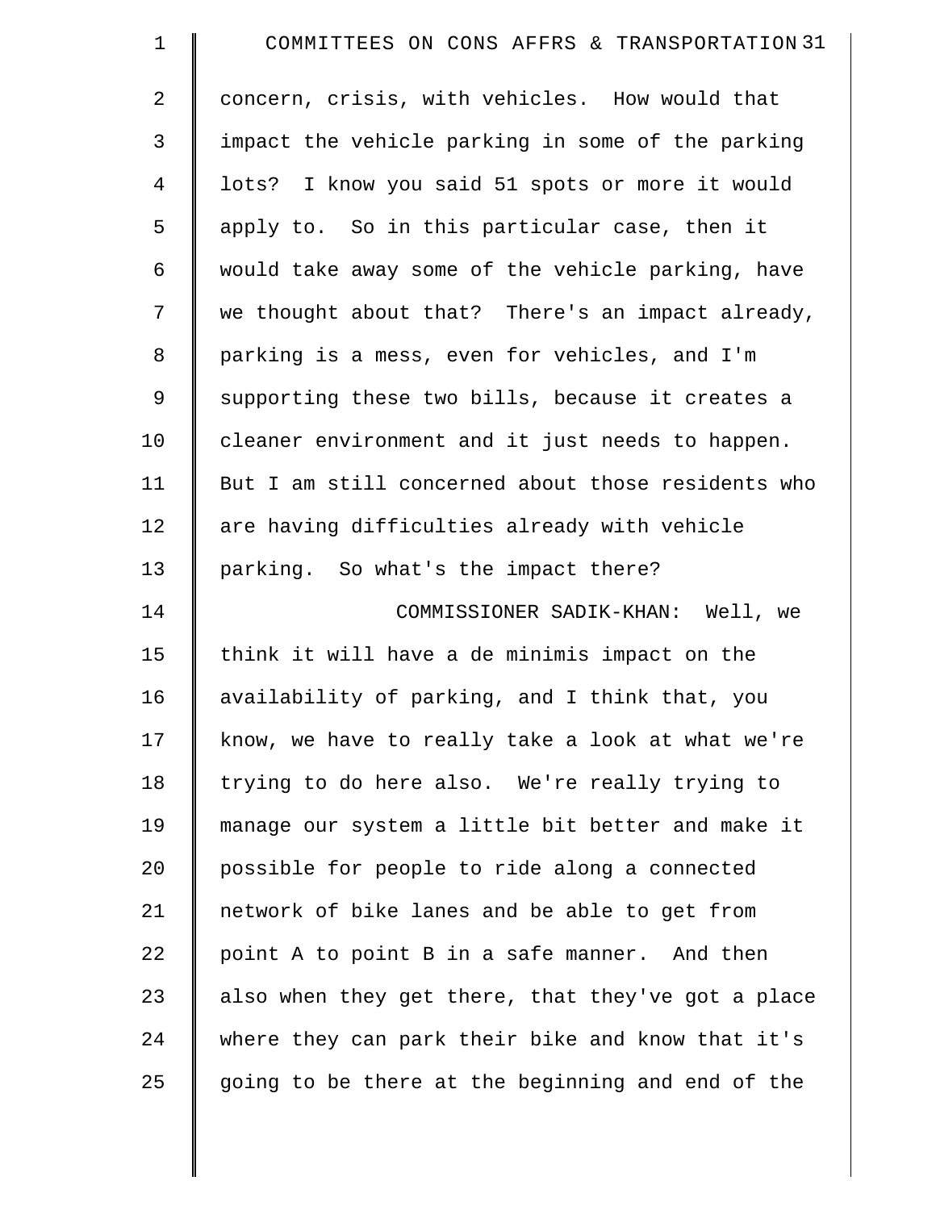concern, crisis, with vehicles. How would that impact the vehicle parking in some of the parking lots? I know you said 51 spots or more it would apply to. So in this particular case, then it would take away some of the vehicle parking, have we thought about that? There's an impact already, parking is a mess, even for vehicles, and I'm supporting these two bills, because it creates a cleaner environment and it just needs to happen. But I am still concerned about those residents who are having difficulties already with vehicle parking. So what's the impact there?

COMMISSIONER SADIK-KHAN: Well, we think it will have a de minimis impact on the availability of parking, and I think that, you know, we have to really take a look at what we're trying to do here also. We're really trying to manage our system a little bit better and make it possible for people to ride along a connected network of bike lanes and be able to get from point A to point B in a safe manner. And then also when they get there, that they've got a place where they can park their bike and know that it's going to be there at the beginning and end of the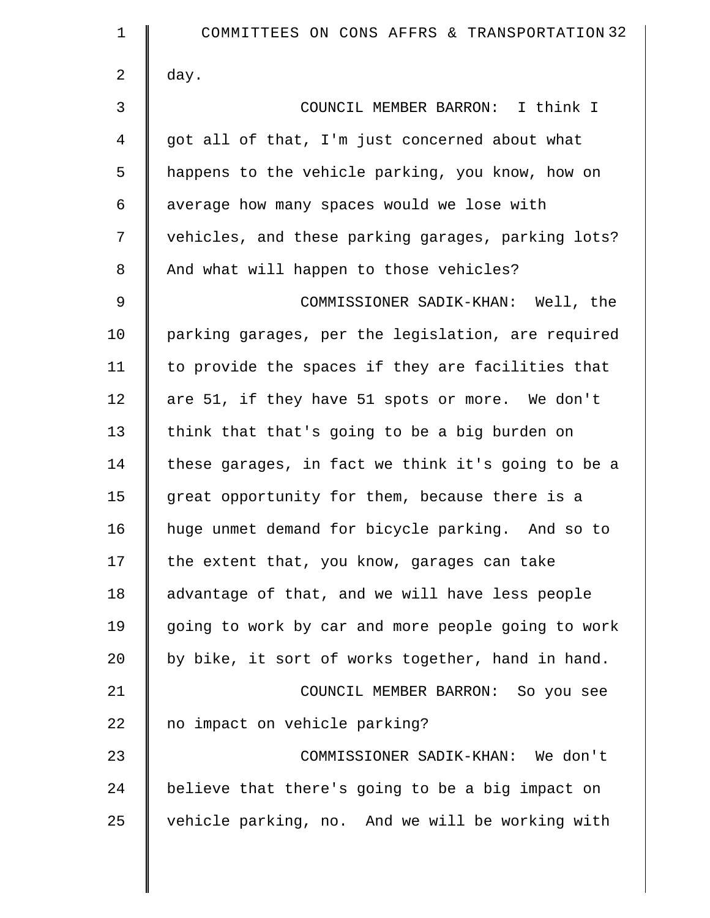day.

COUNCIL MEMBER BARRON: I think I got all of that, I'm just concerned about what happens to the vehicle parking, you know, how on average how many spaces would we lose with vehicles, and these parking garages, parking lots? And what will happen to those vehicles?

COMMISSIONER SADIK-KHAN: Well, the parking garages, per the legislation, are required to provide the spaces if they are facilities that are 51, if they have 51 spots or more. We don't think that that's going to be a big burden on these garages, in fact we think it's going to be a great opportunity for them, because there is a huge unmet demand for bicycle parking. And so to the extent that, you know, garages can take advantage of that, and we will have less people going to work by car and more people going to work by bike, it sort of works together, hand in hand.

COUNCIL MEMBER BARRON: So you see no impact on vehicle parking?

COMMISSIONER SADIK-KHAN: We don't believe that there's going to be a big impact on vehicle parking, no. And we will be working with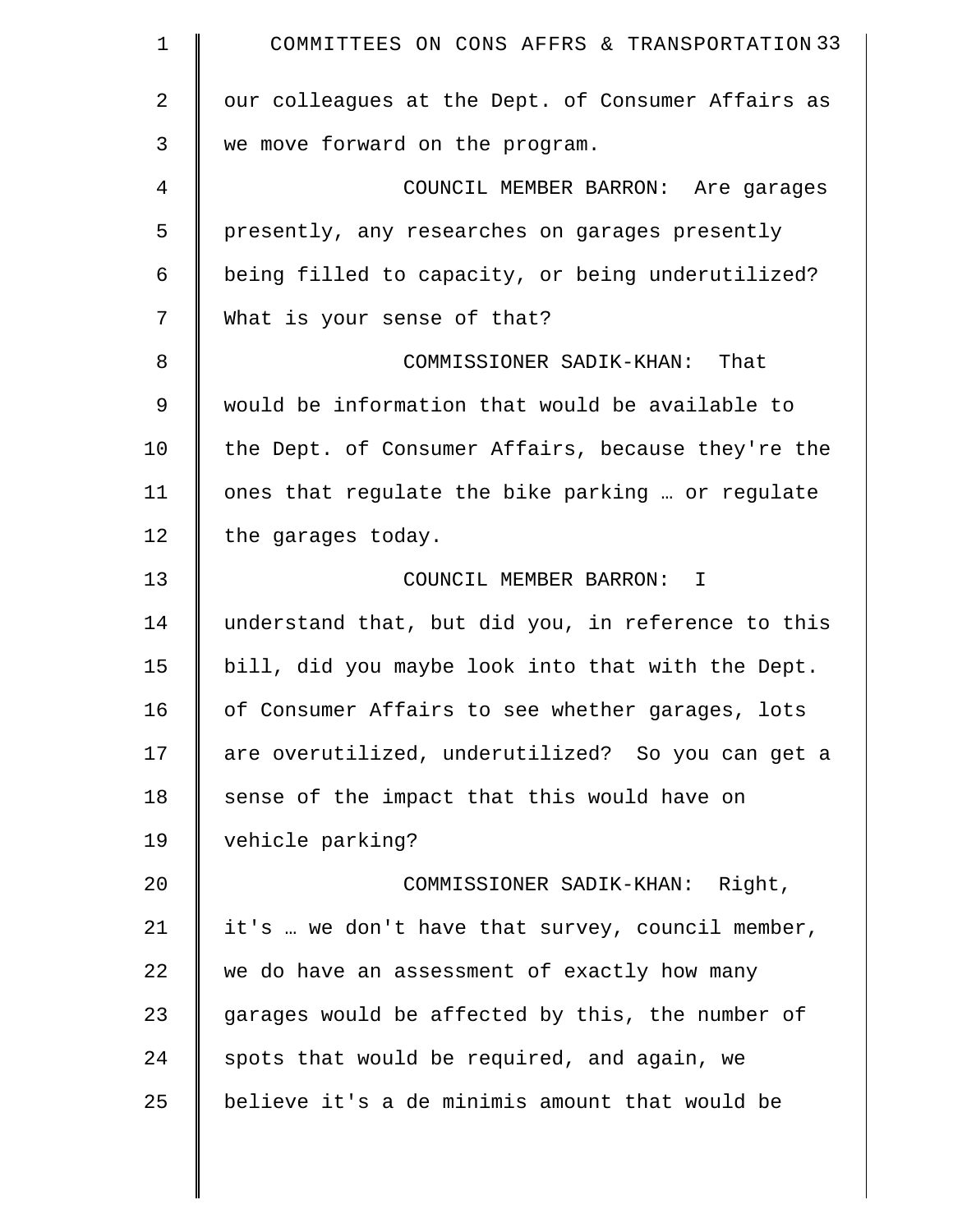our colleagues at the Dept. of Consumer Affairs as we move forward on the program.

COUNCIL MEMBER BARRON: Are garages presently, any researches on garages presently being filled to capacity, or being underutilized? What is your sense of that?

COMMISSIONER SADIK-KHAN: That would be information that would be available to the Dept. of Consumer Affairs, because they're the ones that regulate the bike parking … or regulate the garages today.

COUNCIL MEMBER BARRON: I understand that, but did you, in reference to this bill, did you maybe look into that with the Dept. of Consumer Affairs to see whether garages, lots are overutilized, underutilized? So you can get a sense of the impact that this would have on vehicle parking?

COMMISSIONER SADIK-KHAN: Right, it's … we don't have that survey, council member, we do have an assessment of exactly how many garages would be affected by this, the number of spots that would be required, and again, we believe it's a de minimis amount that would be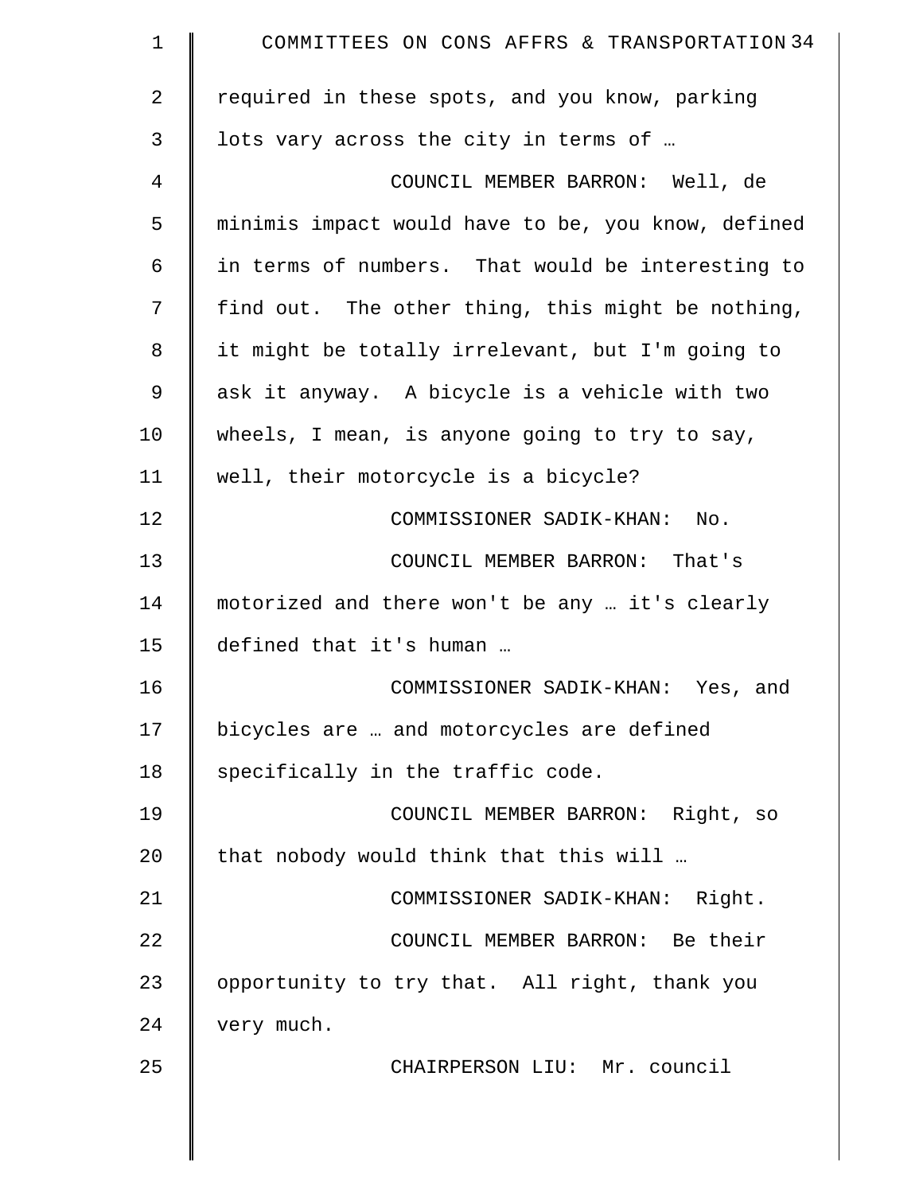required in these spots, and you know, parking lots vary across the city in terms of …

COUNCIL MEMBER BARRON: Well, de minimis impact would have to be, you know, defined in terms of numbers. That would be interesting to find out. The other thing, this might be nothing, it might be totally irrelevant, but I'm going to ask it anyway. A bicycle is a vehicle with two wheels, I mean, is anyone going to try to say, well, their motorcycle is a bicycle?

COMMISSIONER SADIK-KHAN: No.

COUNCIL MEMBER BARRON: That's motorized and there won't be any … it's clearly defined that it's human …

COMMISSIONER SADIK-KHAN: Yes, and bicycles are … and motorcycles are defined specifically in the traffic code.

COUNCIL MEMBER BARRON: Right, so that nobody would think that this will …

COMMISSIONER SADIK-KHAN: Right.

COUNCIL MEMBER BARRON: Be their opportunity to try that. All right, thank you very much.

CHAIRPERSON LIU: Mr. council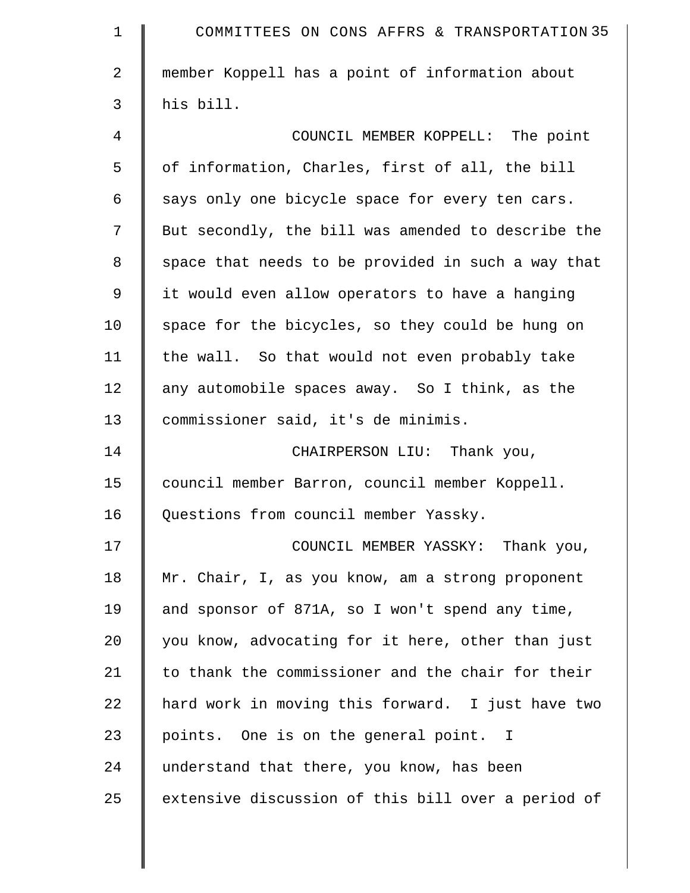member Koppell has a point of information about his bill.

COUNCIL MEMBER KOPPELL: The point of information, Charles, first of all, the bill says only one bicycle space for every ten cars. But secondly, the bill was amended to describe the space that needs to be provided in such a way that it would even allow operators to have a hanging space for the bicycles, so they could be hung on the wall. So that would not even probably take any automobile spaces away. So I think, as the commissioner said, it's de minimis.

CHAIRPERSON LIU: Thank you, council member Barron, council member Koppell. Questions from council member Yassky.

COUNCIL MEMBER YASSKY: Thank you, Mr. Chair, I, as you know, am a strong proponent and sponsor of 871A, so I won't spend any time, you know, advocating for it here, other than just to thank the commissioner and the chair for their hard work in moving this forward. I just have two points. One is on the general point. I understand that there, you know, has been extensive discussion of this bill over a period of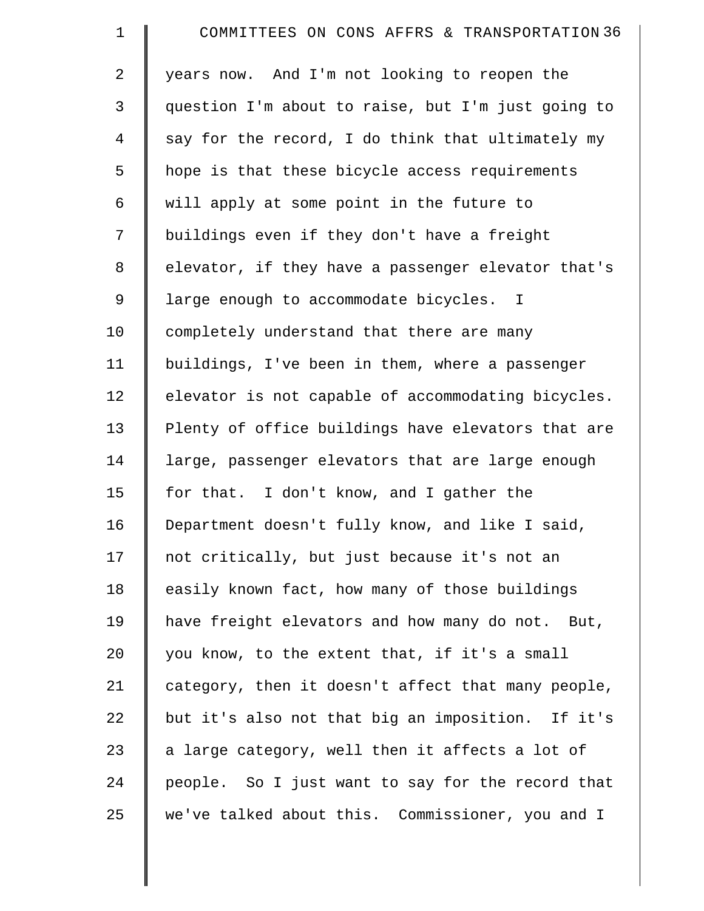years now. And I'm not looking to reopen the question I'm about to raise, but I'm just going to say for the record, I do think that ultimately my hope is that these bicycle access requirements will apply at some point in the future to buildings even if they don't have a freight elevator, if they have a passenger elevator that's large enough to accommodate bicycles. I completely understand that there are many buildings, I've been in them, where a passenger elevator is not capable of accommodating bicycles. Plenty of office buildings have elevators that are large, passenger elevators that are large enough for that. I don't know, and I gather the Department doesn't fully know, and like I said, not critically, but just because it's not an easily known fact, how many of those buildings have freight elevators and how many do not. But, you know, to the extent that, if it's a small category, then it doesn't affect that many people, but it's also not that big an imposition. If it's a large category, well then it affects a lot of people. So I just want to say for the record that we've talked about this. Commissioner, you and I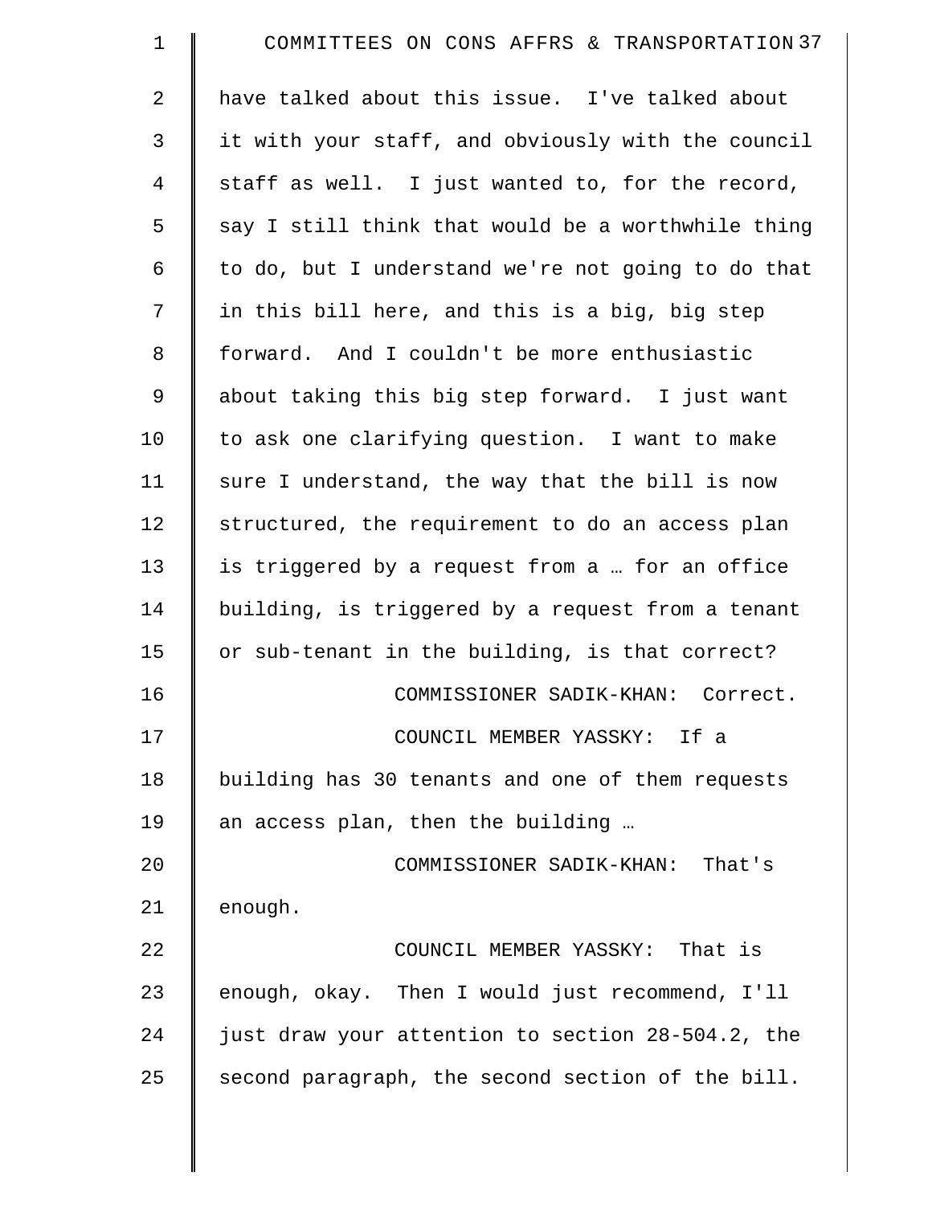have talked about this issue. I've talked about it with your staff, and obviously with the council staff as well. I just wanted to, for the record, say I still think that would be a worthwhile thing to do, but I understand we're not going to do that in this bill here, and this is a big, big step forward. And I couldn't be more enthusiastic about taking this big step forward. I just want to ask one clarifying question. I want to make sure I understand, the way that the bill is now structured, the requirement to do an access plan is triggered by a request from a … for an office building, is triggered by a request from a tenant or sub-tenant in the building, is that correct?

COMMISSIONER SADIK-KHAN: Correct.

COUNCIL MEMBER YASSKY: If a building has 30 tenants and one of them requests an access plan, then the building …

COMMISSIONER SADIK-KHAN: That's enough.

COUNCIL MEMBER YASSKY: That is enough, okay. Then I would just recommend, I'll just draw your attention to section 28-504.2, the second paragraph, the second section of the bill.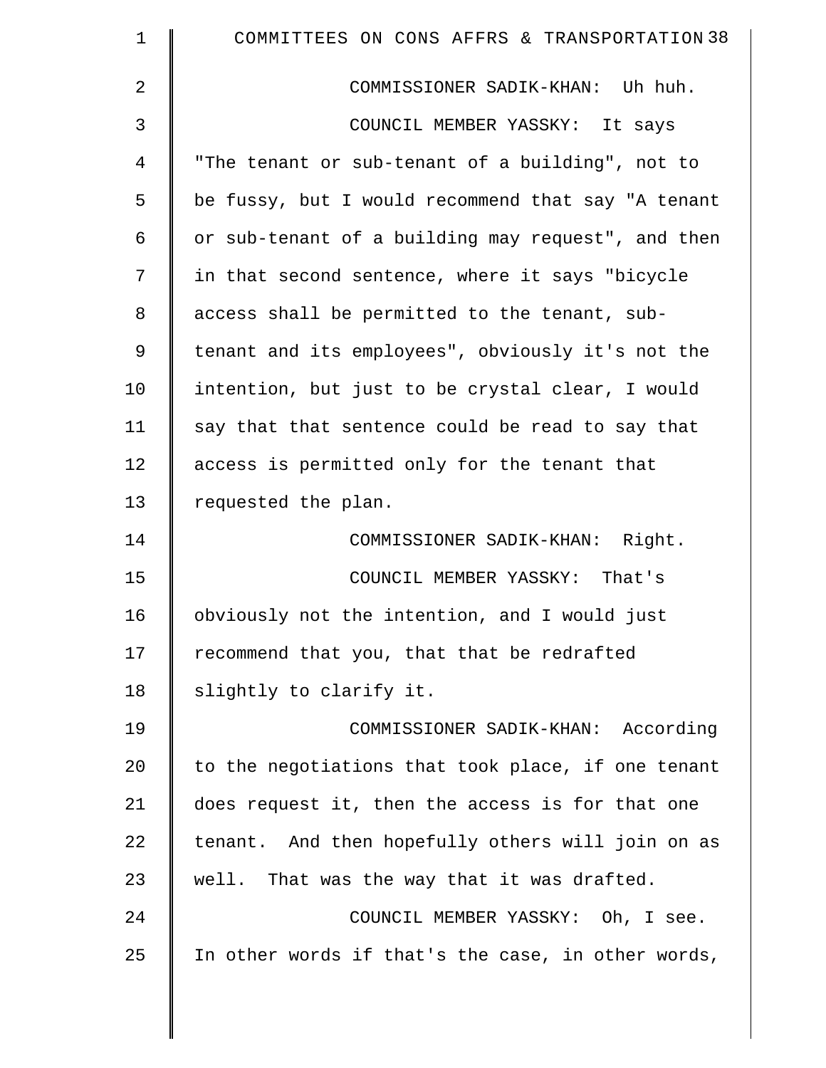COMMISSIONER SADIK-KHAN: Uh huh.

COUNCIL MEMBER YASSKY: It says "The tenant or sub-tenant of a building", not to be fussy, but I would recommend that say "A tenant or sub-tenant of a building may request", and then in that second sentence, where it says "bicycle access shall be permitted to the tenant, sub-tenant and its employees", obviously it's not the intention, but just to be crystal clear, I would say that that sentence could be read to say that access is permitted only for the tenant that requested the plan.

COMMISSIONER SADIK-KHAN: Right.

COUNCIL MEMBER YASSKY: That's obviously not the intention, and I would just recommend that you, that that be redrafted slightly to clarify it.

COMMISSIONER SADIK-KHAN: According to the negotiations that took place, if one tenant does request it, then the access is for that one tenant. And then hopefully others will join on as well. That was the way that it was drafted.

COUNCIL MEMBER YASSKY: Oh, I see. In other words if that's the case, in other words,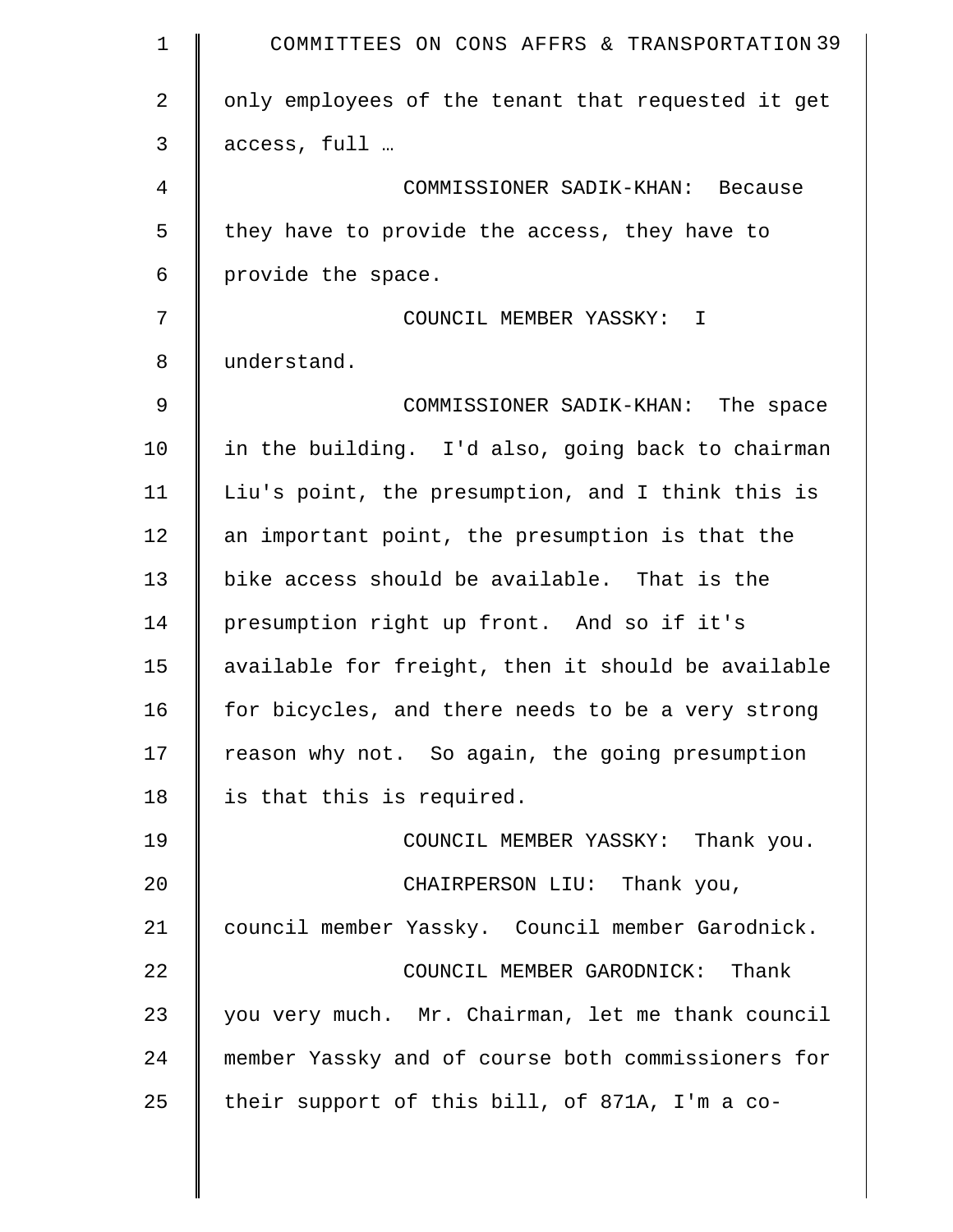only employees of the tenant that requested it get access, full …

COMMISSIONER SADIK-KHAN: Because they have to provide the access, they have to provide the space.

COUNCIL MEMBER YASSKY: I understand.

COMMISSIONER SADIK-KHAN: The space in the building. I'd also, going back to chairman Liu's point, the presumption, and I think this is an important point, the presumption is that the bike access should be available. That is the presumption right up front. And so if it's available for freight, then it should be available for bicycles, and there needs to be a very strong reason why not. So again, the going presumption is that this is required.

COUNCIL MEMBER YASSKY: Thank you.

CHAIRPERSON LIU: Thank you, council member Yassky. Council member Garodnick.

COUNCIL MEMBER GARODNICK: Thank you very much. Mr. Chairman, let me thank council member Yassky and of course both commissioners for their support of this bill, of 871A, I'm a co-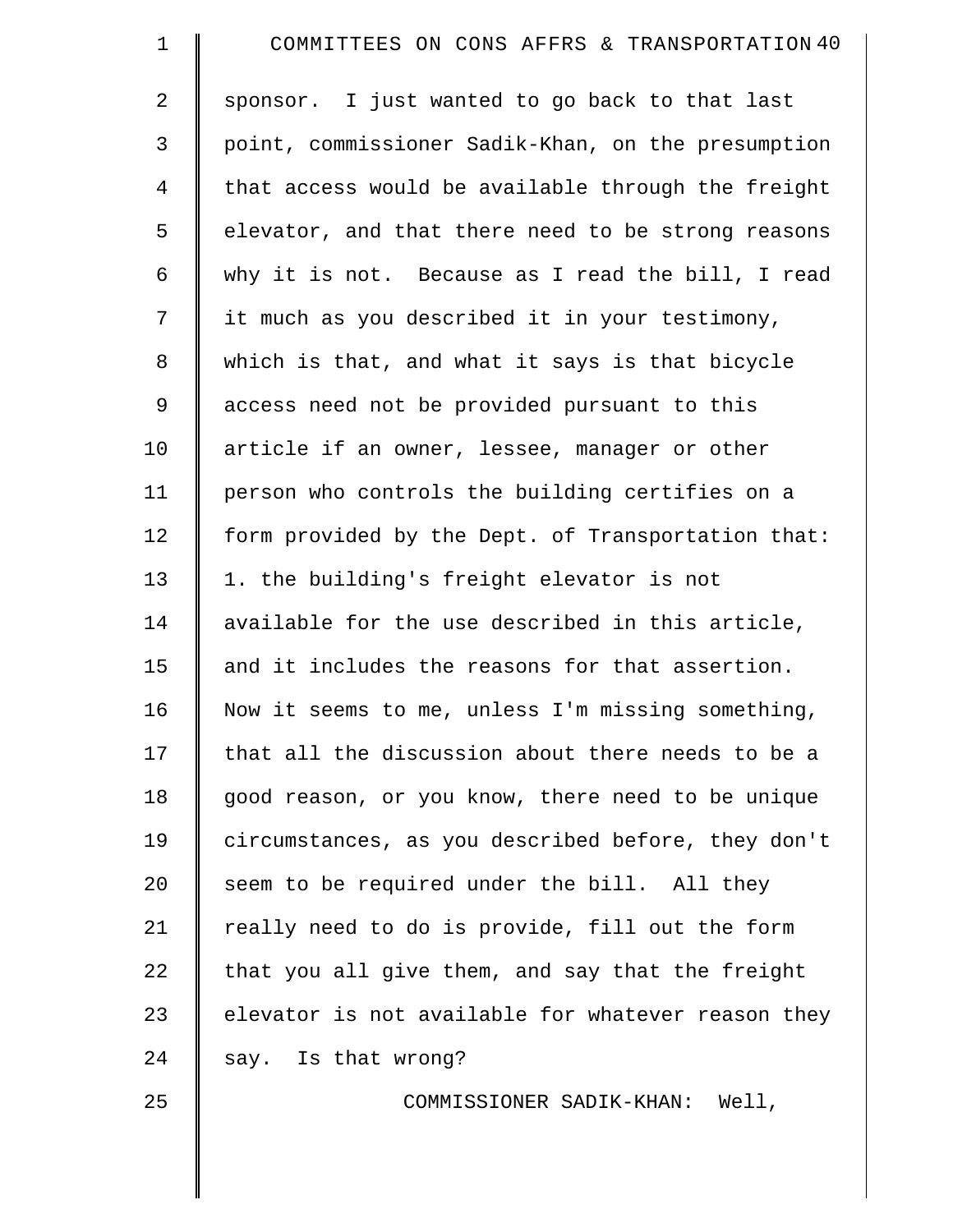sponsor. I just wanted to go back to that last point, commissioner Sadik-Khan, on the presumption that access would be available through the freight elevator, and that there need to be strong reasons why it is not. Because as I read the bill, I read it much as you described it in your testimony, which is that, and what it says is that bicycle access need not be provided pursuant to this article if an owner, lessee, manager or other person who controls the building certifies on a form provided by the Dept. of Transportation that: 1. the building's freight elevator is not available for the use described in this article, and it includes the reasons for that assertion. Now it seems to me, unless I'm missing something, that all the discussion about there needs to be a good reason, or you know, there need to be unique circumstances, as you described before, they don't seem to be required under the bill. All they really need to do is provide, fill out the form that you all give them, and say that the freight elevator is not available for whatever reason they say. Is that wrong?

COMMISSIONER SADIK-KHAN: Well,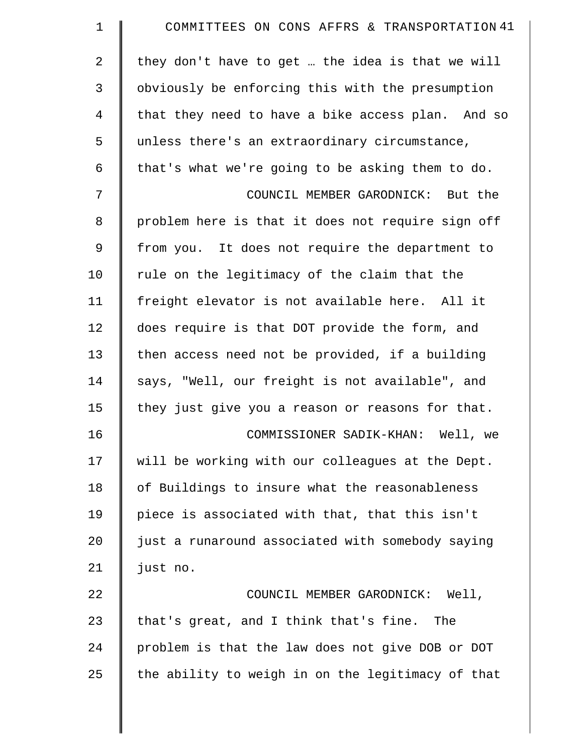they don't have to get … the idea is that we will obviously be enforcing this with the presumption that they need to have a bike access plan. And so unless there's an extraordinary circumstance, that's what we're going to be asking them to do.

COUNCIL MEMBER GARODNICK: But the problem here is that it does not require sign off from you. It does not require the department to rule on the legitimacy of the claim that the freight elevator is not available here. All it does require is that DOT provide the form, and then access need not be provided, if a building says, "Well, our freight is not available", and they just give you a reason or reasons for that.

COMMISSIONER SADIK-KHAN: Well, we will be working with our colleagues at the Dept. of Buildings to insure what the reasonableness piece is associated with that, that this isn't just a runaround associated with somebody saying just no.

COUNCIL MEMBER GARODNICK: Well, that's great, and I think that's fine. The problem is that the law does not give DOB or DOT the ability to weigh in on the legitimacy of that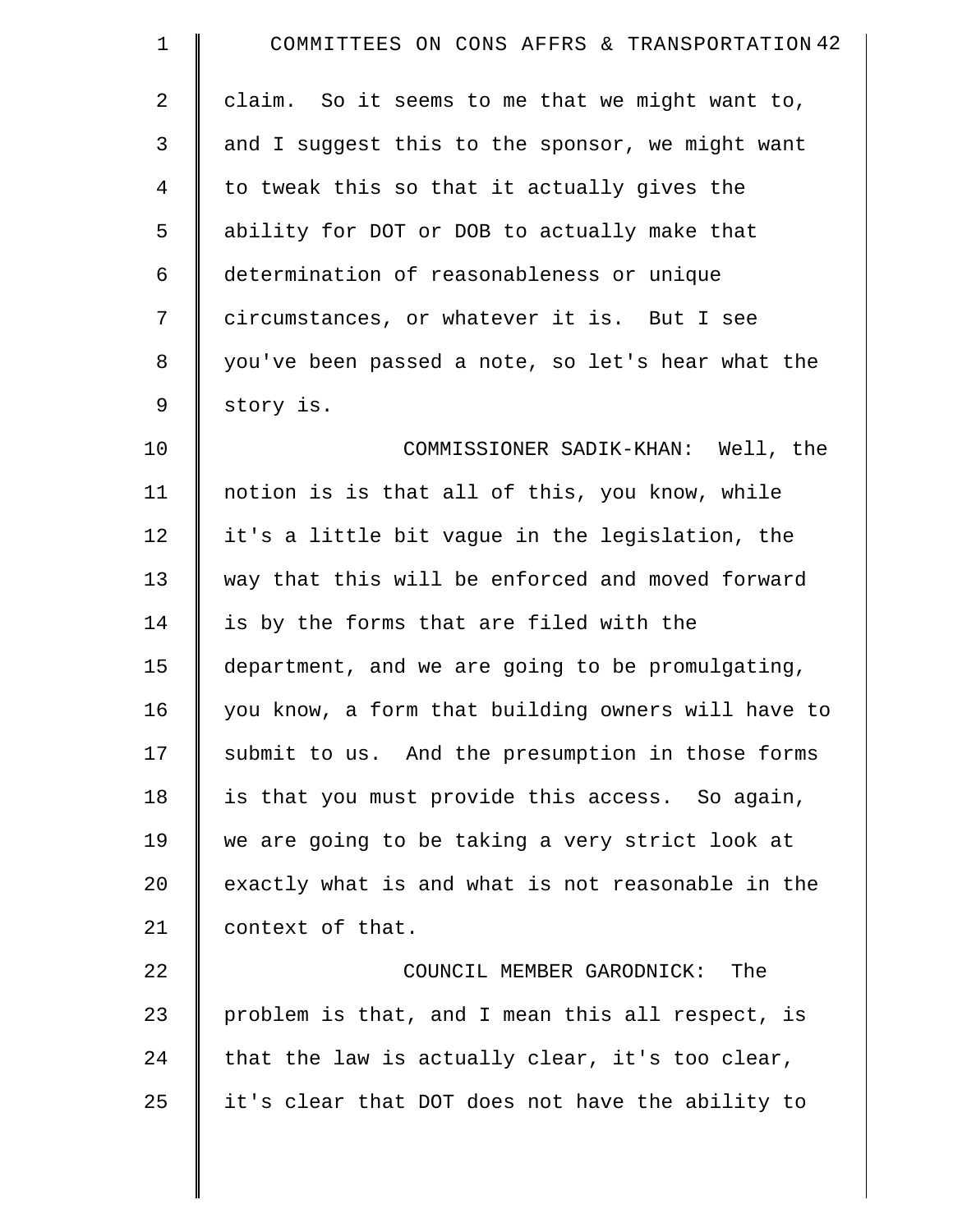claim. So it seems to me that we might want to, and I suggest this to the sponsor, we might want to tweak this so that it actually gives the ability for DOT or DOB to actually make that determination of reasonableness or unique circumstances, or whatever it is. But I see you've been passed a note, so let's hear what the story is.

COMMISSIONER SADIK-KHAN: Well, the notion is is that all of this, you know, while it's a little bit vague in the legislation, the way that this will be enforced and moved forward is by the forms that are filed with the department, and we are going to be promulgating, you know, a form that building owners will have to submit to us. And the presumption in those forms is that you must provide this access. So again, we are going to be taking a very strict look at exactly what is and what is not reasonable in the context of that.

COUNCIL MEMBER GARODNICK: The problem is that, and I mean this all respect, is that the law is actually clear, it's too clear, it's clear that DOT does not have the ability to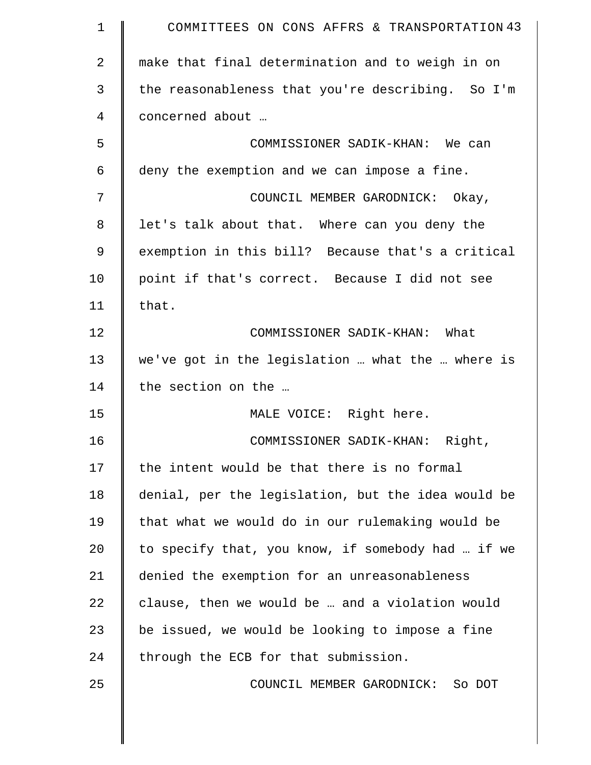make that final determination and to weigh in on the reasonableness that you're describing. So I'm concerned about …

COMMISSIONER SADIK-KHAN: We can deny the exemption and we can impose a fine.

COUNCIL MEMBER GARODNICK: Okay, let's talk about that. Where can you deny the exemption in this bill? Because that's a critical point if that's correct. Because I did not see that.

COMMISSIONER SADIK-KHAN: What we've got in the legislation … what the … where is the section on the …

MALE VOICE: Right here.

COMMISSIONER SADIK-KHAN: Right, the intent would be that there is no formal denial, per the legislation, but the idea would be that what we would do in our rulemaking would be to specify that, you know, if somebody had … if we denied the exemption for an unreasonableness clause, then we would be … and a violation would be issued, we would be looking to impose a fine through the ECB for that submission.

COUNCIL MEMBER GARODNICK: So DOT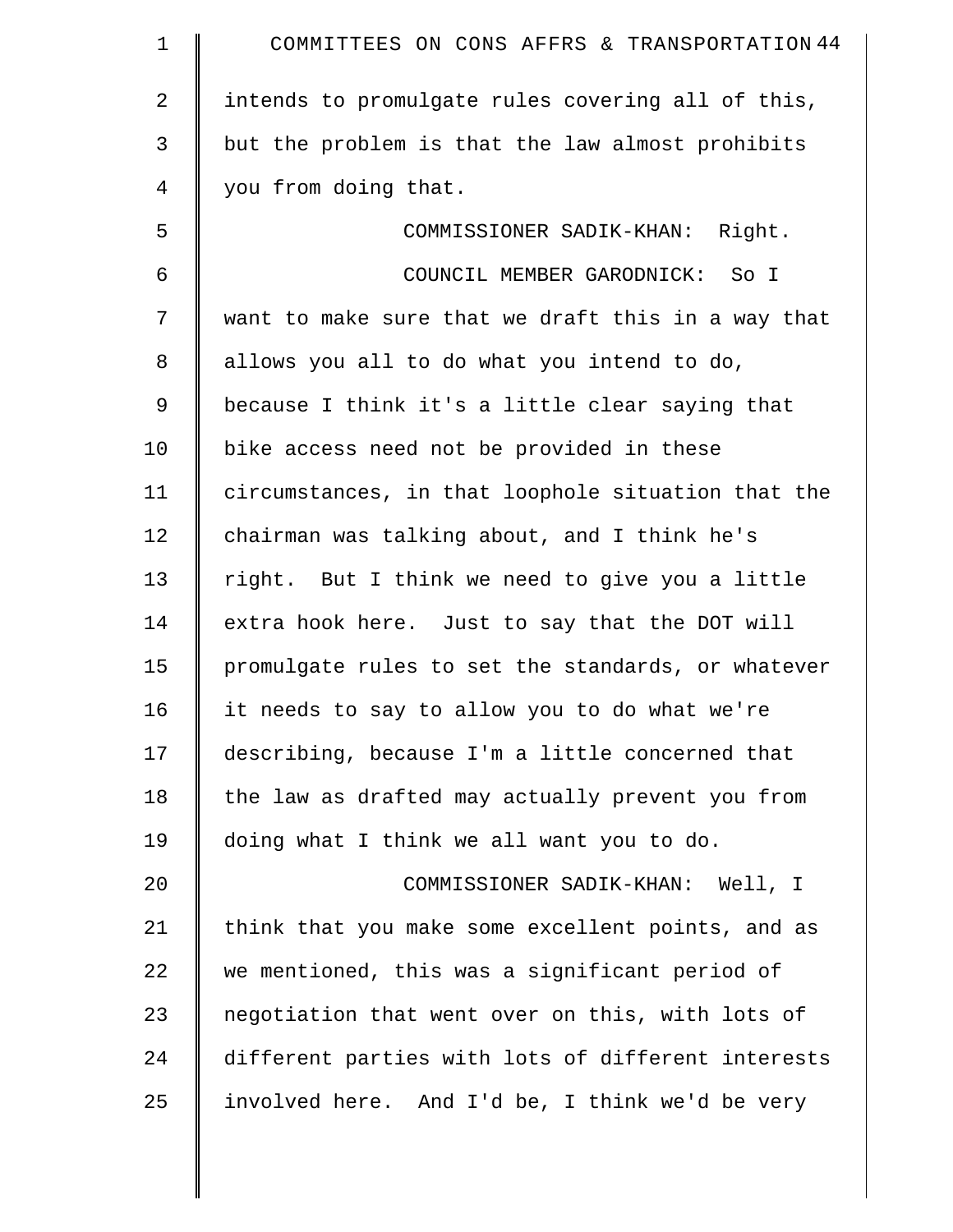intends to promulgate rules covering all of this, but the problem is that the law almost prohibits you from doing that.

COMMISSIONER SADIK-KHAN: Right.

COUNCIL MEMBER GARODNICK: So I want to make sure that we draft this in a way that allows you all to do what you intend to do, because I think it's a little clear saying that bike access need not be provided in these circumstances, in that loophole situation that the chairman was talking about, and I think he's right. But I think we need to give you a little extra hook here. Just to say that the DOT will promulgate rules to set the standards, or whatever it needs to say to allow you to do what we're describing, because I'm a little concerned that the law as drafted may actually prevent you from doing what I think we all want you to do.

COMMISSIONER SADIK-KHAN: Well, I think that you make some excellent points, and as we mentioned, this was a significant period of negotiation that went over on this, with lots of different parties with lots of different interests involved here. And I'd be, I think we'd be very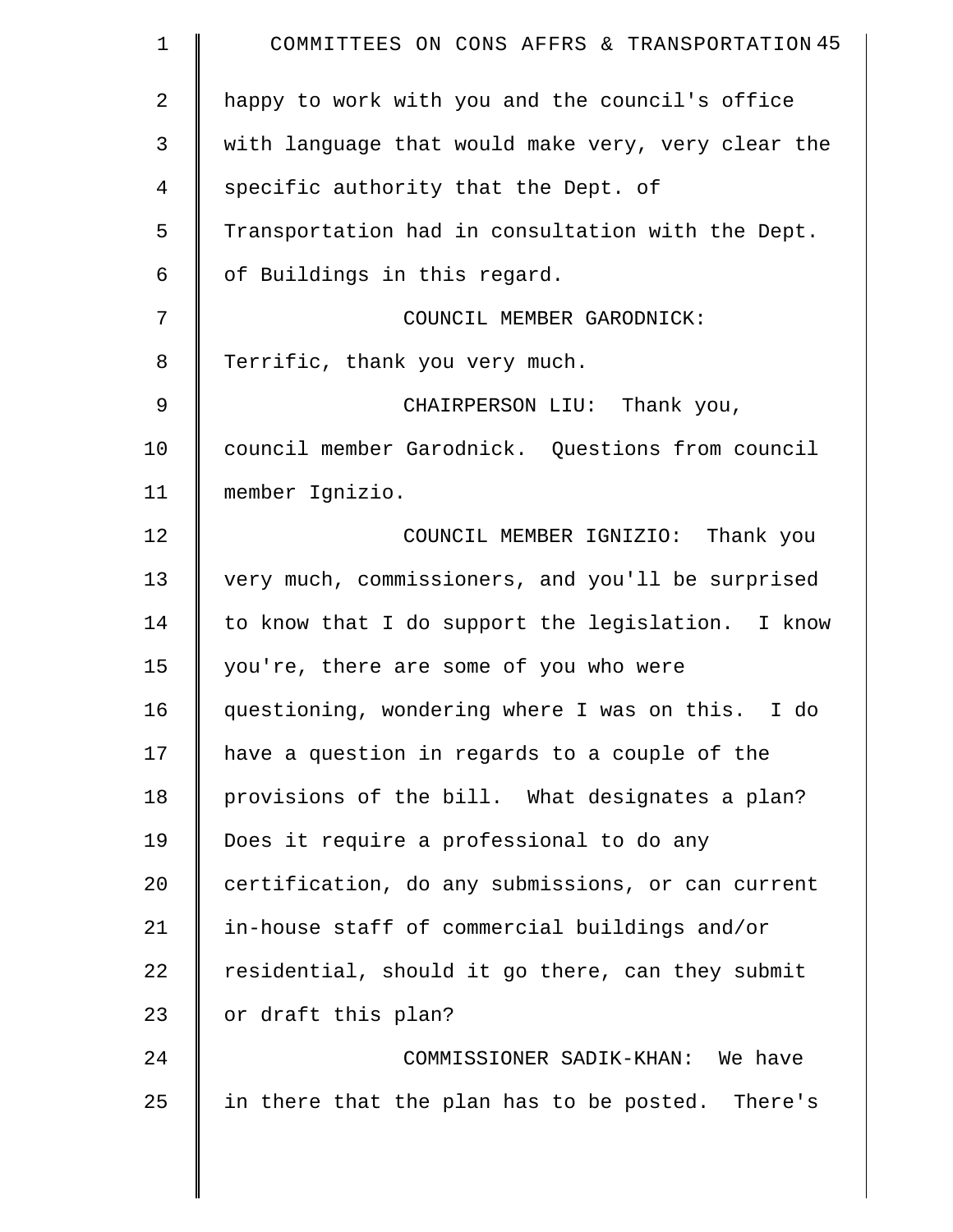happy to work with you and the council's office with language that would make very, very clear the specific authority that the Dept. of Transportation had in consultation with the Dept. of Buildings in this regard.

COUNCIL MEMBER GARODNICK: Terrific, thank you very much.

CHAIRPERSON LIU: Thank you, council member Garodnick. Questions from council member Ignizio.

COUNCIL MEMBER IGNIZIO: Thank you very much, commissioners, and you'll be surprised to know that I do support the legislation. I know you're, there are some of you who were questioning, wondering where I was on this. I do have a question in regards to a couple of the provisions of the bill. What designates a plan? Does it require a professional to do any certification, do any submissions, or can current in-house staff of commercial buildings and/or residential, should it go there, can they submit or draft this plan?

COMMISSIONER SADIK-KHAN: We have in there that the plan has to be posted. There's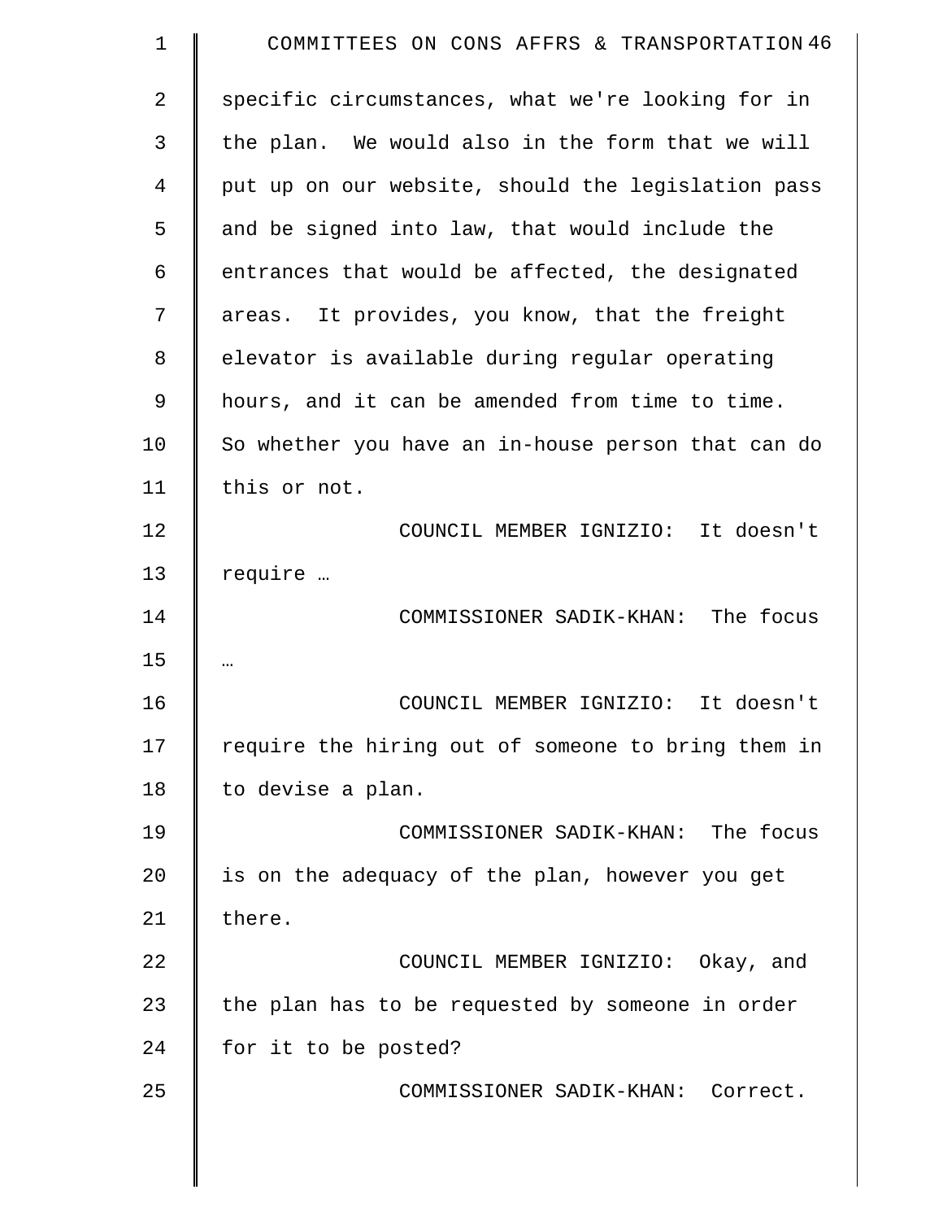specific circumstances, what we're looking for in the plan. We would also in the form that we will put up on our website, should the legislation pass and be signed into law, that would include the entrances that would be affected, the designated areas. It provides, you know, that the freight elevator is available during regular operating hours, and it can be amended from time to time. So whether you have an in-house person that can do this or not.

COUNCIL MEMBER IGNIZIO: It doesn't require …

COMMISSIONER SADIK-KHAN: The focus …

COUNCIL MEMBER IGNIZIO: It doesn't require the hiring out of someone to bring them in to devise a plan.

COMMISSIONER SADIK-KHAN: The focus is on the adequacy of the plan, however you get there.

COUNCIL MEMBER IGNIZIO: Okay, and the plan has to be requested by someone in order for it to be posted?

COMMISSIONER SADIK-KHAN: Correct.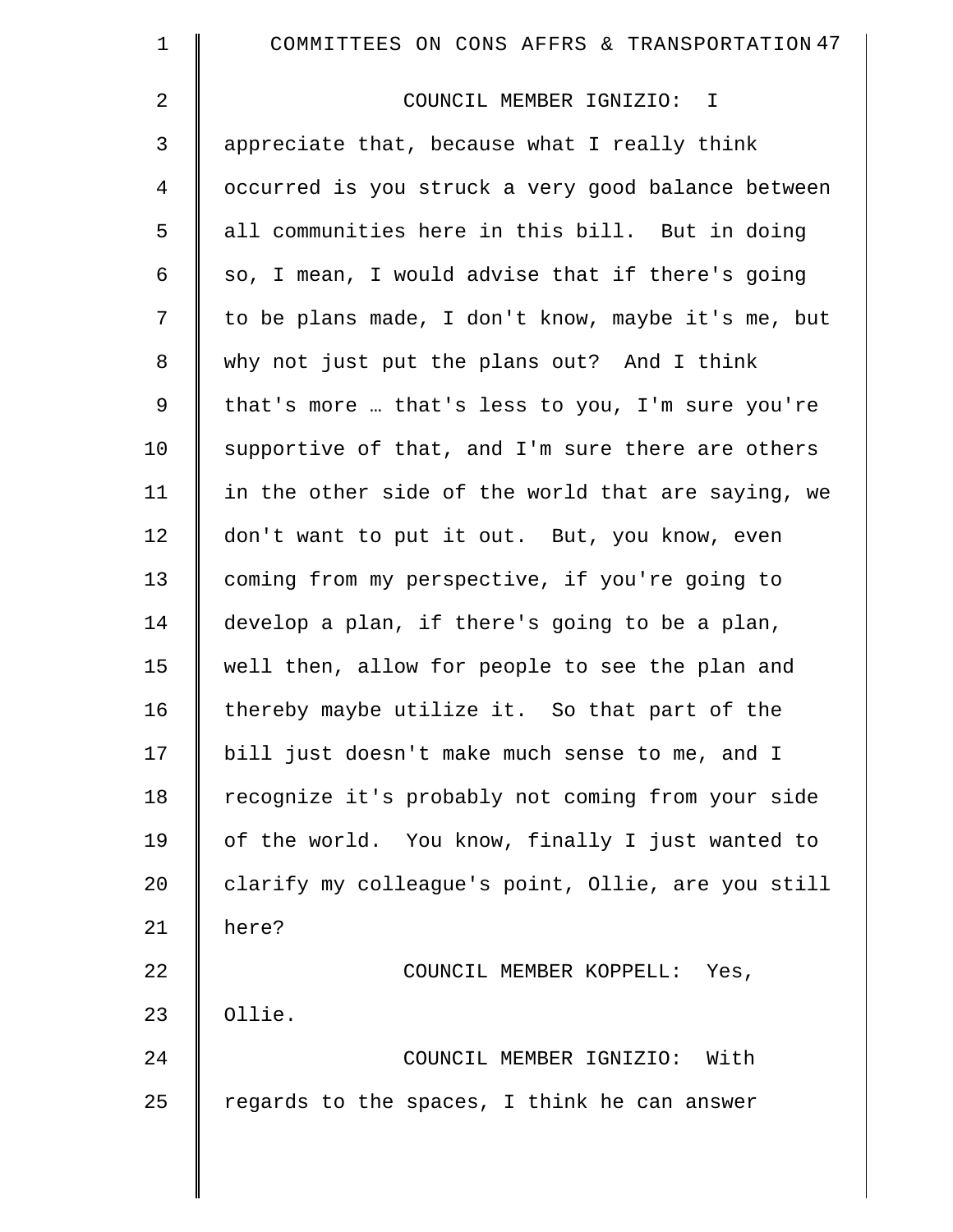COUNCIL MEMBER IGNIZIO: I appreciate that, because what I really think occurred is you struck a very good balance between all communities here in this bill. But in doing so, I mean, I would advise that if there's going to be plans made, I don't know, maybe it's me, but why not just put the plans out? And I think that's more … that's less to you, I'm sure you're supportive of that, and I'm sure there are others in the other side of the world that are saying, we don't want to put it out. But, you know, even coming from my perspective, if you're going to develop a plan, if there's going to be a plan, well then, allow for people to see the plan and thereby maybe utilize it. So that part of the bill just doesn't make much sense to me, and I recognize it's probably not coming from your side of the world. You know, finally I just wanted to clarify my colleague's point, Ollie, are you still here?

COUNCIL MEMBER KOPPELL: Yes, Ollie.

COUNCIL MEMBER IGNIZIO: With regards to the spaces, I think he can answer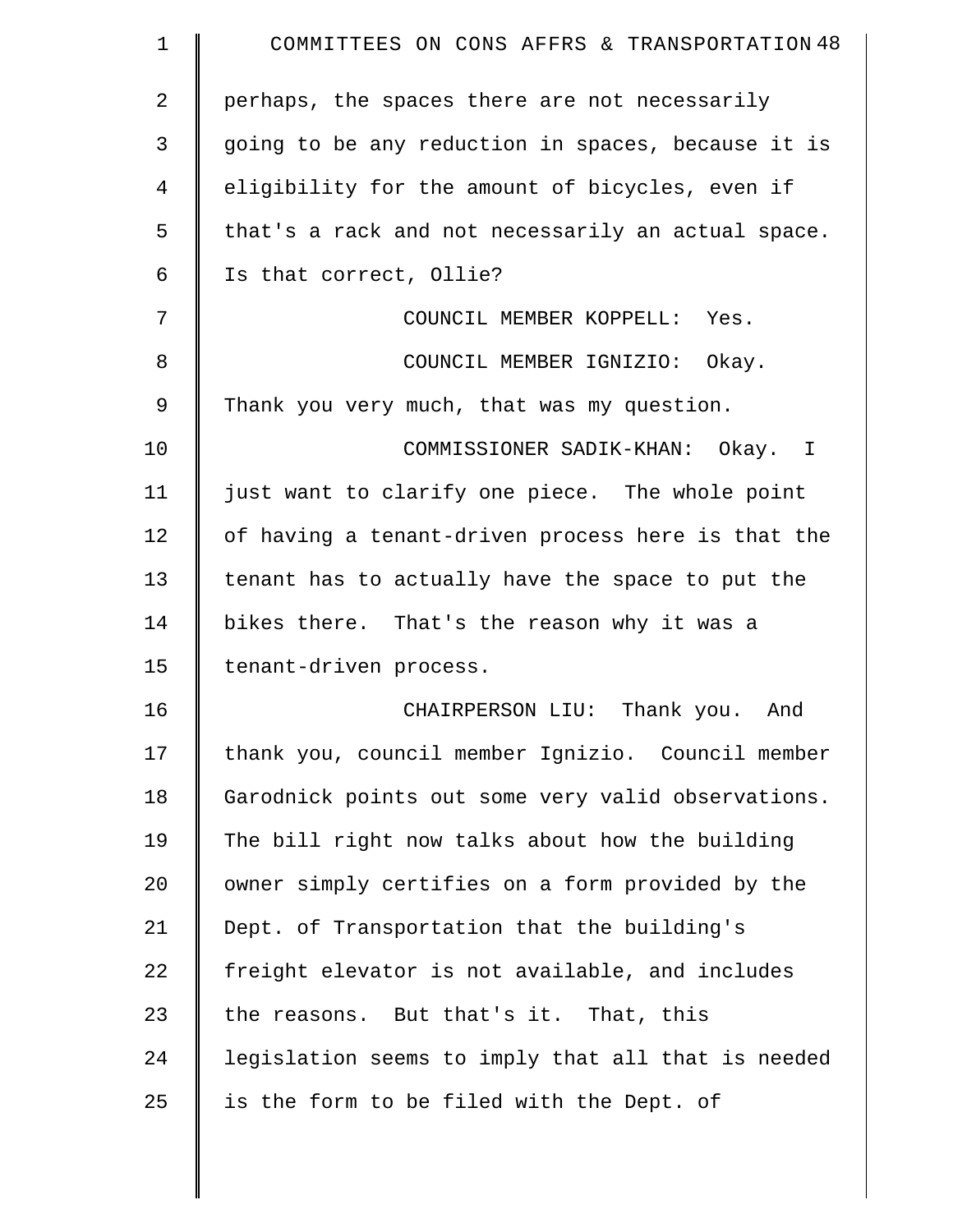perhaps, the spaces there are not necessarily going to be any reduction in spaces, because it is eligibility for the amount of bicycles, even if that's a rack and not necessarily an actual space. Is that correct, Ollie?

COUNCIL MEMBER KOPPELL: Yes.

COUNCIL MEMBER IGNIZIO: Okay. Thank you very much, that was my question.

COMMISSIONER SADIK-KHAN: Okay. I just want to clarify one piece. The whole point of having a tenant-driven process here is that the tenant has to actually have the space to put the bikes there. That's the reason why it was a tenant-driven process.

CHAIRPERSON LIU: Thank you. And thank you, council member Ignizio. Council member Garodnick points out some very valid observations. The bill right now talks about how the building owner simply certifies on a form provided by the Dept. of Transportation that the building's freight elevator is not available, and includes the reasons. But that's it. That, this legislation seems to imply that all that is needed is the form to be filed with the Dept. of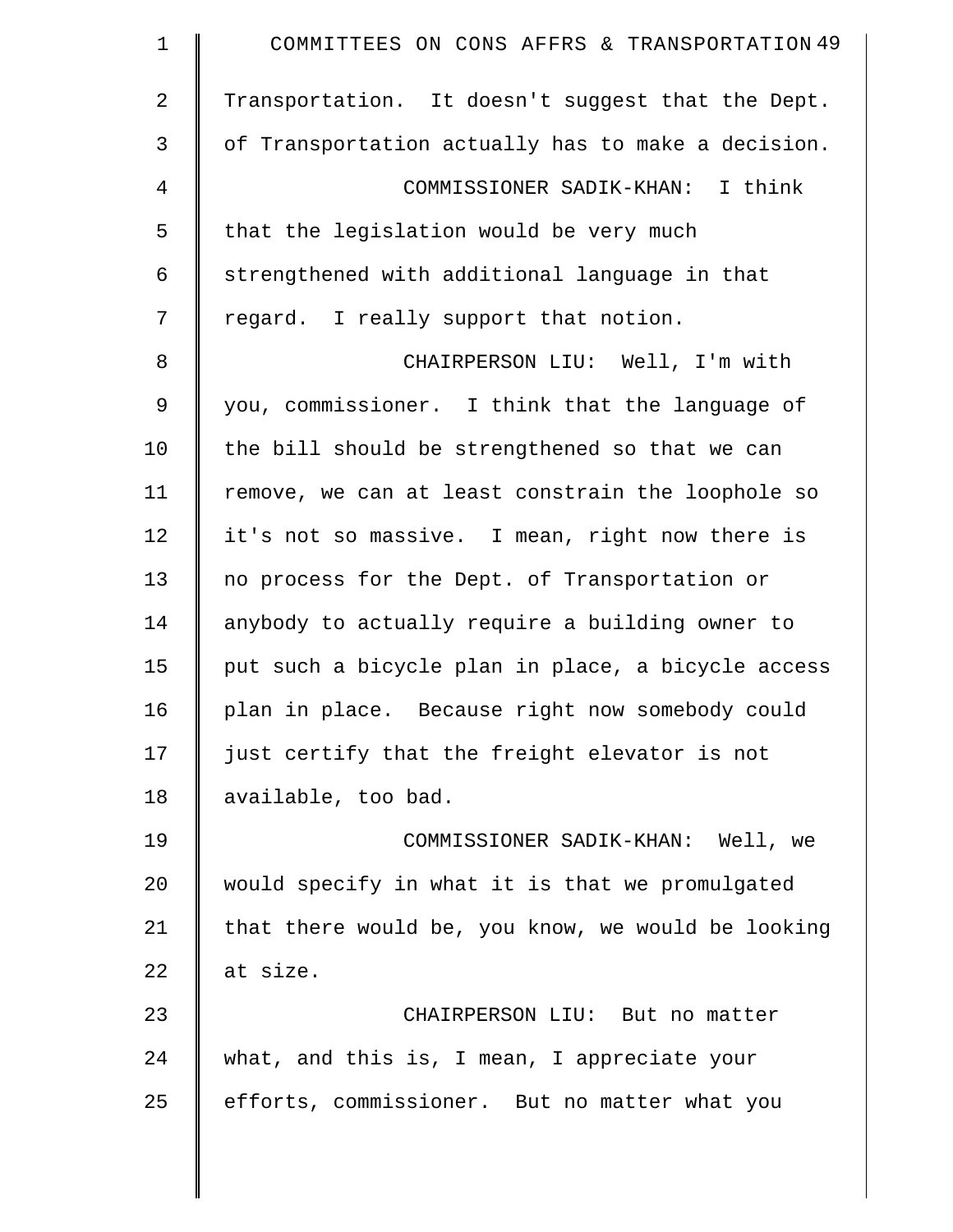Transportation. It doesn't suggest that the Dept. of Transportation actually has to make a decision.

COMMISSIONER SADIK-KHAN: I think that the legislation would be very much strengthened with additional language in that regard. I really support that notion.

CHAIRPERSON LIU: Well, I'm with you, commissioner. I think that the language of the bill should be strengthened so that we can remove, we can at least constrain the loophole so it's not so massive. I mean, right now there is no process for the Dept. of Transportation or anybody to actually require a building owner to put such a bicycle plan in place, a bicycle access plan in place. Because right now somebody could just certify that the freight elevator is not available, too bad.

COMMISSIONER SADIK-KHAN: Well, we would specify in what it is that we promulgated that there would be, you know, we would be looking at size.

CHAIRPERSON LIU: But no matter what, and this is, I mean, I appreciate your efforts, commissioner. But no matter what you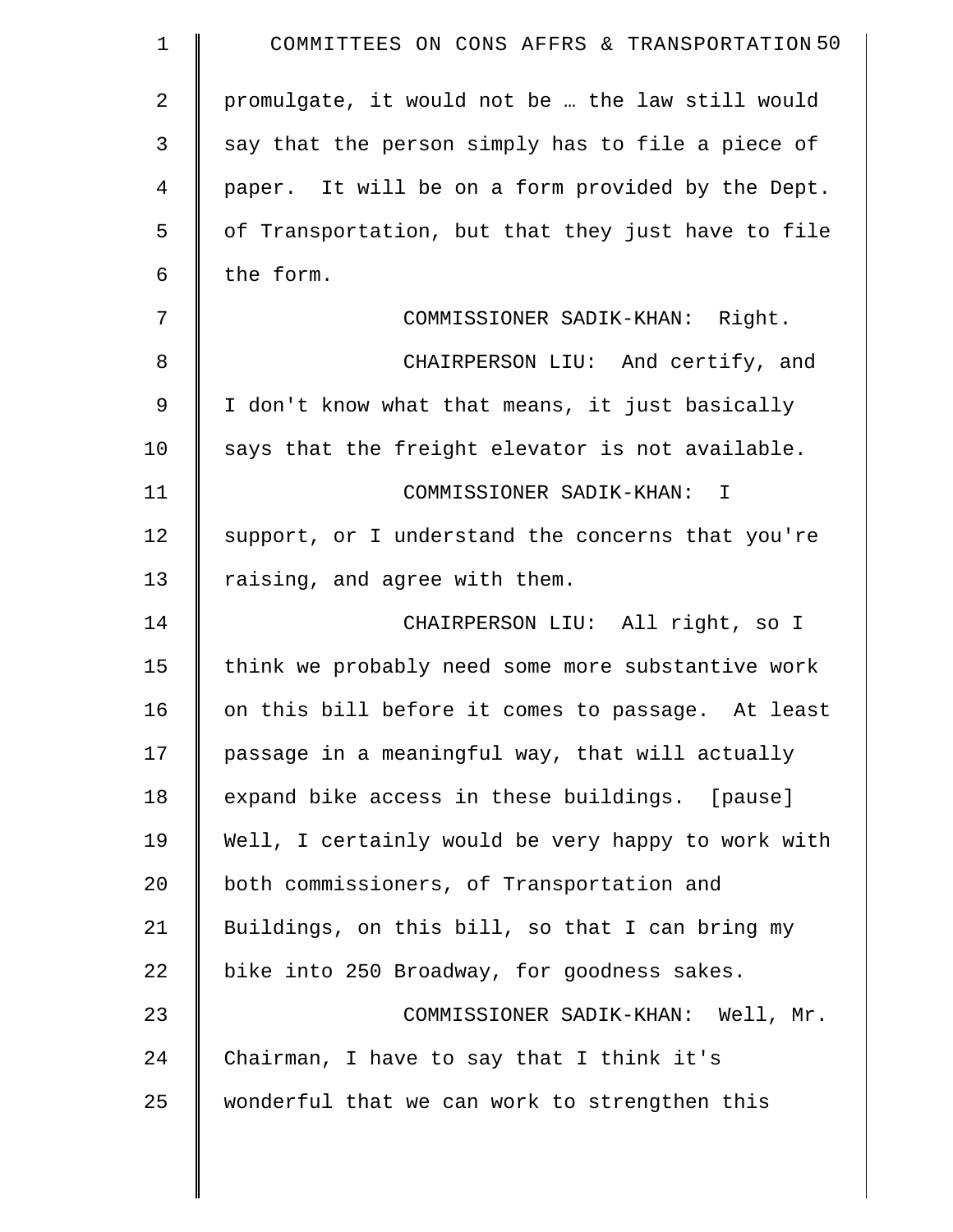promulgate, it would not be … the law still would say that the person simply has to file a piece of paper. It will be on a form provided by the Dept. of Transportation, but that they just have to file the form.

COMMISSIONER SADIK-KHAN: Right.

CHAIRPERSON LIU: And certify, and I don't know what that means, it just basically says that the freight elevator is not available.

COMMISSIONER SADIK-KHAN: I support, or I understand the concerns that you're raising, and agree with them.

CHAIRPERSON LIU: All right, so I think we probably need some more substantive work on this bill before it comes to passage. At least passage in a meaningful way, that will actually expand bike access in these buildings. [pause] Well, I certainly would be very happy to work with both commissioners, of Transportation and Buildings, on this bill, so that I can bring my bike into 250 Broadway, for goodness sakes.

COMMISSIONER SADIK-KHAN: Well, Mr. Chairman, I have to say that I think it's wonderful that we can work to strengthen this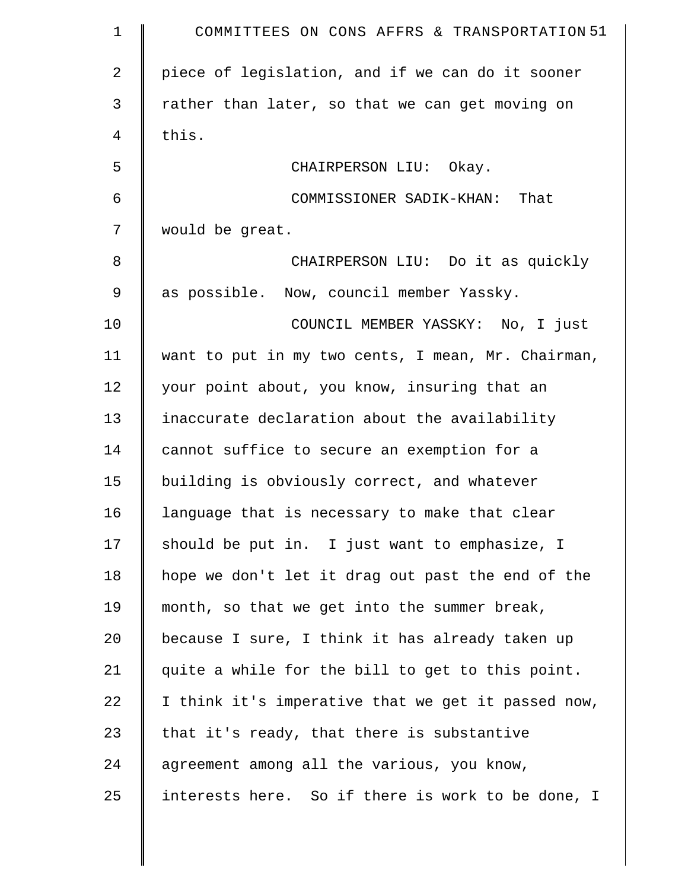piece of legislation, and if we can do it sooner rather than later, so that we can get moving on this.

CHAIRPERSON LIU: Okay.

COMMISSIONER SADIK-KHAN: That would be great.

CHAIRPERSON LIU: Do it as quickly as possible. Now, council member Yassky.

COUNCIL MEMBER YASSKY: No, I just want to put in my two cents, I mean, Mr. Chairman, your point about, you know, insuring that an inaccurate declaration about the availability cannot suffice to secure an exemption for a building is obviously correct, and whatever language that is necessary to make that clear should be put in. I just want to emphasize, I hope we don't let it drag out past the end of the month, so that we get into the summer break, because I sure, I think it has already taken up quite a while for the bill to get to this point. I think it's imperative that we get it passed now, that it's ready, that there is substantive agreement among all the various, you know, interests here. So if there is work to be done, I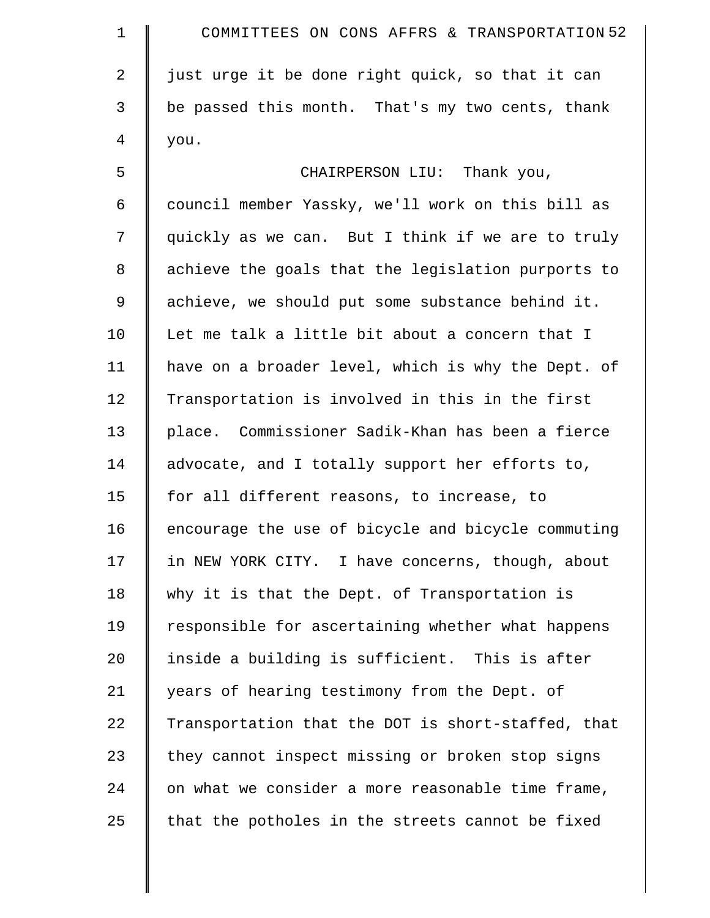just urge it be done right quick, so that it can be passed this month. That's my two cents, thank you.

CHAIRPERSON LIU: Thank you, council member Yassky, we'll work on this bill as quickly as we can. But I think if we are to truly achieve the goals that the legislation purports to achieve, we should put some substance behind it. Let me talk a little bit about a concern that I have on a broader level, which is why the Dept. of Transportation is involved in this in the first place. Commissioner Sadik-Khan has been a fierce advocate, and I totally support her efforts to, for all different reasons, to increase, to encourage the use of bicycle and bicycle commuting in NEW YORK CITY. I have concerns, though, about why it is that the Dept. of Transportation is responsible for ascertaining whether what happens inside a building is sufficient. This is after years of hearing testimony from the Dept. of Transportation that the DOT is short-staffed, that they cannot inspect missing or broken stop signs on what we consider a more reasonable time frame, that the potholes in the streets cannot be fixed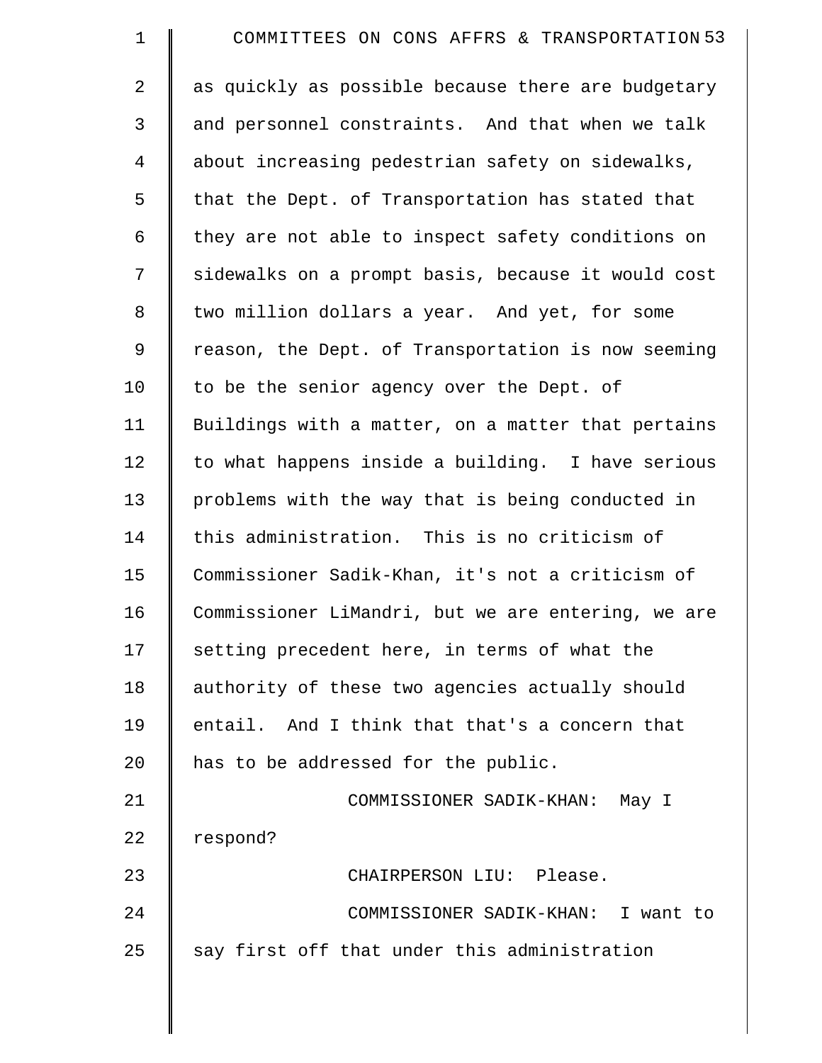as quickly as possible because there are budgetary and personnel constraints. And that when we talk about increasing pedestrian safety on sidewalks, that the Dept. of Transportation has stated that they are not able to inspect safety conditions on sidewalks on a prompt basis, because it would cost two million dollars a year. And yet, for some reason, the Dept. of Transportation is now seeming to be the senior agency over the Dept. of Buildings with a matter, on a matter that pertains to what happens inside a building. I have serious problems with the way that is being conducted in this administration. This is no criticism of Commissioner Sadik-Khan, it's not a criticism of Commissioner LiMandri, but we are entering, we are setting precedent here, in terms of what the authority of these two agencies actually should entail. And I think that that's a concern that has to be addressed for the public.

COMMISSIONER SADIK-KHAN: May I respond?

CHAIRPERSON LIU: Please.

COMMISSIONER SADIK-KHAN: I want to say first off that under this administration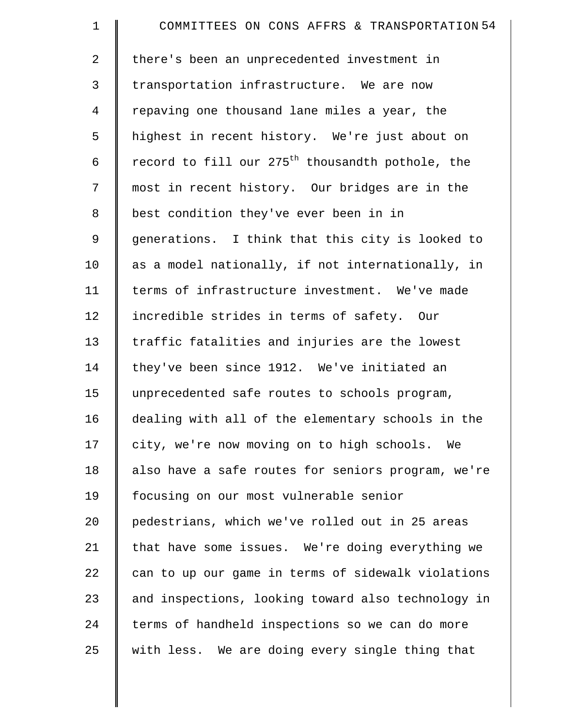there's been an unprecedented investment in transportation infrastructure. We are now repaving one thousand lane miles a year, the highest in recent history. We're just about on record to fill our 275th thousandth pothole, the most in recent history. Our bridges are in the best condition they've ever been in in generations. I think that this city is looked to as a model nationally, if not internationally, in terms of infrastructure investment. We've made incredible strides in terms of safety. Our traffic fatalities and injuries are the lowest they've been since 1912. We've initiated an unprecedented safe routes to schools program, dealing with all of the elementary schools in the city, we're now moving on to high schools. We also have a safe routes for seniors program, we're focusing on our most vulnerable senior pedestrians, which we've rolled out in 25 areas that have some issues. We're doing everything we can to up our game in terms of sidewalk violations and inspections, looking toward also technology in terms of handheld inspections so we can do more with less. We are doing every single thing that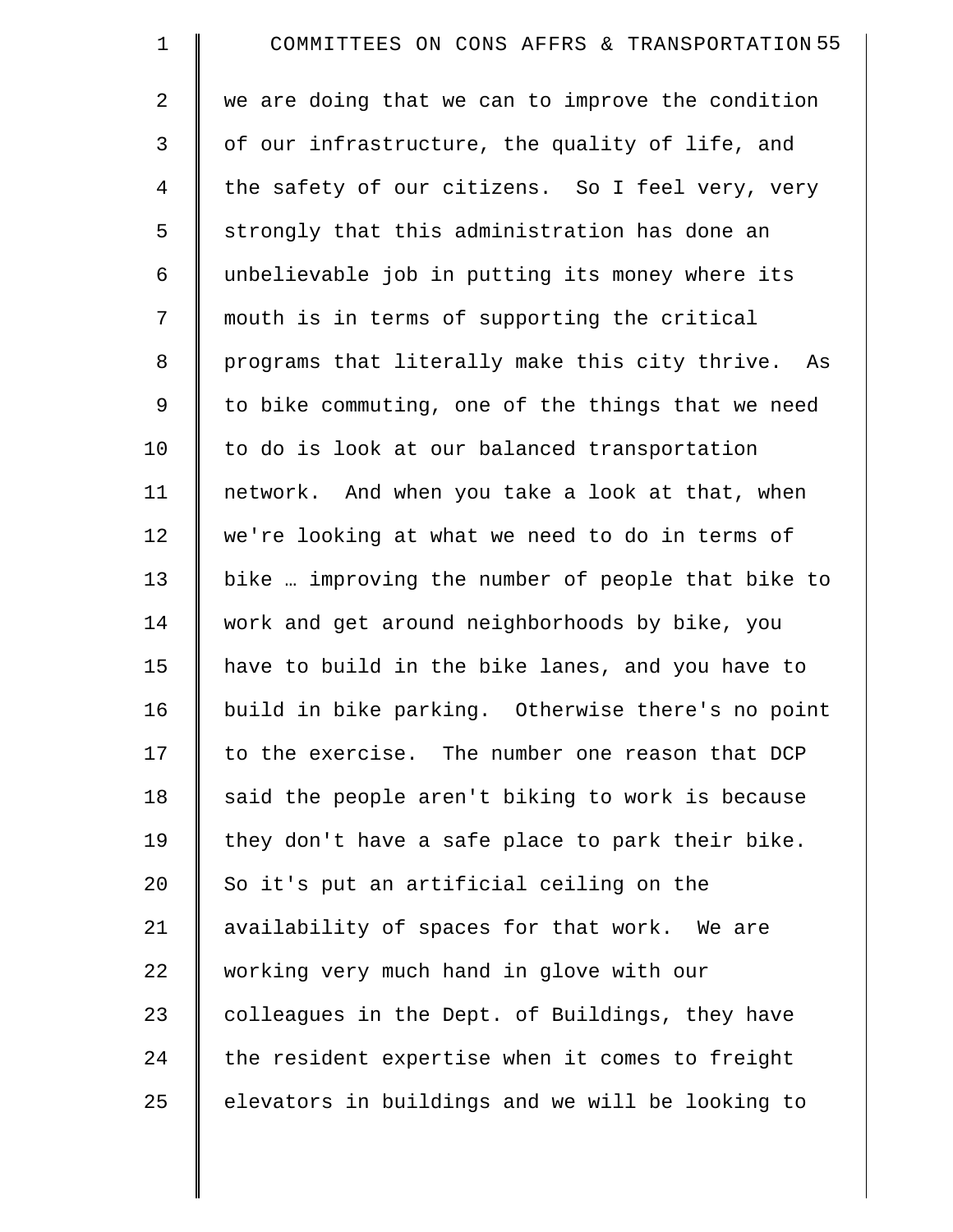we are doing that we can to improve the condition of our infrastructure, the quality of life, and the safety of our citizens. So I feel very, very strongly that this administration has done an unbelievable job in putting its money where its mouth is in terms of supporting the critical programs that literally make this city thrive. As to bike commuting, one of the things that we need to do is look at our balanced transportation network. And when you take a look at that, when we're looking at what we need to do in terms of bike … improving the number of people that bike to work and get around neighborhoods by bike, you have to build in the bike lanes, and you have to build in bike parking. Otherwise there's no point to the exercise. The number one reason that DCP said the people aren't biking to work is because they don't have a safe place to park their bike. So it's put an artificial ceiling on the availability of spaces for that work. We are working very much hand in glove with our colleagues in the Dept. of Buildings, they have the resident expertise when it comes to freight elevators in buildings and we will be looking to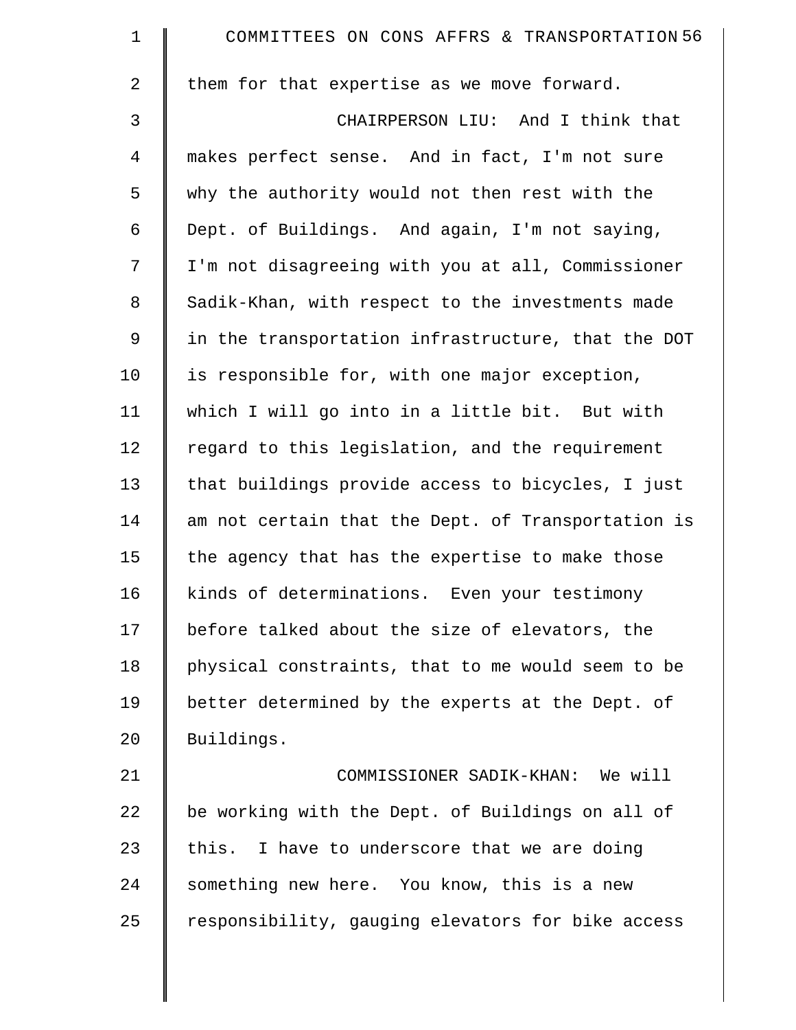them for that expertise as we move forward.

CHAIRPERSON LIU: And I think that makes perfect sense. And in fact, I'm not sure why the authority would not then rest with the Dept. of Buildings. And again, I'm not saying, I'm not disagreeing with you at all, Commissioner Sadik-Khan, with respect to the investments made in the transportation infrastructure, that the DOT is responsible for, with one major exception, which I will go into in a little bit. But with regard to this legislation, and the requirement that buildings provide access to bicycles, I just am not certain that the Dept. of Transportation is the agency that has the expertise to make those kinds of determinations. Even your testimony before talked about the size of elevators, the physical constraints, that to me would seem to be better determined by the experts at the Dept. of Buildings.

COMMISSIONER SADIK-KHAN: We will be working with the Dept. of Buildings on all of this. I have to underscore that we are doing something new here. You know, this is a new responsibility, gauging elevators for bike access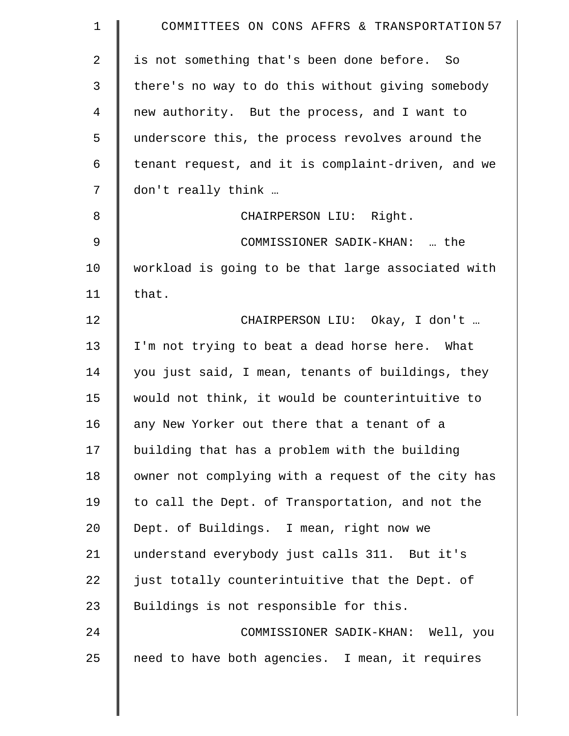is not something that's been done before. So there's no way to do this without giving somebody new authority. But the process, and I want to underscore this, the process revolves around the tenant request, and it is complaint-driven, and we don't really think …

CHAIRPERSON LIU: Right.

COMMISSIONER SADIK-KHAN: … the workload is going to be that large associated with that.

CHAIRPERSON LIU: Okay, I don't … I'm not trying to beat a dead horse here. What you just said, I mean, tenants of buildings, they would not think, it would be counterintuitive to any New Yorker out there that a tenant of a building that has a problem with the building owner not complying with a request of the city has to call the Dept. of Transportation, and not the Dept. of Buildings. I mean, right now we understand everybody just calls 311. But it's just totally counterintuitive that the Dept. of Buildings is not responsible for this.

COMMISSIONER SADIK-KHAN: Well, you need to have both agencies. I mean, it requires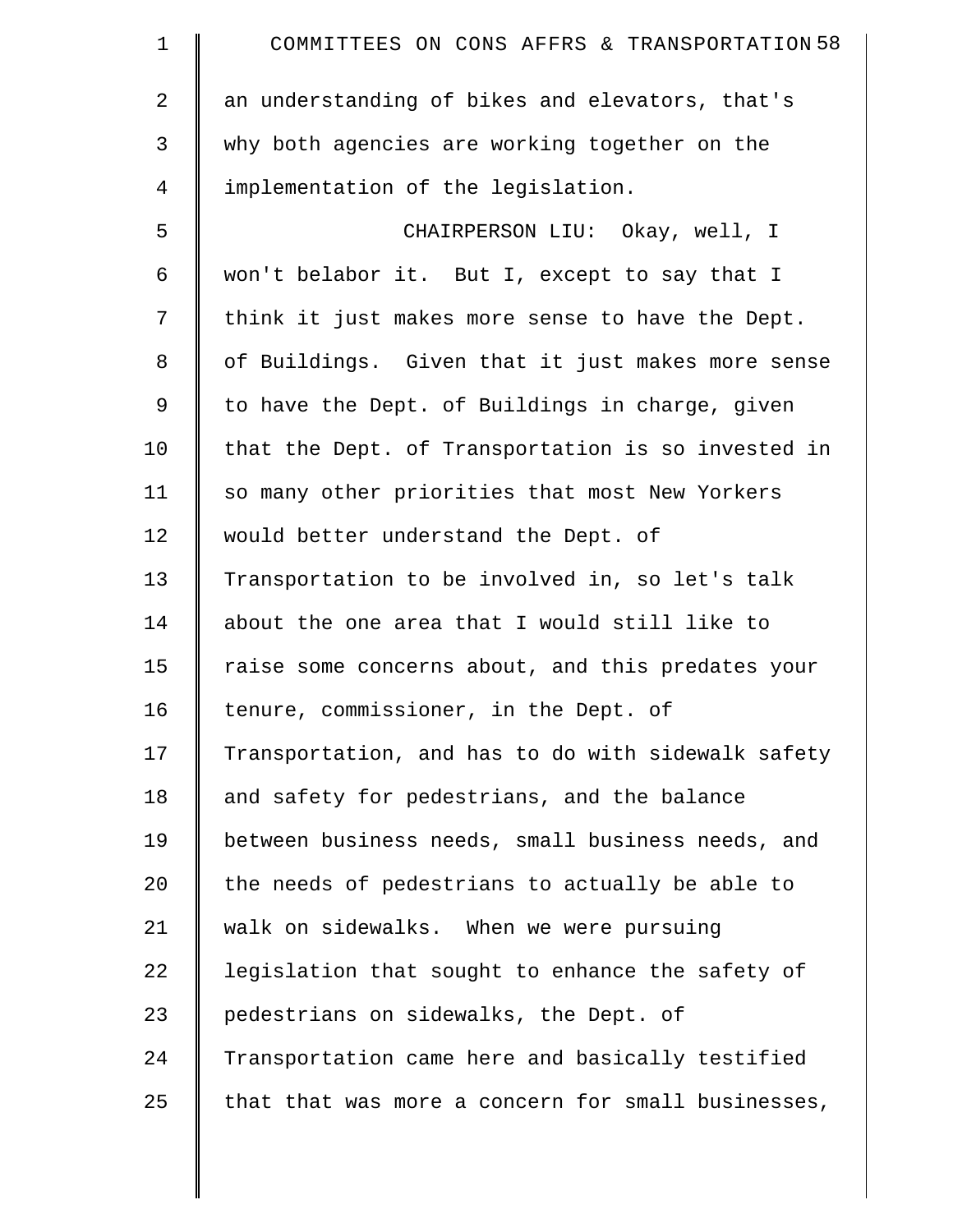an understanding of bikes and elevators, that's why both agencies are working together on the implementation of the legislation.

CHAIRPERSON LIU: Okay, well, I won't belabor it. But I, except to say that I think it just makes more sense to have the Dept. of Buildings. Given that it just makes more sense to have the Dept. of Buildings in charge, given that the Dept. of Transportation is so invested in so many other priorities that most New Yorkers would better understand the Dept. of Transportation to be involved in, so let's talk about the one area that I would still like to raise some concerns about, and this predates your tenure, commissioner, in the Dept. of Transportation, and has to do with sidewalk safety and safety for pedestrians, and the balance between business needs, small business needs, and the needs of pedestrians to actually be able to walk on sidewalks. When we were pursuing legislation that sought to enhance the safety of pedestrians on sidewalks, the Dept. of Transportation came here and basically testified that that was more a concern for small businesses,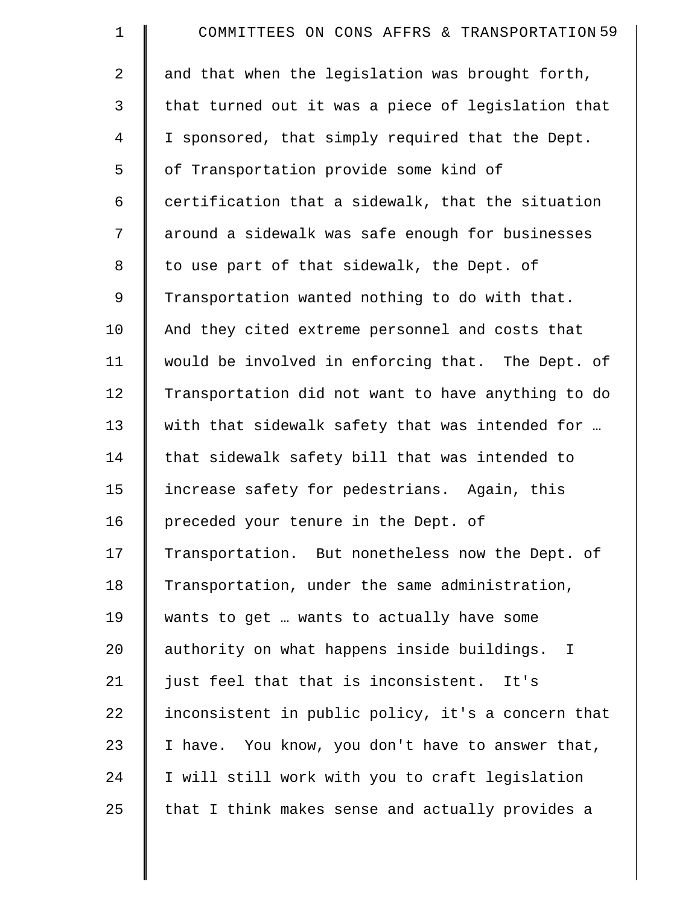and that when the legislation was brought forth, that turned out it was a piece of legislation that I sponsored, that simply required that the Dept. of Transportation provide some kind of certification that a sidewalk, that the situation around a sidewalk was safe enough for businesses to use part of that sidewalk, the Dept. of Transportation wanted nothing to do with that. And they cited extreme personnel and costs that would be involved in enforcing that. The Dept. of Transportation did not want to have anything to do with that sidewalk safety that was intended for … that sidewalk safety bill that was intended to increase safety for pedestrians. Again, this preceded your tenure in the Dept. of Transportation. But nonetheless now the Dept. of Transportation, under the same administration, wants to get … wants to actually have some authority on what happens inside buildings. I just feel that that is inconsistent. It's inconsistent in public policy, it's a concern that I have. You know, you don't have to answer that, I will still work with you to craft legislation that I think makes sense and actually provides a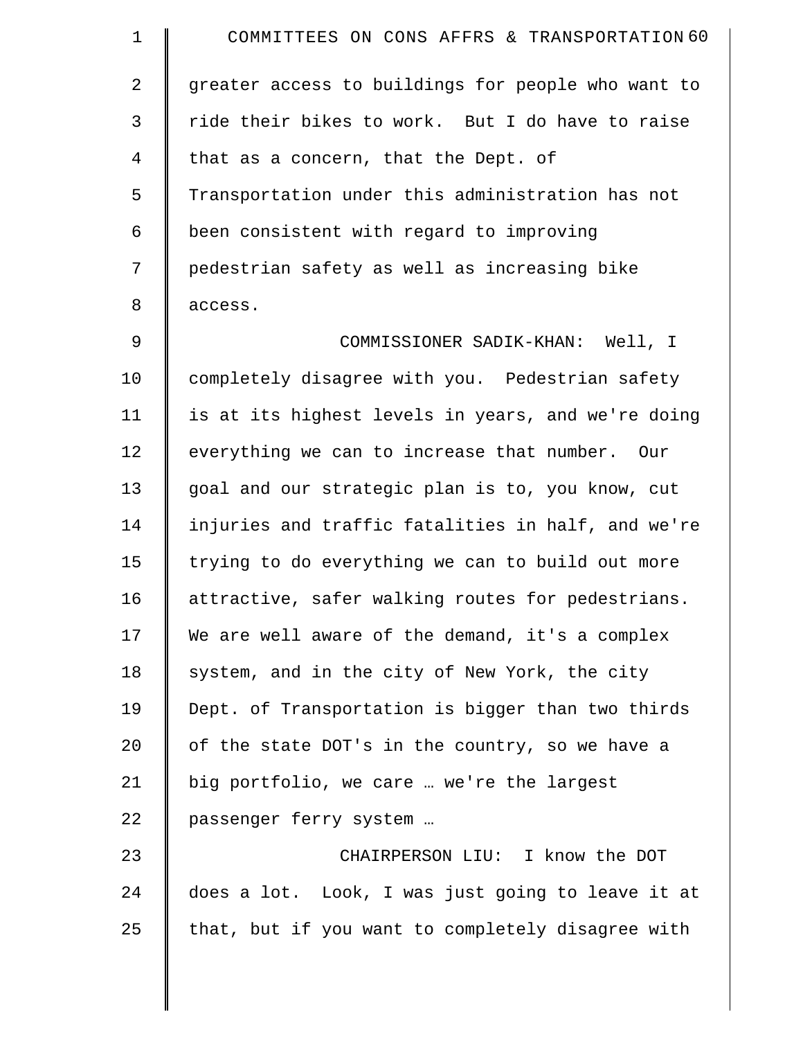greater access to buildings for people who want to ride their bikes to work. But I do have to raise that as a concern, that the Dept. of Transportation under this administration has not been consistent with regard to improving pedestrian safety as well as increasing bike access.

COMMISSIONER SADIK-KHAN: Well, I completely disagree with you. Pedestrian safety is at its highest levels in years, and we're doing everything we can to increase that number. Our goal and our strategic plan is to, you know, cut injuries and traffic fatalities in half, and we're trying to do everything we can to build out more attractive, safer walking routes for pedestrians. We are well aware of the demand, it's a complex system, and in the city of New York, the city Dept. of Transportation is bigger than two thirds of the state DOT's in the country, so we have a big portfolio, we care … we're the largest passenger ferry system …

CHAIRPERSON LIU: I know the DOT does a lot. Look, I was just going to leave it at that, but if you want to completely disagree with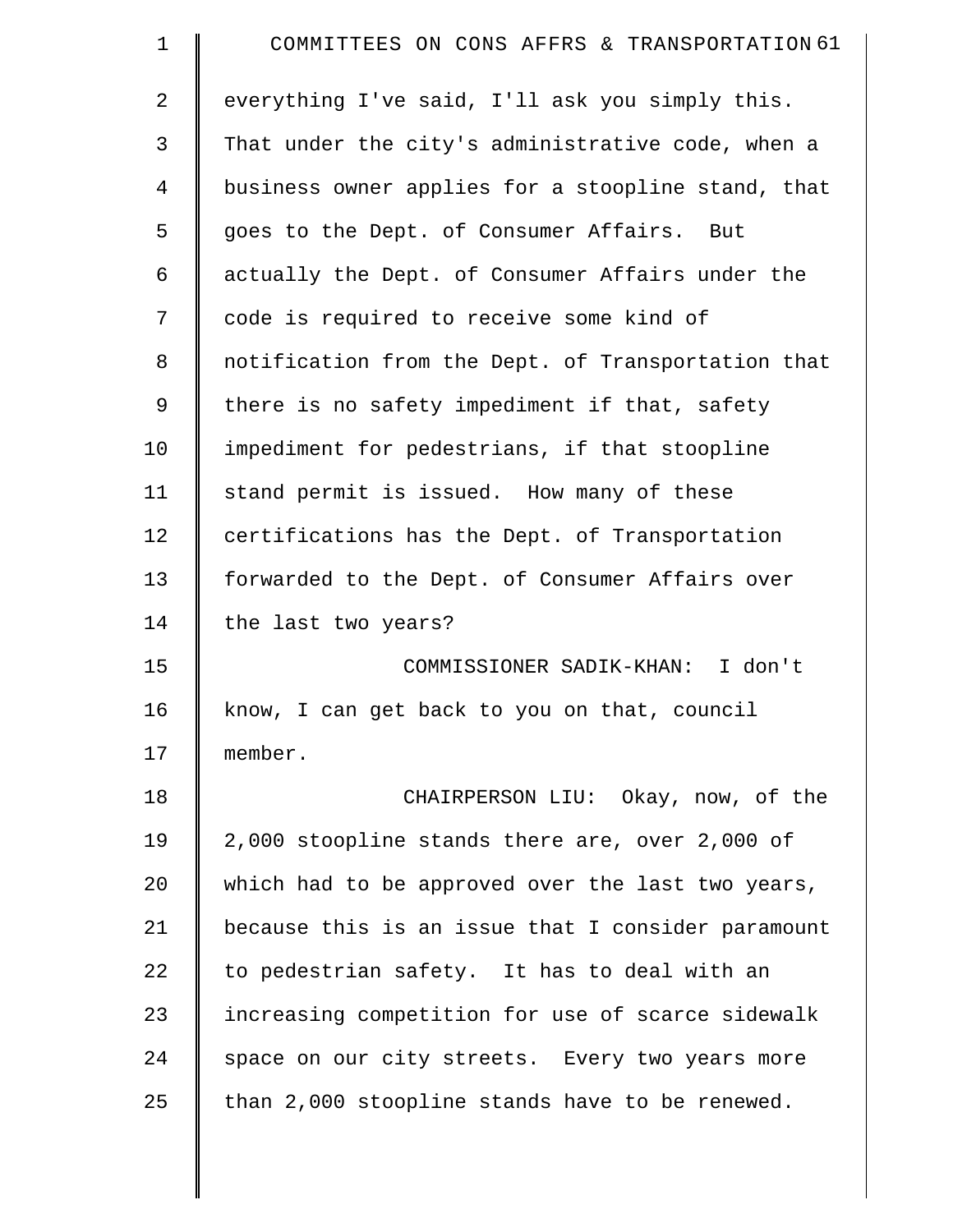everything I've said, I'll ask you simply this. That under the city's administrative code, when a business owner applies for a stoopline stand, that goes to the Dept. of Consumer Affairs. But actually the Dept. of Consumer Affairs under the code is required to receive some kind of notification from the Dept. of Transportation that there is no safety impediment if that, safety impediment for pedestrians, if that stoopline stand permit is issued. How many of these certifications has the Dept. of Transportation forwarded to the Dept. of Consumer Affairs over the last two years?

COMMISSIONER SADIK-KHAN: I don't know, I can get back to you on that, council member.

CHAIRPERSON LIU: Okay, now, of the 2,000 stoopline stands there are, over 2,000 of which had to be approved over the last two years, because this is an issue that I consider paramount to pedestrian safety. It has to deal with an increasing competition for use of scarce sidewalk space on our city streets. Every two years more than 2,000 stoopline stands have to be renewed.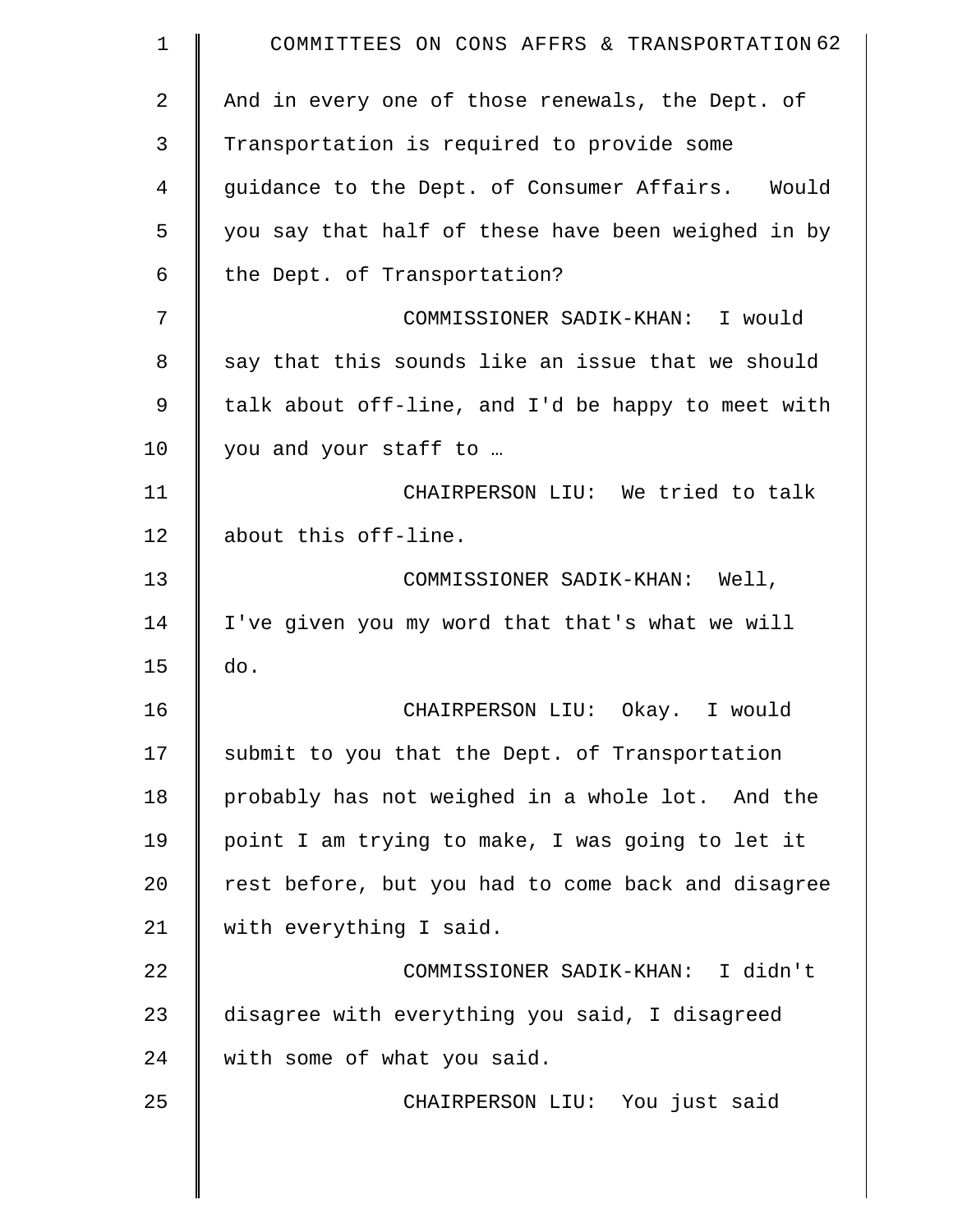And in every one of those renewals, the Dept. of Transportation is required to provide some guidance to the Dept. of Consumer Affairs. Would you say that half of these have been weighed in by the Dept. of Transportation?

COMMISSIONER SADIK-KHAN: I would say that this sounds like an issue that we should talk about off-line, and I'd be happy to meet with you and your staff to …

CHAIRPERSON LIU: We tried to talk about this off-line.

COMMISSIONER SADIK-KHAN: Well, I've given you my word that that's what we will do.

CHAIRPERSON LIU: Okay. I would submit to you that the Dept. of Transportation probably has not weighed in a whole lot. And the point I am trying to make, I was going to let it rest before, but you had to come back and disagree with everything I said.

COMMISSIONER SADIK-KHAN: I didn't disagree with everything you said, I disagreed with some of what you said.

CHAIRPERSON LIU: You just said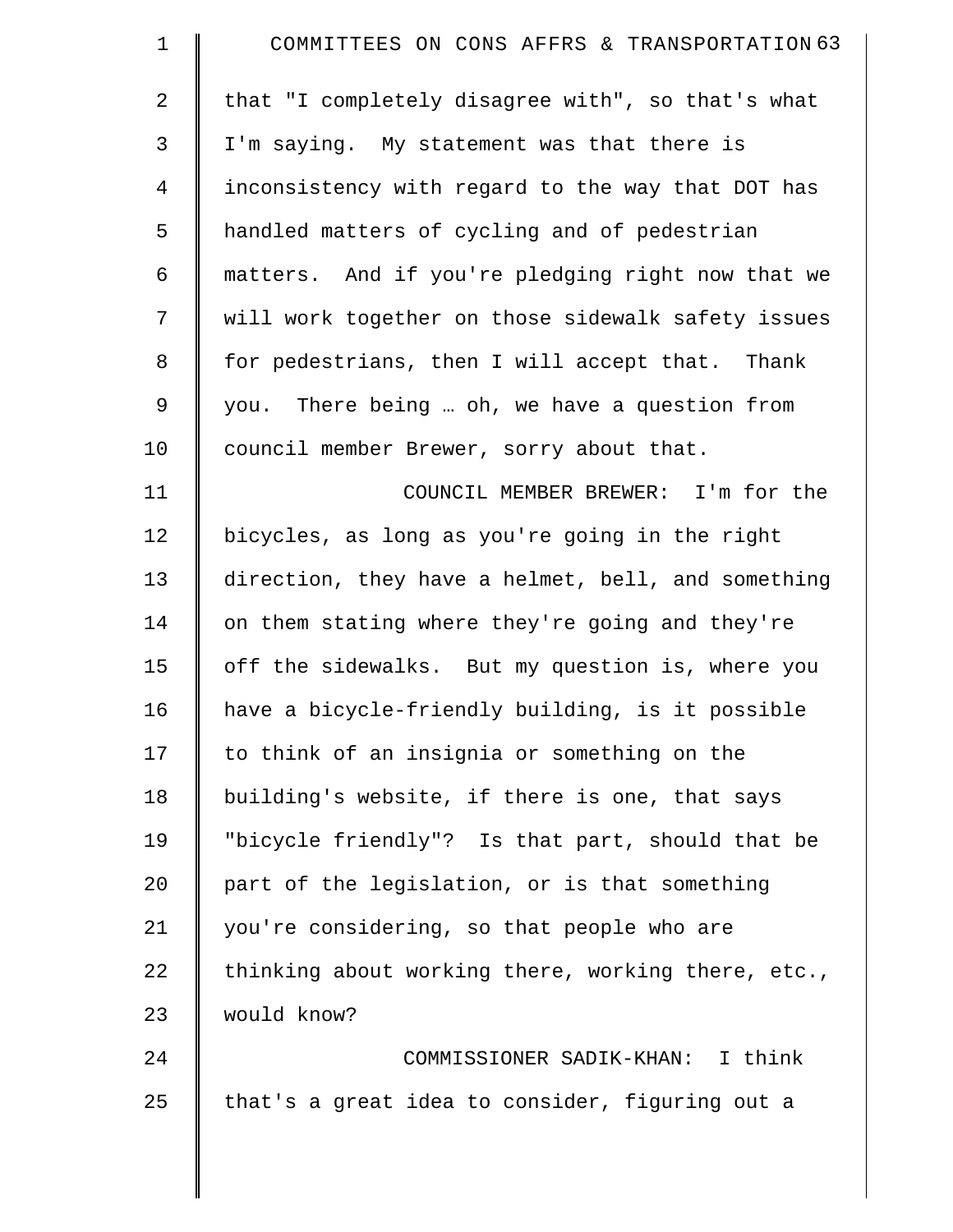that "I completely disagree with", so that's what I'm saying. My statement was that there is inconsistency with regard to the way that DOT has handled matters of cycling and of pedestrian matters. And if you're pledging right now that we will work together on those sidewalk safety issues for pedestrians, then I will accept that. Thank you. There being … oh, we have a question from council member Brewer, sorry about that.

COUNCIL MEMBER BREWER: I'm for the bicycles, as long as you're going in the right direction, they have a helmet, bell, and something on them stating where they're going and they're off the sidewalks. But my question is, where you have a bicycle-friendly building, is it possible to think of an insignia or something on the building's website, if there is one, that says "bicycle friendly"? Is that part, should that be part of the legislation, or is that something you're considering, so that people who are thinking about working there, working there, etc., would know?

COMMISSIONER SADIK-KHAN: I think that's a great idea to consider, figuring out a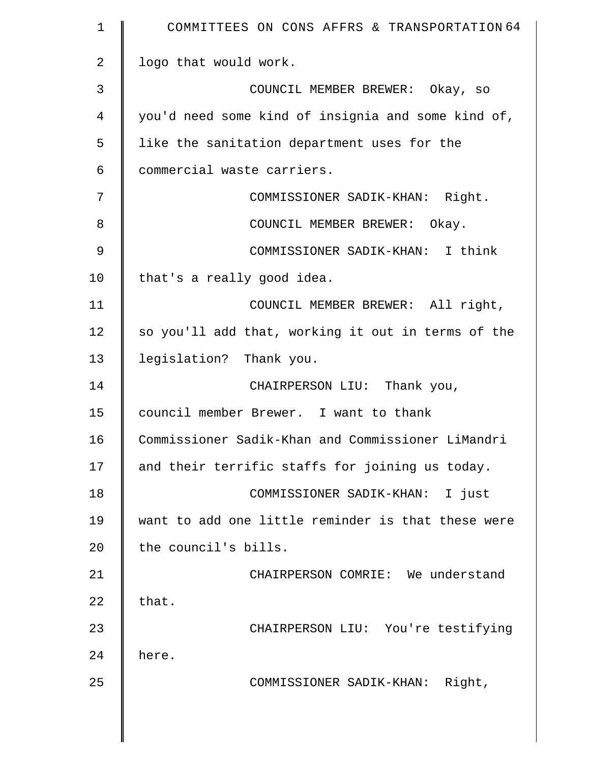logo that would work.

COUNCIL MEMBER BREWER: Okay, so you'd need some kind of insignia and some kind of, like the sanitation department uses for the commercial waste carriers.

COMMISSIONER SADIK-KHAN: Right.

COUNCIL MEMBER BREWER: Okay.

COMMISSIONER SADIK-KHAN: I think that's a really good idea.

COUNCIL MEMBER BREWER: All right, so you'll add that, working it out in terms of the legislation? Thank you.

CHAIRPERSON LIU: Thank you, council member Brewer. I want to thank Commissioner Sadik-Khan and Commissioner LiMandri and their terrific staffs for joining us today.

COMMISSIONER SADIK-KHAN: I just want to add one little reminder is that these were the council's bills.

CHAIRPERSON COMRIE: We understand that.

CHAIRPERSON LIU: You're testifying here.

COMMISSIONER SADIK-KHAN: Right,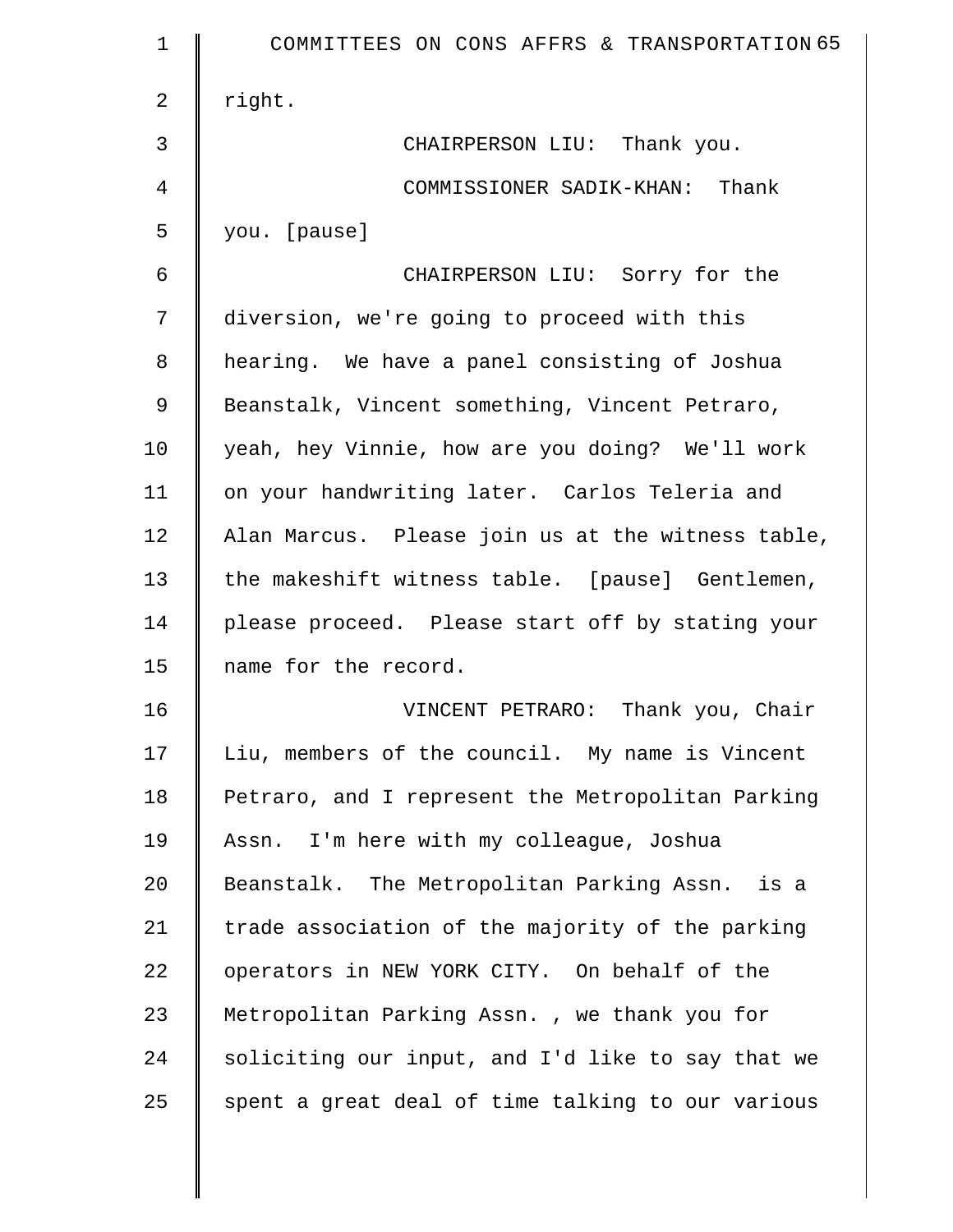right.

CHAIRPERSON LIU: Thank you.

COMMISSIONER SADIK-KHAN: Thank you. [pause]

CHAIRPERSON LIU: Sorry for the diversion, we're going to proceed with this hearing. We have a panel consisting of Joshua Beanstalk, Vincent something, Vincent Petraro, yeah, hey Vinnie, how are you doing? We'll work on your handwriting later. Carlos Teleria and Alan Marcus. Please join us at the witness table, the makeshift witness table. [pause] Gentlemen, please proceed. Please start off by stating your name for the record.

VINCENT PETRARO: Thank you, Chair Liu, members of the council. My name is Vincent Petraro, and I represent the Metropolitan Parking Assn. I'm here with my colleague, Joshua Beanstalk. The Metropolitan Parking Assn. is a trade association of the majority of the parking operators in NEW YORK CITY. On behalf of the Metropolitan Parking Assn. , we thank you for soliciting our input, and I'd like to say that we spent a great deal of time talking to our various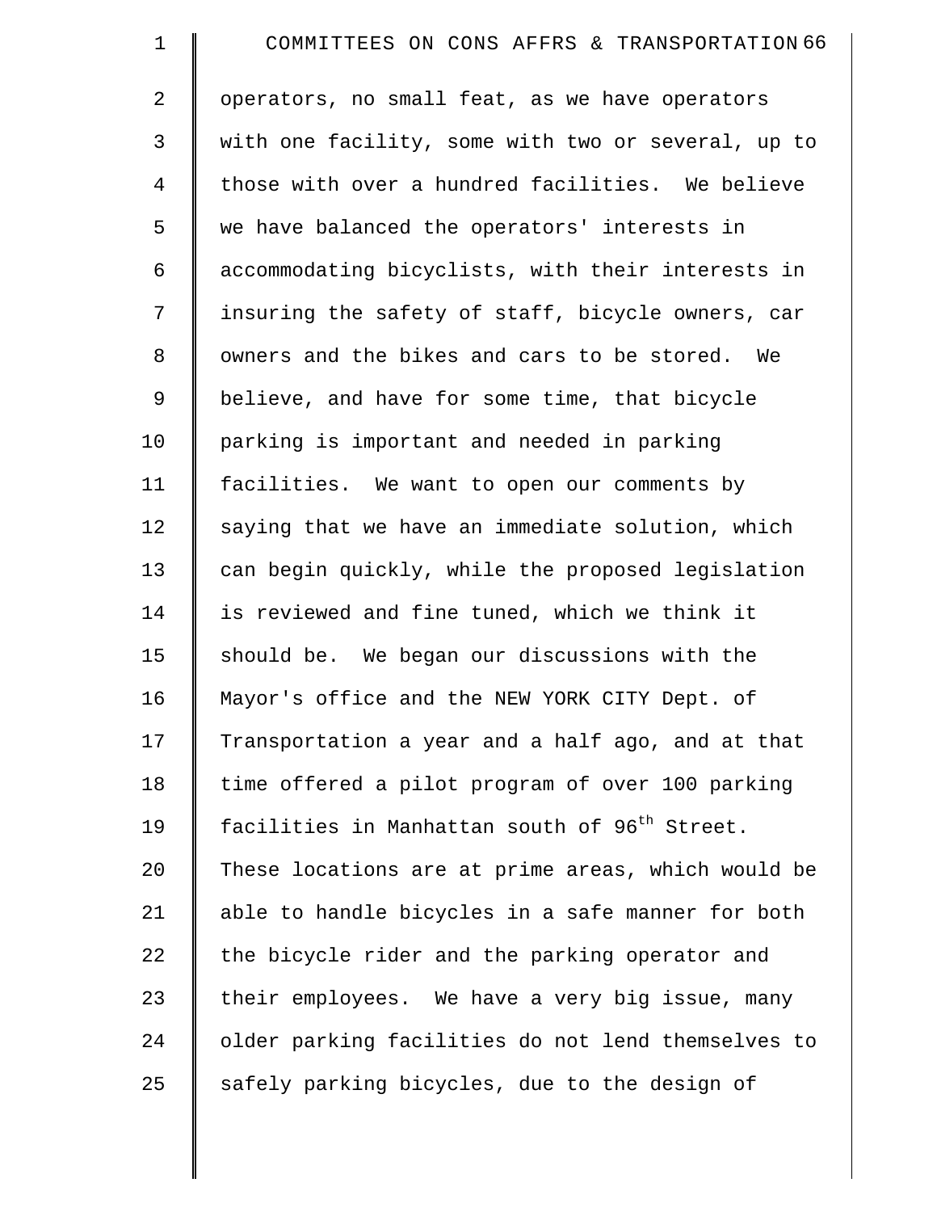operators, no small feat, as we have operators with one facility, some with two or several, up to those with over a hundred facilities. We believe we have balanced the operators' interests in accommodating bicyclists, with their interests in insuring the safety of staff, bicycle owners, car owners and the bikes and cars to be stored. We believe, and have for some time, that bicycle parking is important and needed in parking facilities. We want to open our comments by saying that we have an immediate solution, which can begin quickly, while the proposed legislation is reviewed and fine tuned, which we think it should be. We began our discussions with the Mayor's office and the NEW YORK CITY Dept. of Transportation a year and a half ago, and at that time offered a pilot program of over 100 parking facilities in Manhattan south of 96th Street. These locations are at prime areas, which would be able to handle bicycles in a safe manner for both the bicycle rider and the parking operator and their employees. We have a very big issue, many older parking facilities do not lend themselves to safely parking bicycles, due to the design of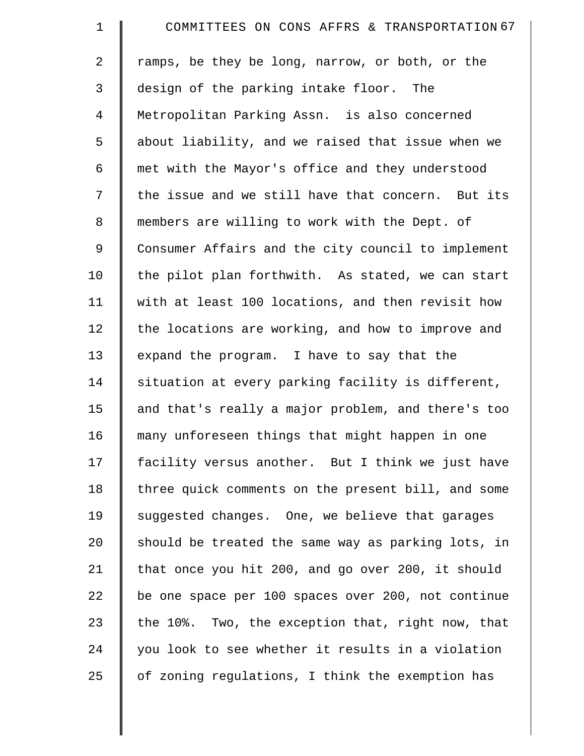ramps, be they be long, narrow, or both, or the design of the parking intake floor. The Metropolitan Parking Assn. is also concerned about liability, and we raised that issue when we met with the Mayor's office and they understood the issue and we still have that concern. But its members are willing to work with the Dept. of Consumer Affairs and the city council to implement the pilot plan forthwith. As stated, we can start with at least 100 locations, and then revisit how the locations are working, and how to improve and expand the program. I have to say that the situation at every parking facility is different, and that's really a major problem, and there's too many unforeseen things that might happen in one facility versus another. But I think we just have three quick comments on the present bill, and some suggested changes. One, we believe that garages should be treated the same way as parking lots, in that once you hit 200, and go over 200, it should be one space per 100 spaces over 200, not continue the 10%. Two, the exception that, right now, that you look to see whether it results in a violation of zoning regulations, I think the exemption has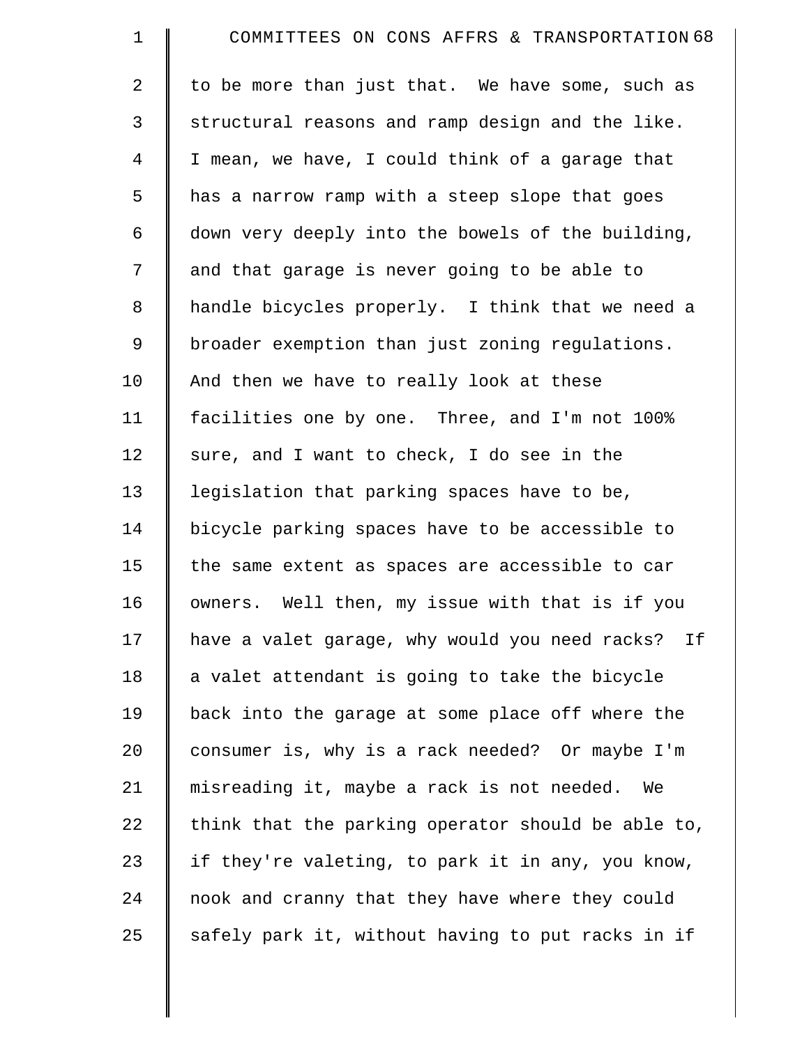to be more than just that. We have some, such as structural reasons and ramp design and the like. I mean, we have, I could think of a garage that has a narrow ramp with a steep slope that goes down very deeply into the bowels of the building, and that garage is never going to be able to handle bicycles properly. I think that we need a broader exemption than just zoning regulations. And then we have to really look at these facilities one by one. Three, and I'm not 100% sure, and I want to check, I do see in the legislation that parking spaces have to be, bicycle parking spaces have to be accessible to the same extent as spaces are accessible to car owners. Well then, my issue with that is if you have a valet garage, why would you need racks? If a valet attendant is going to take the bicycle back into the garage at some place off where the consumer is, why is a rack needed? Or maybe I'm misreading it, maybe a rack is not needed. We think that the parking operator should be able to, if they're valeting, to park it in any, you know, nook and cranny that they have where they could safely park it, without having to put racks in if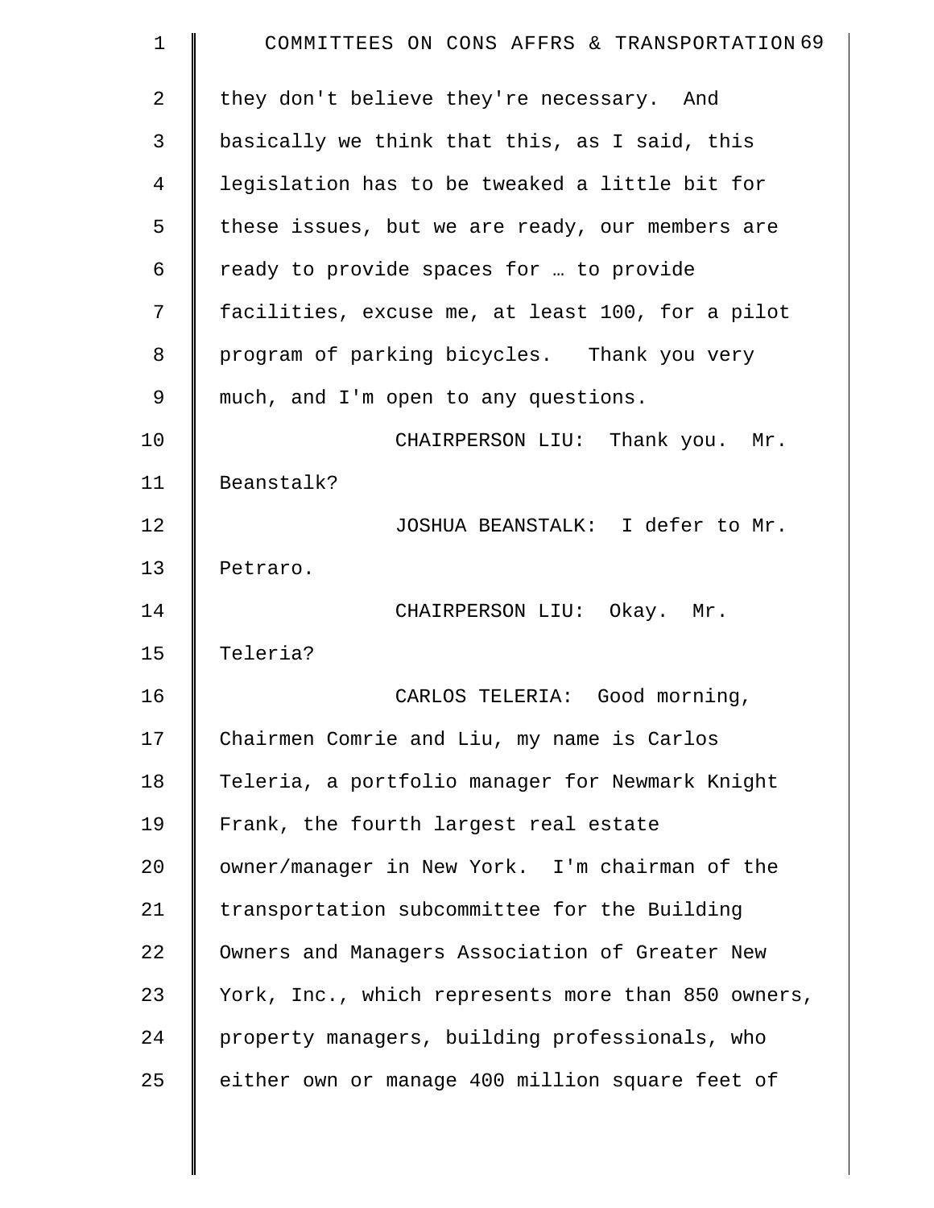they don't believe they're necessary. And basically we think that this, as I said, this legislation has to be tweaked a little bit for these issues, but we are ready, our members are ready to provide spaces for … to provide facilities, excuse me, at least 100, for a pilot program of parking bicycles. Thank you very much, and I'm open to any questions.

CHAIRPERSON LIU: Thank you. Mr. Beanstalk?

JOSHUA BEANSTALK: I defer to Mr. Petraro.

CHAIRPERSON LIU: Okay. Mr. Teleria?

CARLOS TELERIA: Good morning, Chairmen Comrie and Liu, my name is Carlos Teleria, a portfolio manager for Newmark Knight Frank, the fourth largest real estate owner/manager in New York. I'm chairman of the transportation subcommittee for the Building Owners and Managers Association of Greater New York, Inc., which represents more than 850 owners, property managers, building professionals, who either own or manage 400 million square feet of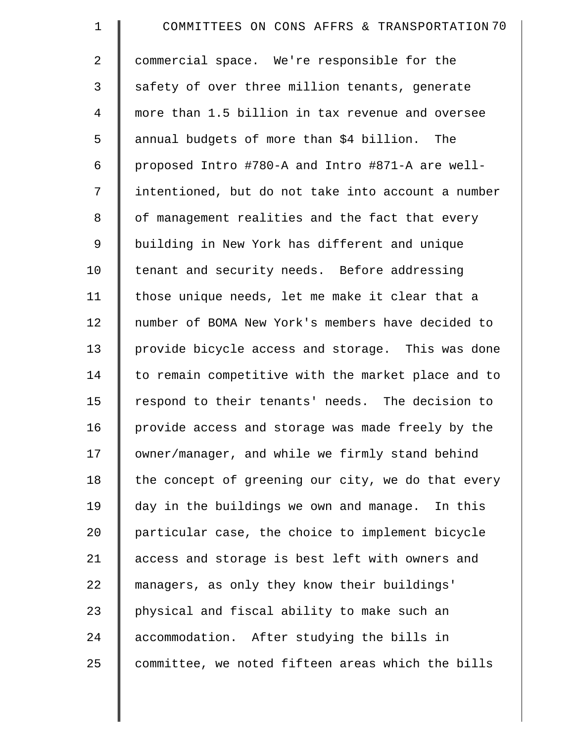commercial space. We're responsible for the safety of over three million tenants, generate more than 1.5 billion in tax revenue and oversee annual budgets of more than $4 billion. The proposed Intro #780-A and Intro #871-A are well-intentioned, but do not take into account a number of management realities and the fact that every building in New York has different and unique tenant and security needs. Before addressing those unique needs, let me make it clear that a number of BOMA New York's members have decided to provide bicycle access and storage. This was done to remain competitive with the market place and to respond to their tenants' needs. The decision to provide access and storage was made freely by the owner/manager, and while we firmly stand behind the concept of greening our city, we do that every day in the buildings we own and manage. In this particular case, the choice to implement bicycle access and storage is best left with owners and managers, as only they know their buildings' physical and fiscal ability to make such an accommodation. After studying the bills in committee, we noted fifteen areas which the bills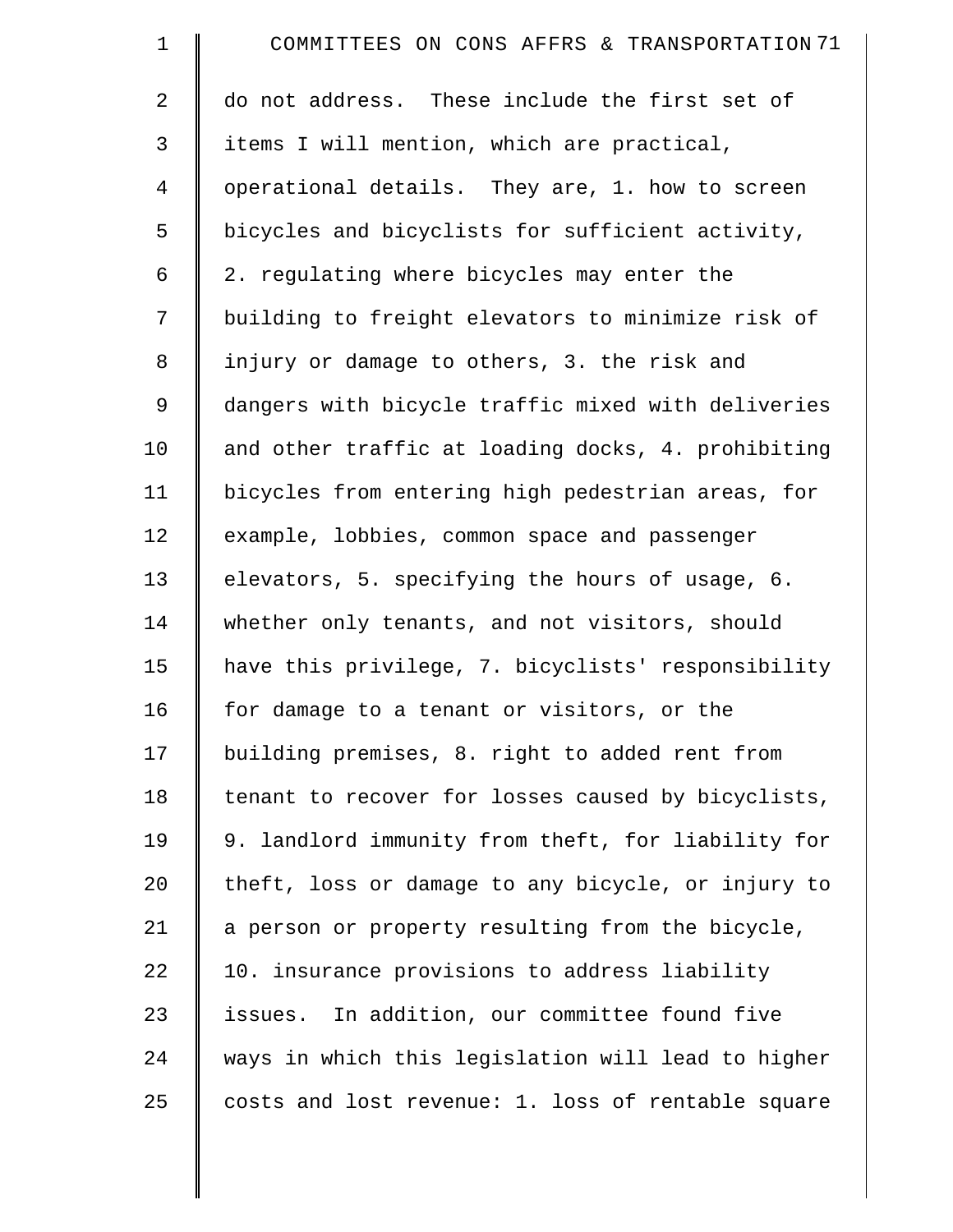do not address. These include the first set of items I will mention, which are practical, operational details. They are, 1. how to screen bicycles and bicyclists for sufficient activity, 2. regulating where bicycles may enter the building to freight elevators to minimize risk of injury or damage to others, 3. the risk and dangers with bicycle traffic mixed with deliveries and other traffic at loading docks, 4. prohibiting bicycles from entering high pedestrian areas, for example, lobbies, common space and passenger elevators, 5. specifying the hours of usage, 6. whether only tenants, and not visitors, should have this privilege, 7. bicyclists' responsibility for damage to a tenant or visitors, or the building premises, 8. right to added rent from tenant to recover for losses caused by bicyclists, 9. landlord immunity from theft, for liability for theft, loss or damage to any bicycle, or injury to a person or property resulting from the bicycle, 10. insurance provisions to address liability issues. In addition, our committee found five ways in which this legislation will lead to higher costs and lost revenue: 1. loss of rentable square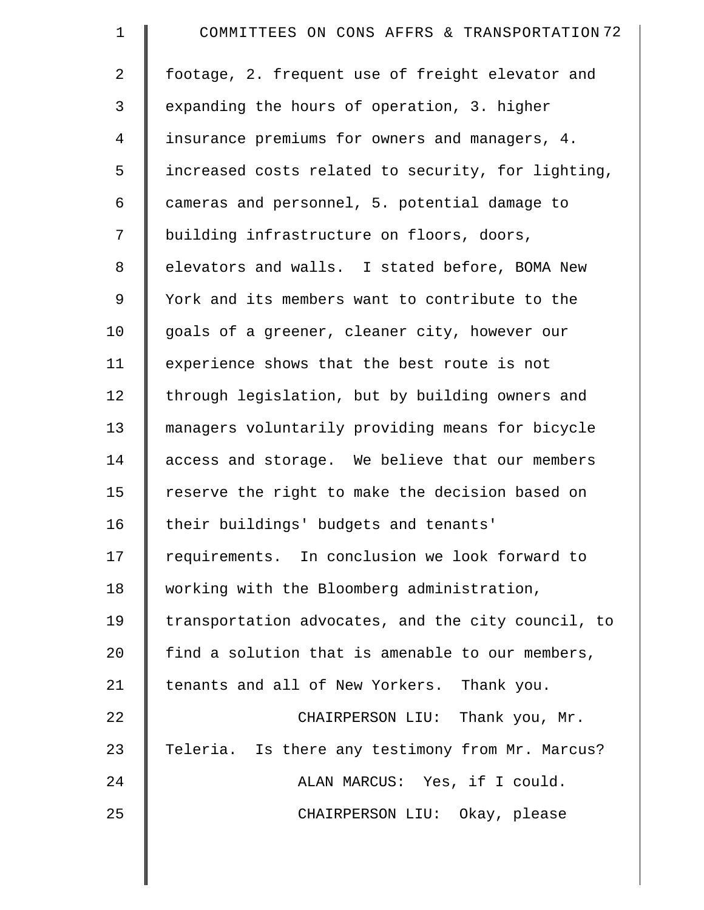footage, 2. frequent use of freight elevator and expanding the hours of operation, 3. higher insurance premiums for owners and managers, 4. increased costs related to security, for lighting, cameras and personnel, 5. potential damage to building infrastructure on floors, doors, elevators and walls. I stated before, BOMA New York and its members want to contribute to the goals of a greener, cleaner city, however our experience shows that the best route is not through legislation, but by building owners and managers voluntarily providing means for bicycle access and storage. We believe that our members reserve the right to make the decision based on their buildings' budgets and tenants' requirements. In conclusion we look forward to working with the Bloomberg administration, transportation advocates, and the city council, to find a solution that is amenable to our members, tenants and all of New Yorkers. Thank you.

CHAIRPERSON LIU: Thank you, Mr. Teleria. Is there any testimony from Mr. Marcus?

ALAN MARCUS: Yes, if I could.

CHAIRPERSON LIU: Okay, please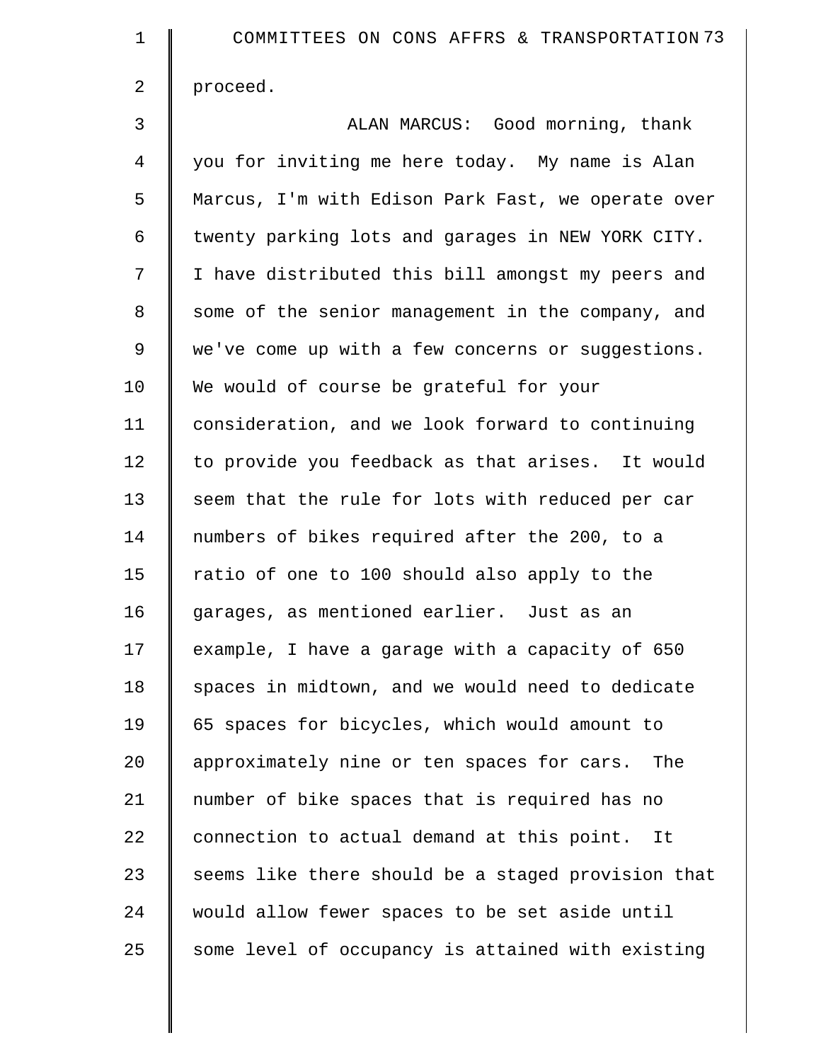proceed.

ALAN MARCUS: Good morning, thank you for inviting me here today. My name is Alan Marcus, I'm with Edison Park Fast, we operate over twenty parking lots and garages in NEW YORK CITY. I have distributed this bill amongst my peers and some of the senior management in the company, and we've come up with a few concerns or suggestions. We would of course be grateful for your consideration, and we look forward to continuing to provide you feedback as that arises. It would seem that the rule for lots with reduced per car numbers of bikes required after the 200, to a ratio of one to 100 should also apply to the garages, as mentioned earlier. Just as an example, I have a garage with a capacity of 650 spaces in midtown, and we would need to dedicate 65 spaces for bicycles, which would amount to approximately nine or ten spaces for cars. The number of bike spaces that is required has no connection to actual demand at this point. It seems like there should be a staged provision that would allow fewer spaces to be set aside until some level of occupancy is attained with existing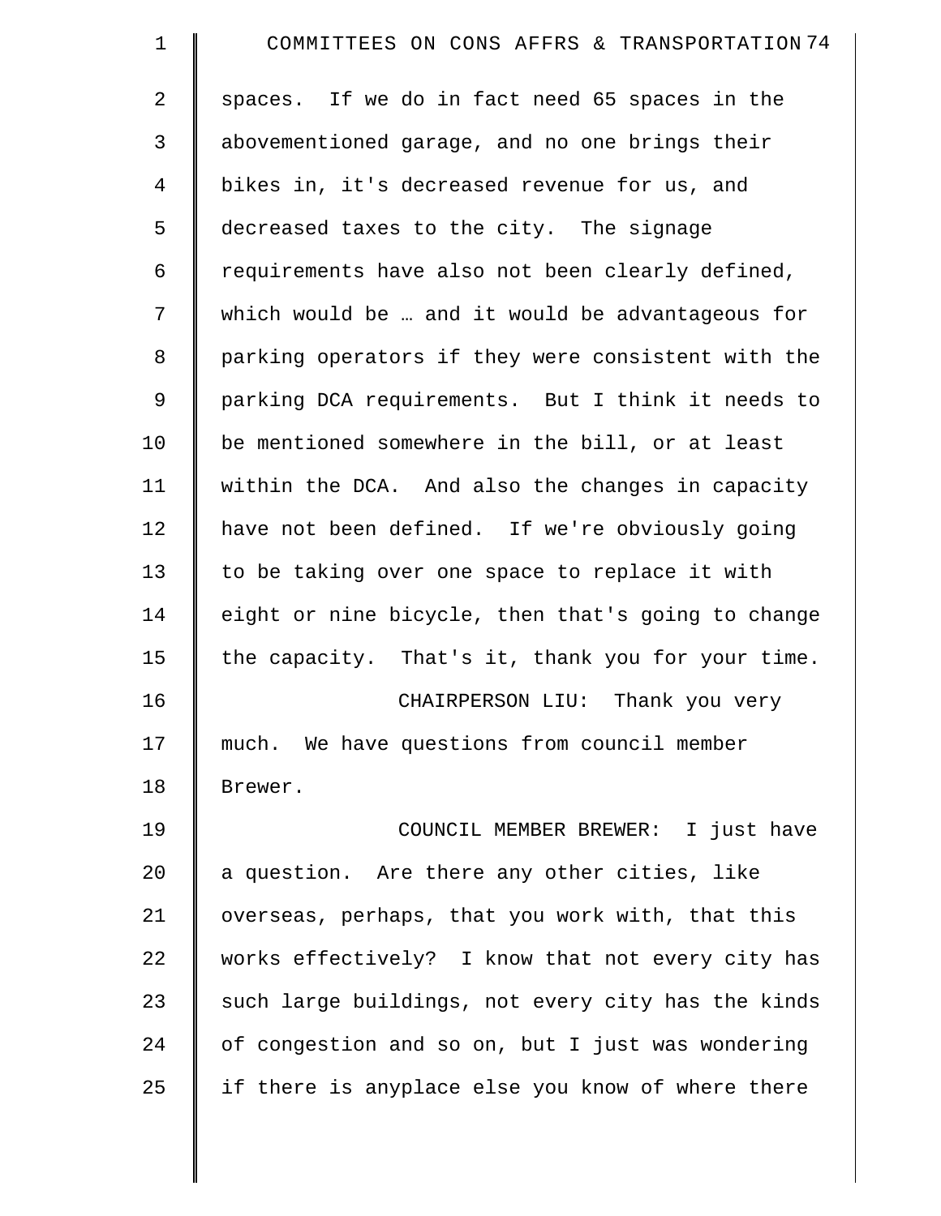spaces. If we do in fact need 65 spaces in the abovementioned garage, and no one brings their bikes in, it's decreased revenue for us, and decreased taxes to the city. The signage requirements have also not been clearly defined, which would be … and it would be advantageous for parking operators if they were consistent with the parking DCA requirements. But I think it needs to be mentioned somewhere in the bill, or at least within the DCA. And also the changes in capacity have not been defined. If we're obviously going to be taking over one space to replace it with eight or nine bicycle, then that's going to change the capacity. That's it, thank you for your time.

CHAIRPERSON LIU: Thank you very much. We have questions from council member Brewer.

COUNCIL MEMBER BREWER: I just have a question. Are there any other cities, like overseas, perhaps, that you work with, that this works effectively? I know that not every city has such large buildings, not every city has the kinds of congestion and so on, but I just was wondering if there is anyplace else you know of where there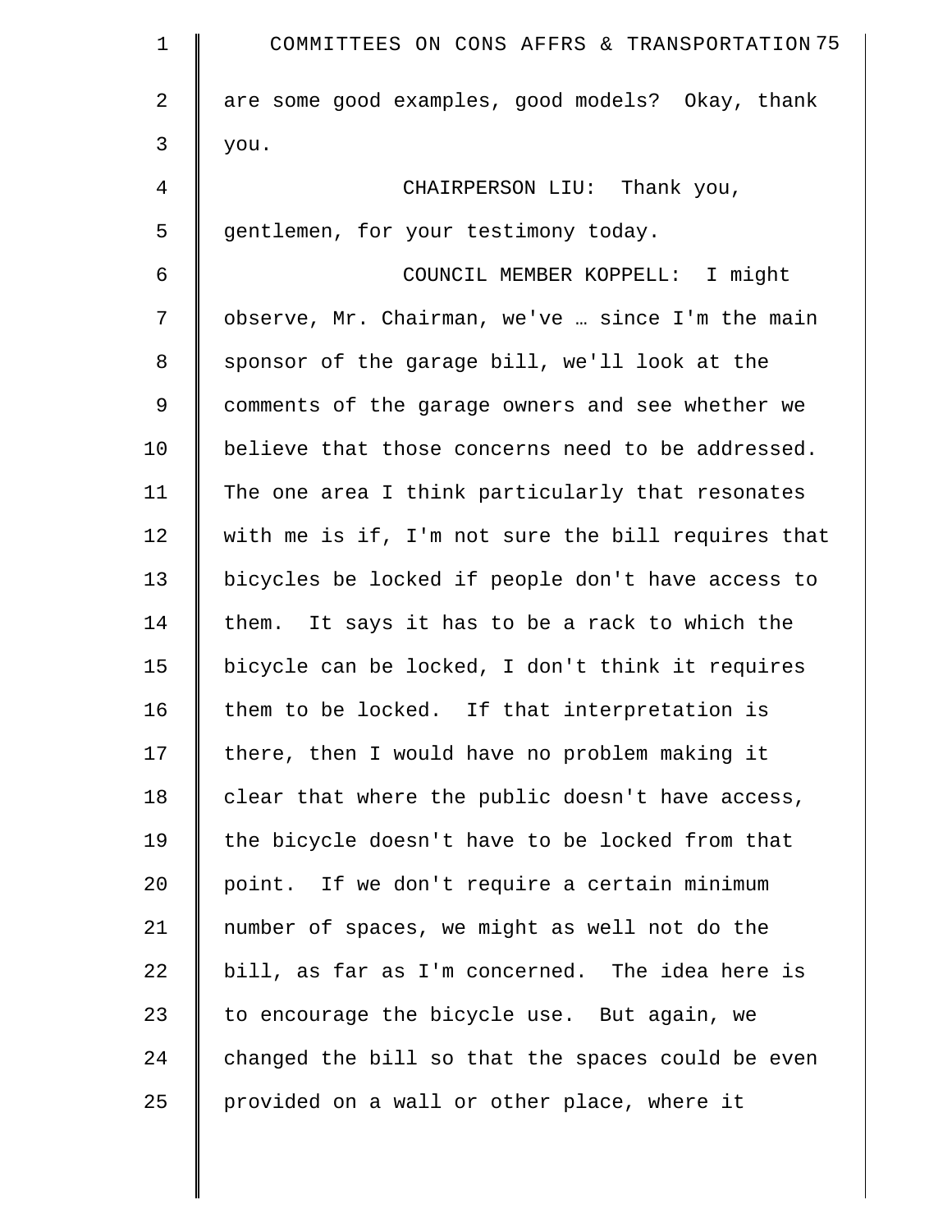are some good examples, good models? Okay, thank you.

CHAIRPERSON LIU: Thank you, gentlemen, for your testimony today.

COUNCIL MEMBER KOPPELL: I might observe, Mr. Chairman, we've … since I'm the main sponsor of the garage bill, we'll look at the comments of the garage owners and see whether we believe that those concerns need to be addressed. The one area I think particularly that resonates with me is if, I'm not sure the bill requires that bicycles be locked if people don't have access to them. It says it has to be a rack to which the bicycle can be locked, I don't think it requires them to be locked. If that interpretation is there, then I would have no problem making it clear that where the public doesn't have access, the bicycle doesn't have to be locked from that point. If we don't require a certain minimum number of spaces, we might as well not do the bill, as far as I'm concerned. The idea here is to encourage the bicycle use. But again, we changed the bill so that the spaces could be even provided on a wall or other place, where it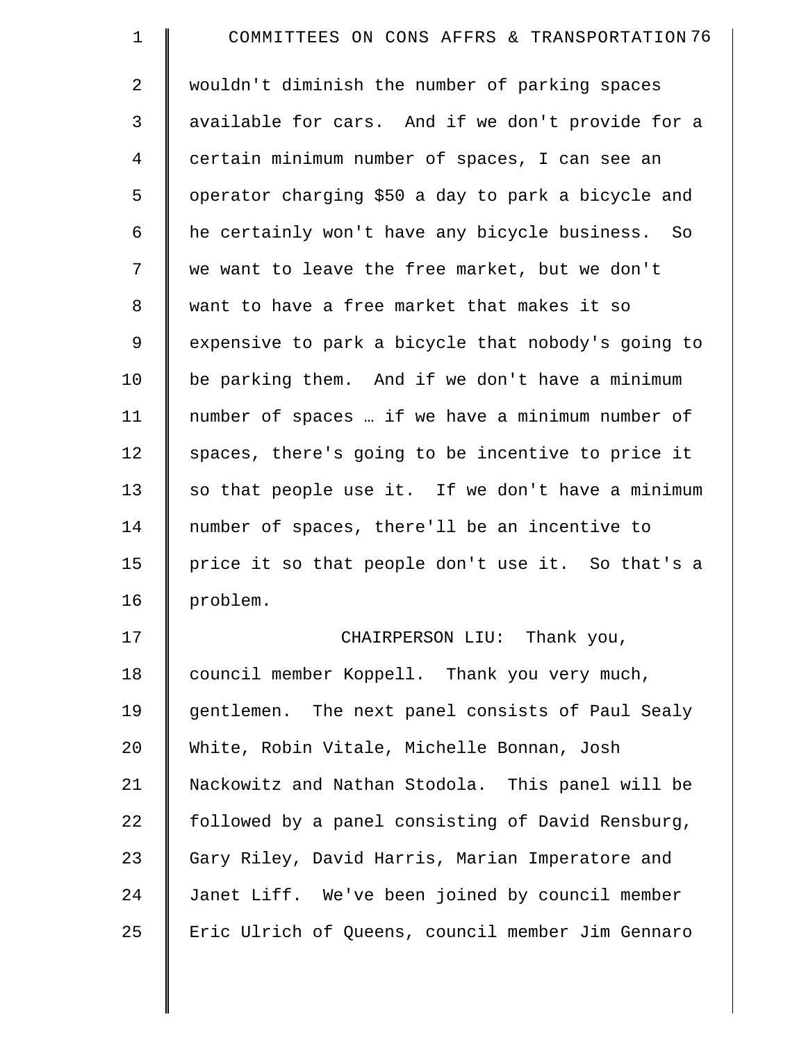wouldn't diminish the number of parking spaces available for cars. And if we don't provide for a certain minimum number of spaces, I can see an operator charging $50 a day to park a bicycle and he certainly won't have any bicycle business. So we want to leave the free market, but we don't want to have a free market that makes it so expensive to park a bicycle that nobody's going to be parking them. And if we don't have a minimum number of spaces … if we have a minimum number of spaces, there's going to be incentive to price it so that people use it. If we don't have a minimum number of spaces, there'll be an incentive to price it so that people don't use it. So that's a problem.

CHAIRPERSON LIU: Thank you, council member Koppell. Thank you very much, gentlemen. The next panel consists of Paul Sealy White, Robin Vitale, Michelle Bonnan, Josh Nackowitz and Nathan Stodola. This panel will be followed by a panel consisting of David Rensburg, Gary Riley, David Harris, Marian Imperatore and Janet Liff. We've been joined by council member Eric Ulrich of Queens, council member Jim Gennaro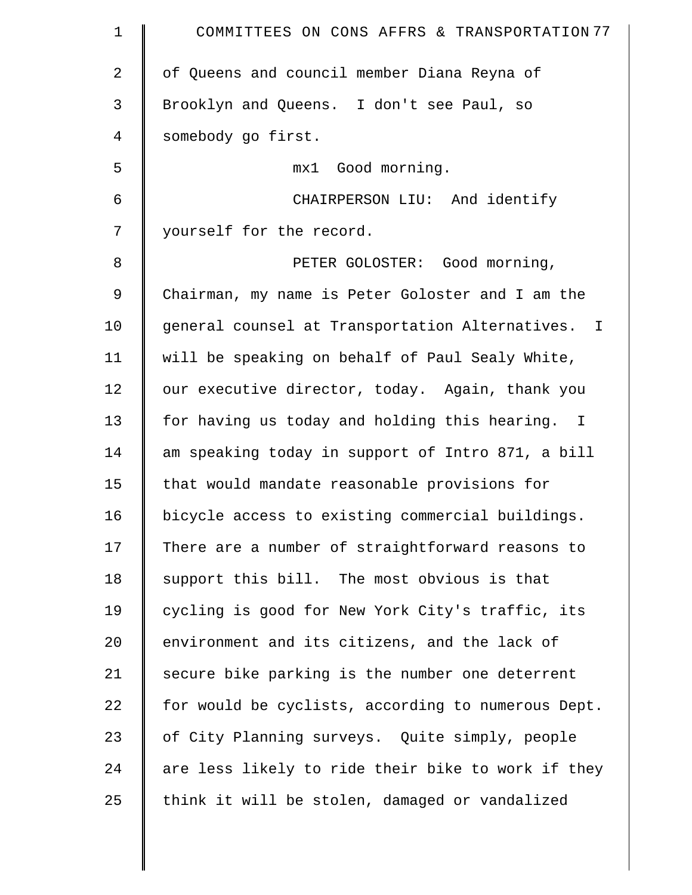of Queens and council member Diana Reyna of Brooklyn and Queens. I don't see Paul, so somebody go first.

mx1 Good morning.

CHAIRPERSON LIU: And identify yourself for the record.

PETER GOLOSTER: Good morning, Chairman, my name is Peter Goloster and I am the general counsel at Transportation Alternatives. I will be speaking on behalf of Paul Sealy White, our executive director, today. Again, thank you for having us today and holding this hearing. I am speaking today in support of Intro 871, a bill that would mandate reasonable provisions for bicycle access to existing commercial buildings. There are a number of straightforward reasons to support this bill. The most obvious is that cycling is good for New York City's traffic, its environment and its citizens, and the lack of secure bike parking is the number one deterrent for would be cyclists, according to numerous Dept. of City Planning surveys. Quite simply, people are less likely to ride their bike to work if they think it will be stolen, damaged or vandalized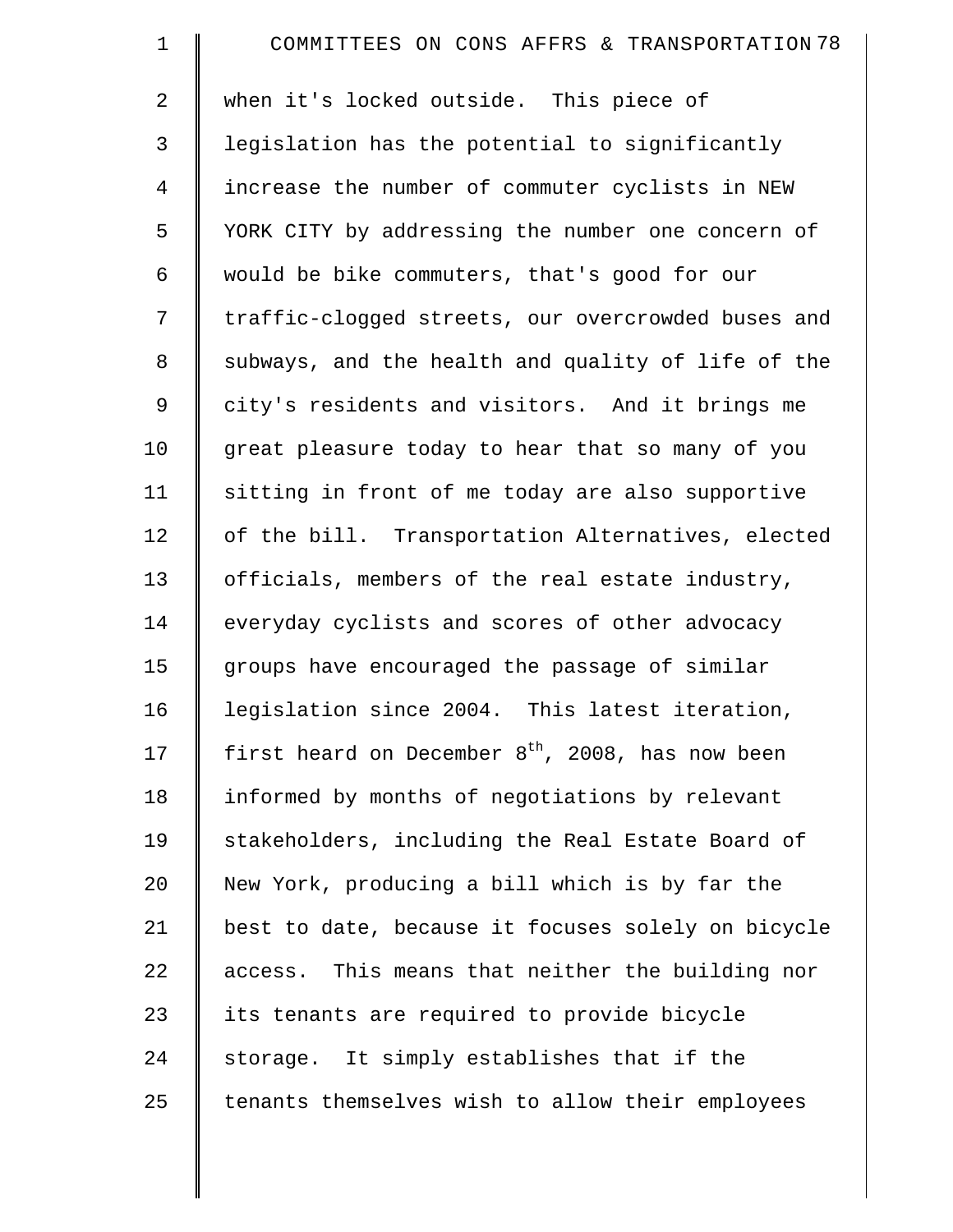when it's locked outside. This piece of legislation has the potential to significantly increase the number of commuter cyclists in NEW YORK CITY by addressing the number one concern of would be bike commuters, that's good for our traffic-clogged streets, our overcrowded buses and subways, and the health and quality of life of the city's residents and visitors. And it brings me great pleasure today to hear that so many of you sitting in front of me today are also supportive of the bill. Transportation Alternatives, elected officials, members of the real estate industry, everyday cyclists and scores of other advocacy groups have encouraged the passage of similar legislation since 2004. This latest iteration, first heard on December 8th, 2008, has now been informed by months of negotiations by relevant stakeholders, including the Real Estate Board of New York, producing a bill which is by far the best to date, because it focuses solely on bicycle access. This means that neither the building nor its tenants are required to provide bicycle storage. It simply establishes that if the tenants themselves wish to allow their employees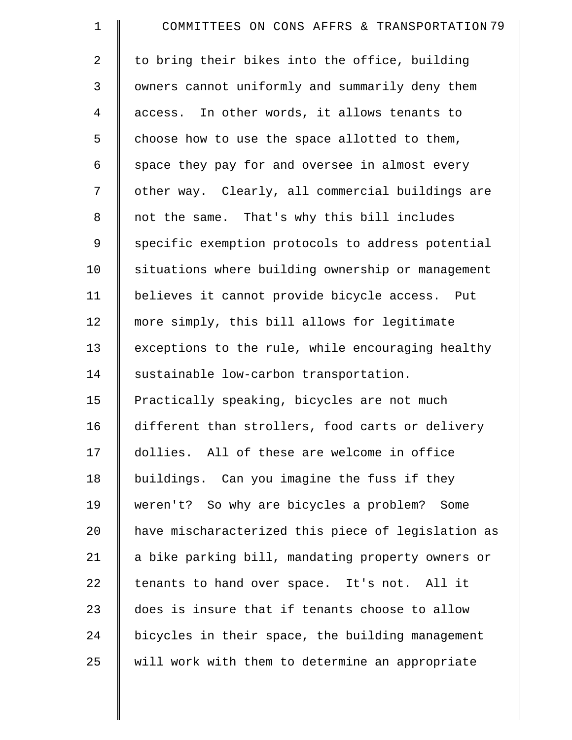to bring their bikes into the office, building owners cannot uniformly and summarily deny them access. In other words, it allows tenants to choose how to use the space allotted to them, space they pay for and oversee in almost every other way. Clearly, all commercial buildings are not the same. That's why this bill includes specific exemption protocols to address potential situations where building ownership or management believes it cannot provide bicycle access. Put more simply, this bill allows for legitimate exceptions to the rule, while encouraging healthy sustainable low-carbon transportation. Practically speaking, bicycles are not much different than strollers, food carts or delivery dollies. All of these are welcome in office buildings. Can you imagine the fuss if they weren't? So why are bicycles a problem? Some have mischaracterized this piece of legislation as a bike parking bill, mandating property owners or tenants to hand over space. It's not. All it does is insure that if tenants choose to allow bicycles in their space, the building management will work with them to determine an appropriate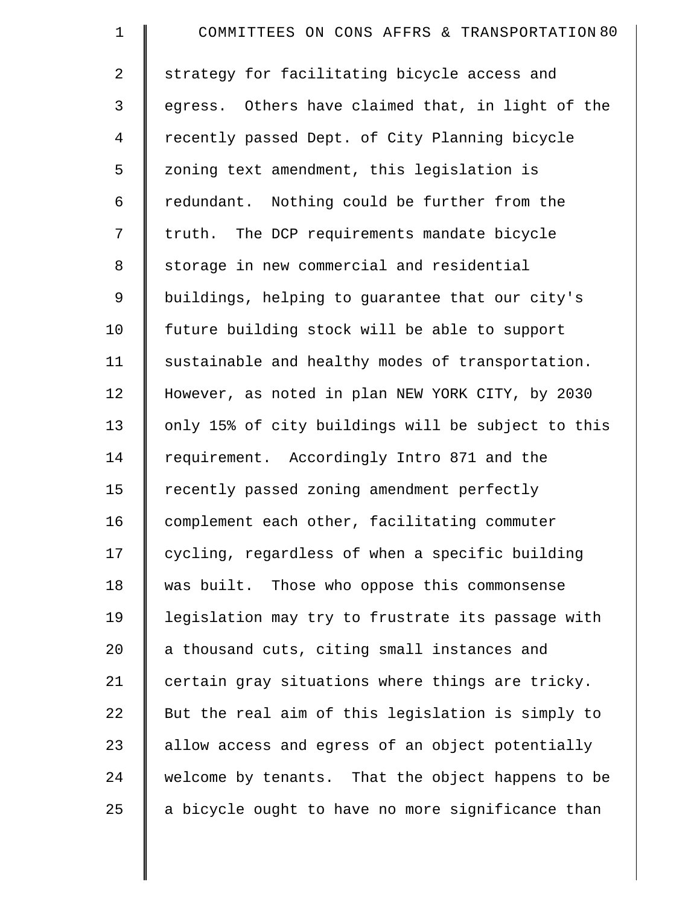strategy for facilitating bicycle access and egress. Others have claimed that, in light of the recently passed Dept. of City Planning bicycle zoning text amendment, this legislation is redundant. Nothing could be further from the truth. The DCP requirements mandate bicycle storage in new commercial and residential buildings, helping to guarantee that our city's future building stock will be able to support sustainable and healthy modes of transportation. However, as noted in plan NEW YORK CITY, by 2030 only 15% of city buildings will be subject to this requirement. Accordingly Intro 871 and the recently passed zoning amendment perfectly complement each other, facilitating commuter cycling, regardless of when a specific building was built. Those who oppose this commonsense legislation may try to frustrate its passage with a thousand cuts, citing small instances and certain gray situations where things are tricky. But the real aim of this legislation is simply to allow access and egress of an object potentially welcome by tenants. That the object happens to be a bicycle ought to have no more significance than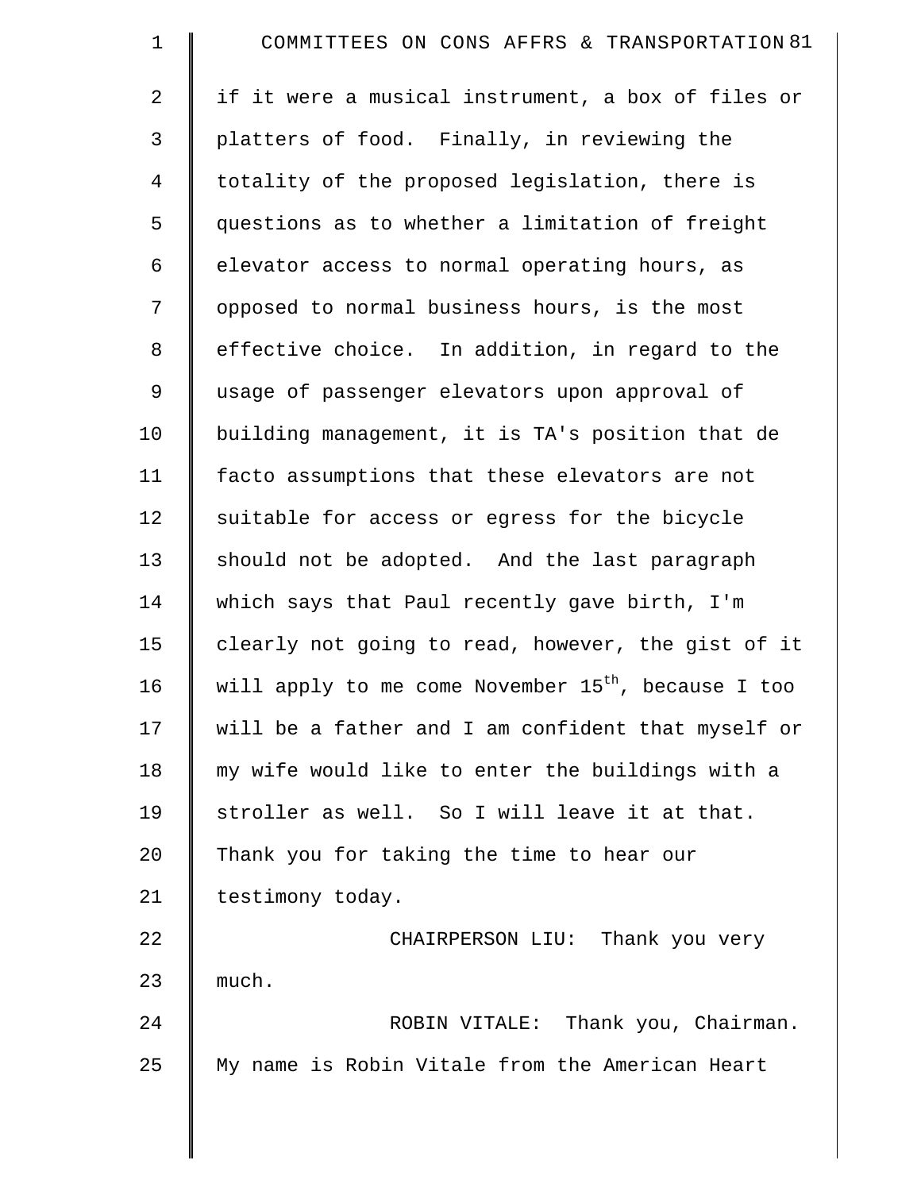if it were a musical instrument, a box of files or platters of food. Finally, in reviewing the totality of the proposed legislation, there is questions as to whether a limitation of freight elevator access to normal operating hours, as opposed to normal business hours, is the most effective choice. In addition, in regard to the usage of passenger elevators upon approval of building management, it is TA's position that de facto assumptions that these elevators are not suitable for access or egress for the bicycle should not be adopted. And the last paragraph which says that Paul recently gave birth, I'm clearly not going to read, however, the gist of it will apply to me come November 15th, because I too will be a father and I am confident that myself or my wife would like to enter the buildings with a stroller as well. So I will leave it at that. Thank you for taking the time to hear our testimony today.

CHAIRPERSON LIU: Thank you very much.

ROBIN VITALE: Thank you, Chairman. My name is Robin Vitale from the American Heart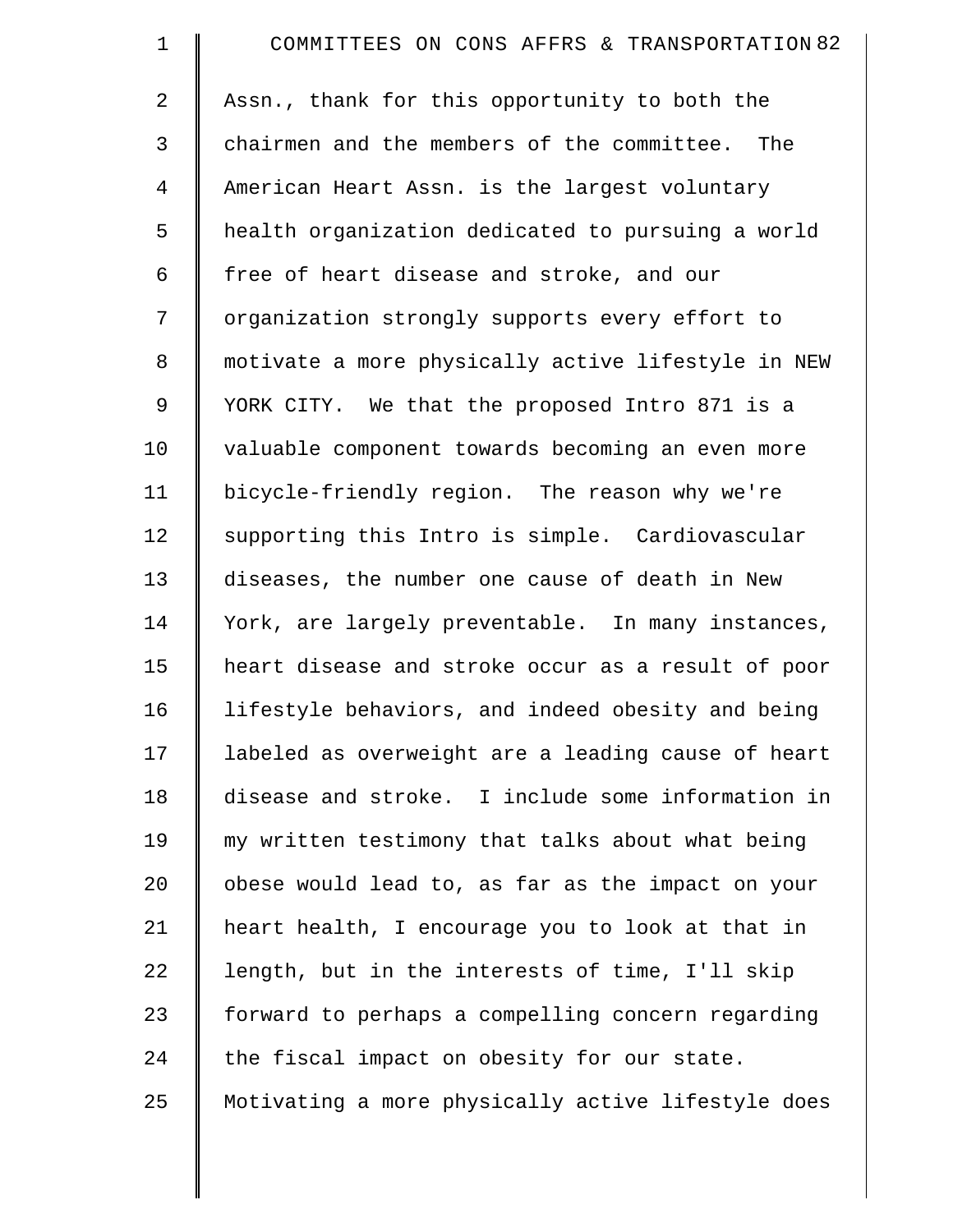Assn., thank for this opportunity to both the chairmen and the members of the committee. The American Heart Assn. is the largest voluntary health organization dedicated to pursuing a world free of heart disease and stroke, and our organization strongly supports every effort to motivate a more physically active lifestyle in NEW YORK CITY. We that the proposed Intro 871 is a valuable component towards becoming an even more bicycle-friendly region. The reason why we're supporting this Intro is simple. Cardiovascular diseases, the number one cause of death in New York, are largely preventable. In many instances, heart disease and stroke occur as a result of poor lifestyle behaviors, and indeed obesity and being labeled as overweight are a leading cause of heart disease and stroke. I include some information in my written testimony that talks about what being obese would lead to, as far as the impact on your heart health, I encourage you to look at that in length, but in the interests of time, I'll skip forward to perhaps a compelling concern regarding the fiscal impact on obesity for our state. Motivating a more physically active lifestyle does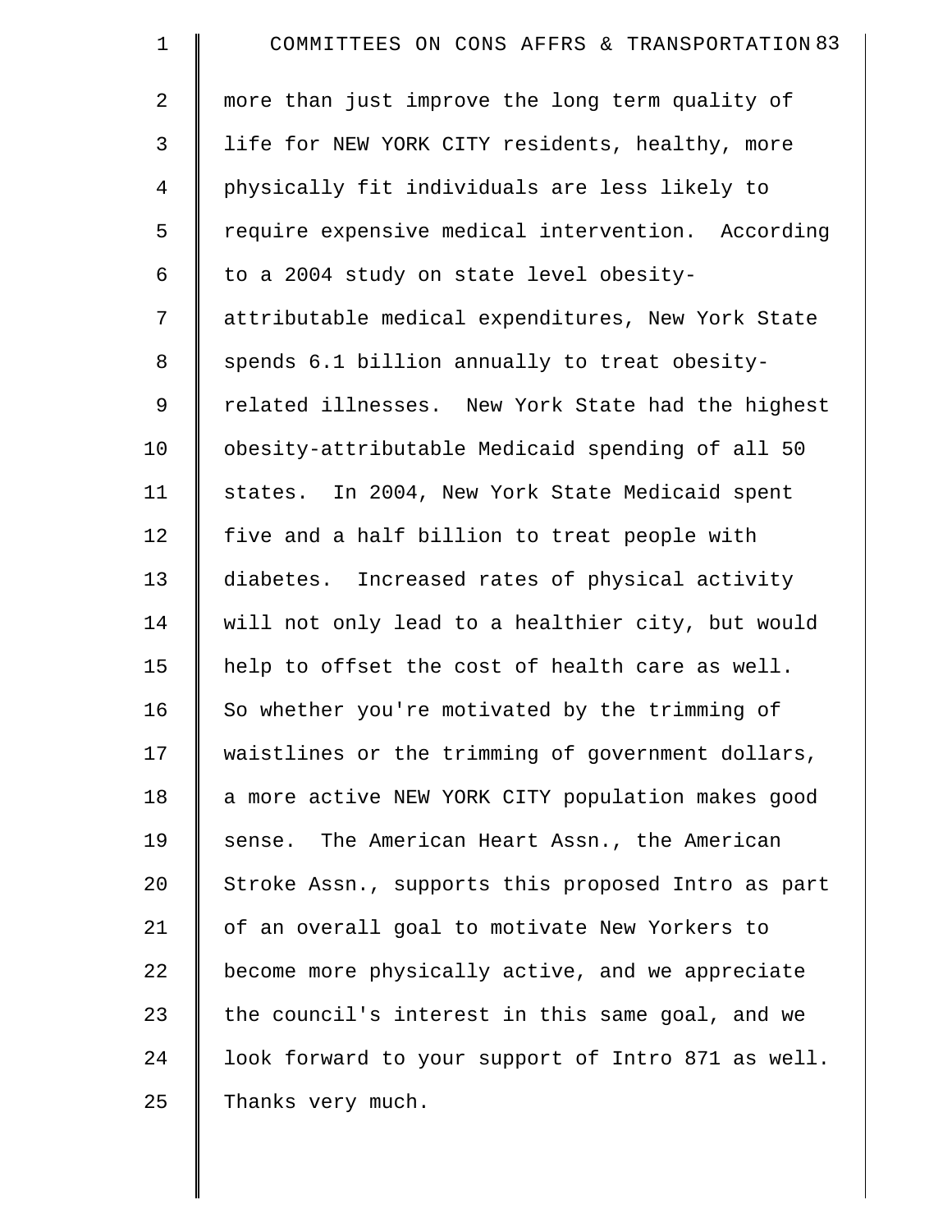more than just improve the long term quality of life for NEW YORK CITY residents, healthy, more physically fit individuals are less likely to require expensive medical intervention. According to a 2004 study on state level obesity-attributable medical expenditures, New York State spends 6.1 billion annually to treat obesity-related illnesses. New York State had the highest obesity-attributable Medicaid spending of all 50 states. In 2004, New York State Medicaid spent five and a half billion to treat people with diabetes. Increased rates of physical activity will not only lead to a healthier city, but would help to offset the cost of health care as well. So whether you're motivated by the trimming of waistlines or the trimming of government dollars, a more active NEW YORK CITY population makes good sense. The American Heart Assn., the American Stroke Assn., supports this proposed Intro as part of an overall goal to motivate New Yorkers to become more physically active, and we appreciate the council's interest in this same goal, and we look forward to your support of Intro 871 as well. Thanks very much.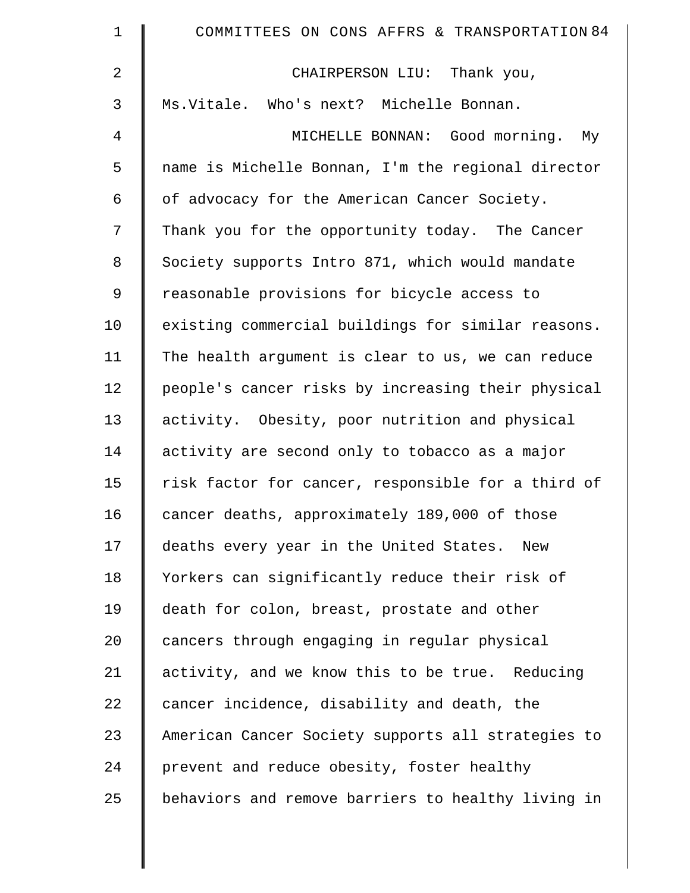CHAIRPERSON LIU: Thank you, Ms.Vitale. Who's next? Michelle Bonnan.

MICHELLE BONNAN: Good morning. My name is Michelle Bonnan, I'm the regional director of advocacy for the American Cancer Society. Thank you for the opportunity today. The Cancer Society supports Intro 871, which would mandate reasonable provisions for bicycle access to existing commercial buildings for similar reasons. The health argument is clear to us, we can reduce people's cancer risks by increasing their physical activity. Obesity, poor nutrition and physical activity are second only to tobacco as a major risk factor for cancer, responsible for a third of cancer deaths, approximately 189,000 of those deaths every year in the United States. New Yorkers can significantly reduce their risk of death for colon, breast, prostate and other cancers through engaging in regular physical activity, and we know this to be true. Reducing cancer incidence, disability and death, the American Cancer Society supports all strategies to prevent and reduce obesity, foster healthy behaviors and remove barriers to healthy living in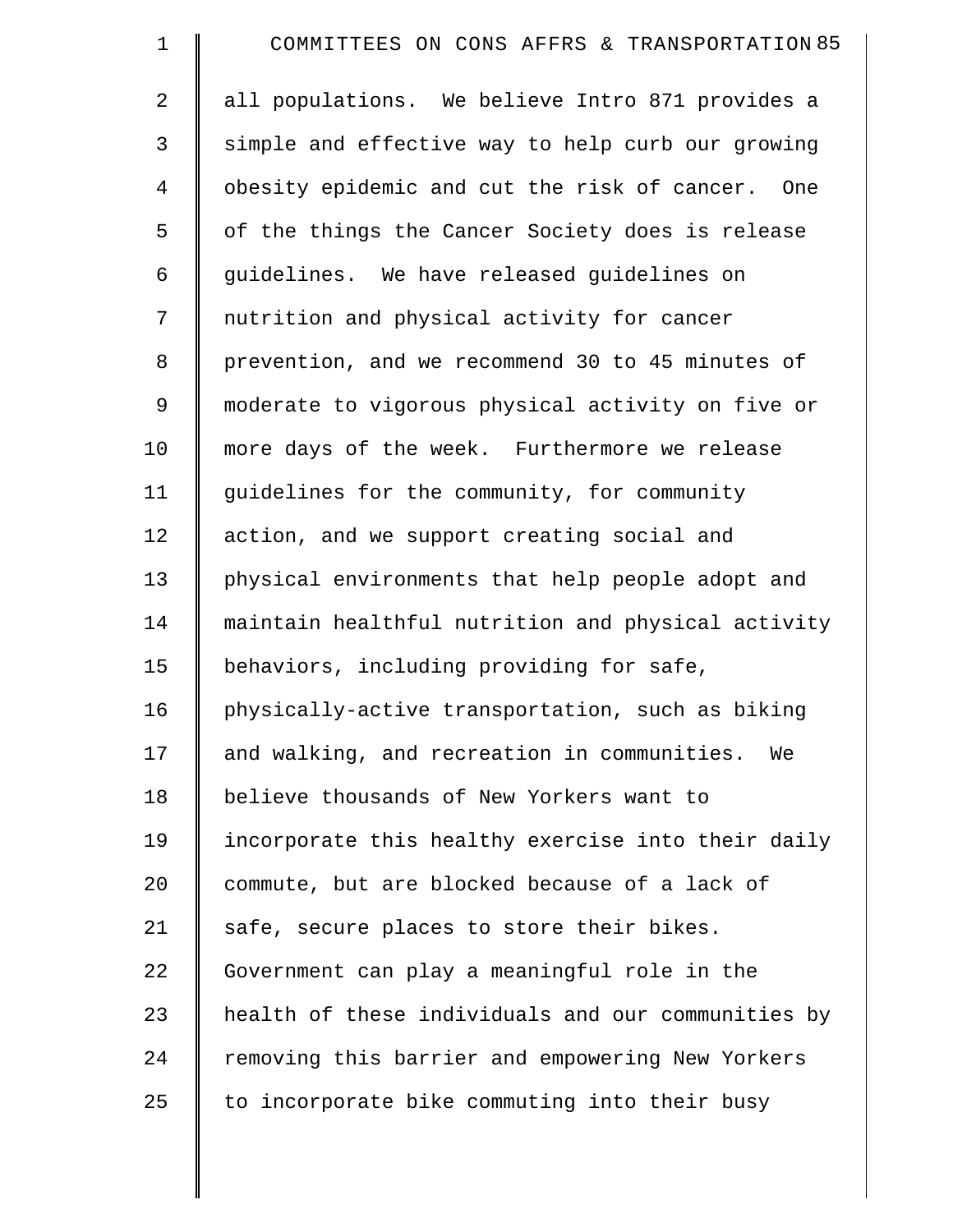all populations. We believe Intro 871 provides a simple and effective way to help curb our growing obesity epidemic and cut the risk of cancer. One of the things the Cancer Society does is release guidelines. We have released guidelines on nutrition and physical activity for cancer prevention, and we recommend 30 to 45 minutes of moderate to vigorous physical activity on five or more days of the week. Furthermore we release guidelines for the community, for community action, and we support creating social and physical environments that help people adopt and maintain healthful nutrition and physical activity behaviors, including providing for safe, physically-active transportation, such as biking and walking, and recreation in communities. We believe thousands of New Yorkers want to incorporate this healthy exercise into their daily commute, but are blocked because of a lack of safe, secure places to store their bikes. Government can play a meaningful role in the health of these individuals and our communities by removing this barrier and empowering New Yorkers to incorporate bike commuting into their busy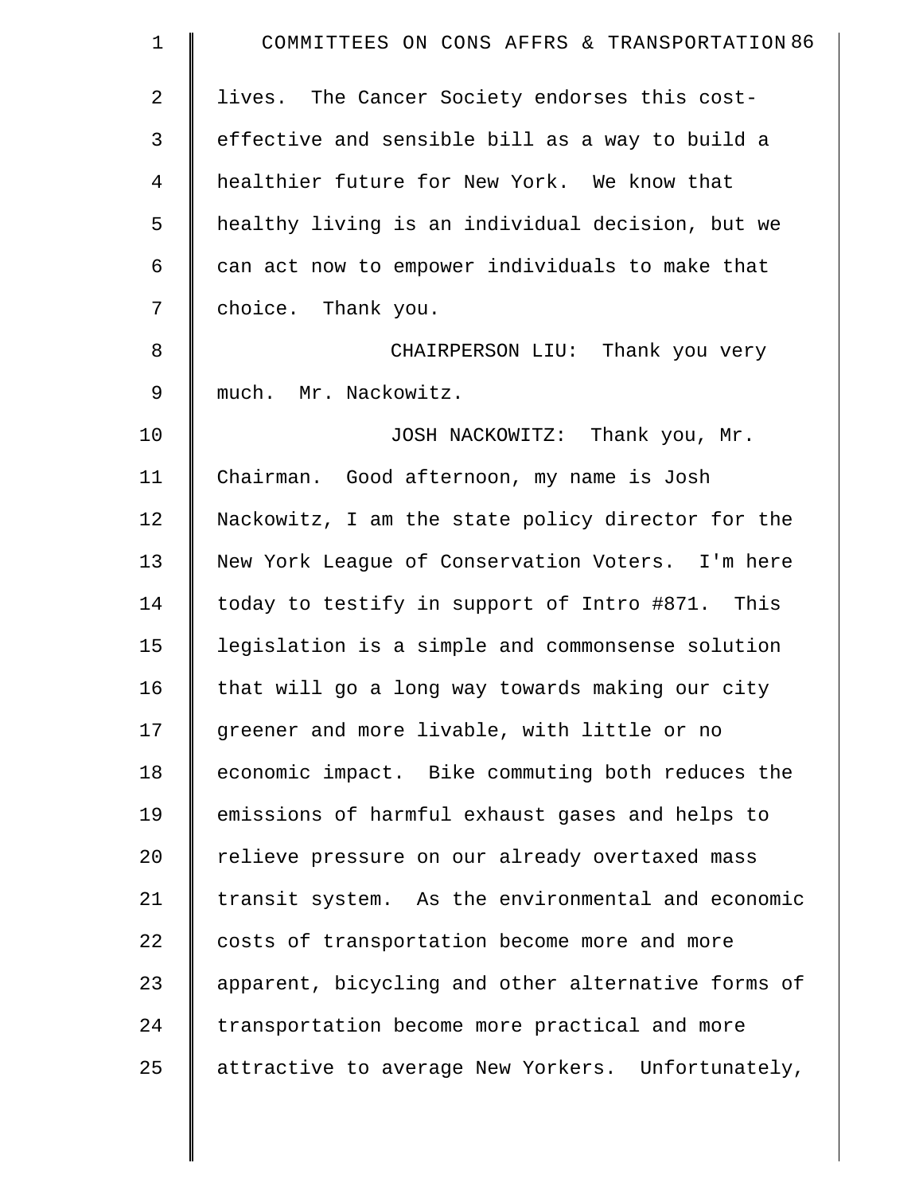lives. The Cancer Society endorses this cost-effective and sensible bill as a way to build a healthier future for New York. We know that healthy living is an individual decision, but we can act now to empower individuals to make that choice. Thank you.

CHAIRPERSON LIU: Thank you very much. Mr. Nackowitz.

JOSH NACKOWITZ: Thank you, Mr. Chairman. Good afternoon, my name is Josh Nackowitz, I am the state policy director for the New York League of Conservation Voters. I'm here today to testify in support of Intro #871. This legislation is a simple and commonsense solution that will go a long way towards making our city greener and more livable, with little or no economic impact. Bike commuting both reduces the emissions of harmful exhaust gases and helps to relieve pressure on our already overtaxed mass transit system. As the environmental and economic costs of transportation become more and more apparent, bicycling and other alternative forms of transportation become more practical and more attractive to average New Yorkers. Unfortunately,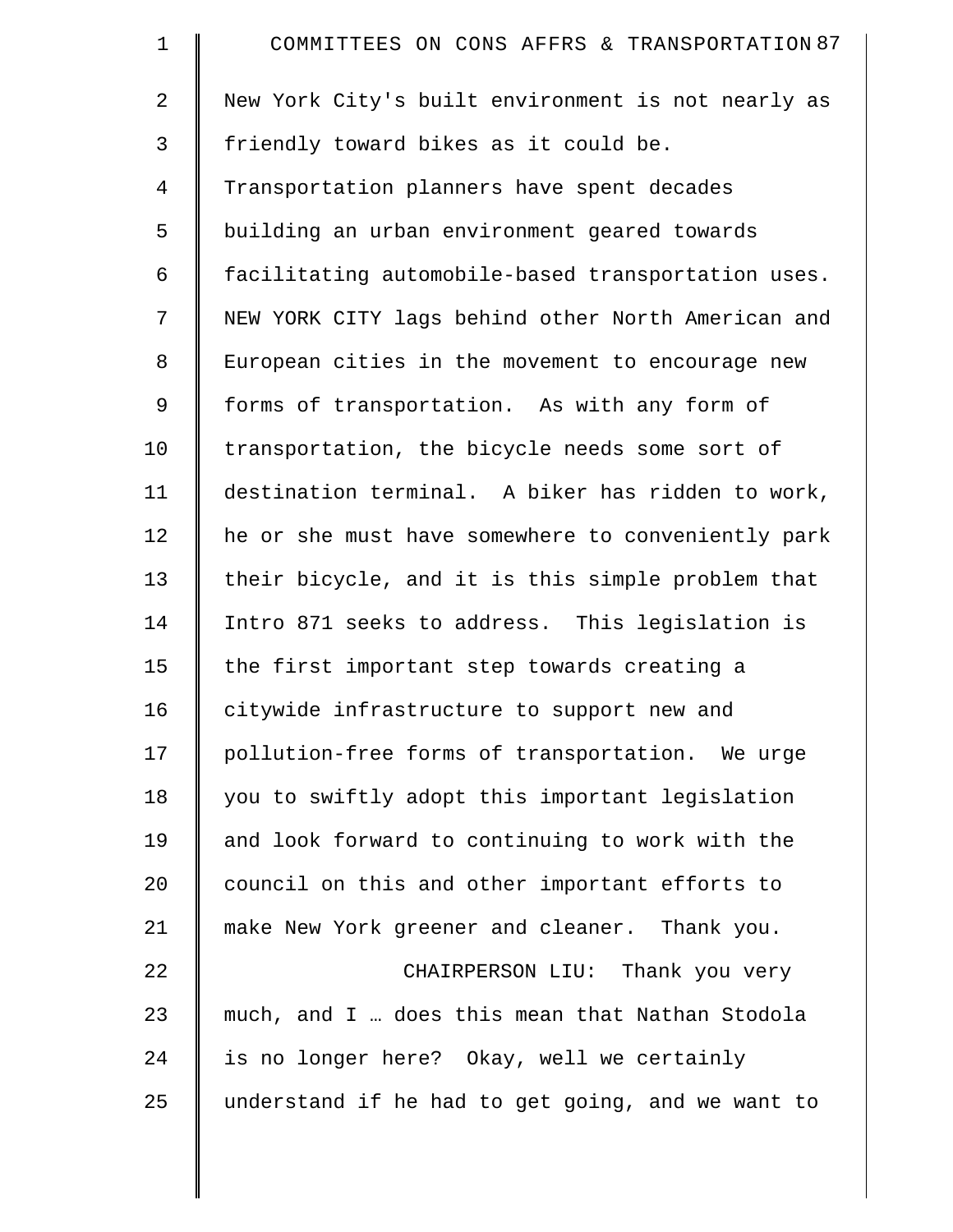New York City's built environment is not nearly as friendly toward bikes as it could be. Transportation planners have spent decades building an urban environment geared towards facilitating automobile-based transportation uses. NEW YORK CITY lags behind other North American and European cities in the movement to encourage new forms of transportation. As with any form of transportation, the bicycle needs some sort of destination terminal. A biker has ridden to work, he or she must have somewhere to conveniently park their bicycle, and it is this simple problem that Intro 871 seeks to address. This legislation is the first important step towards creating a citywide infrastructure to support new and pollution-free forms of transportation. We urge you to swiftly adopt this important legislation and look forward to continuing to work with the council on this and other important efforts to make New York greener and cleaner. Thank you.

CHAIRPERSON LIU: Thank you very much, and I … does this mean that Nathan Stodola is no longer here? Okay, well we certainly understand if he had to get going, and we want to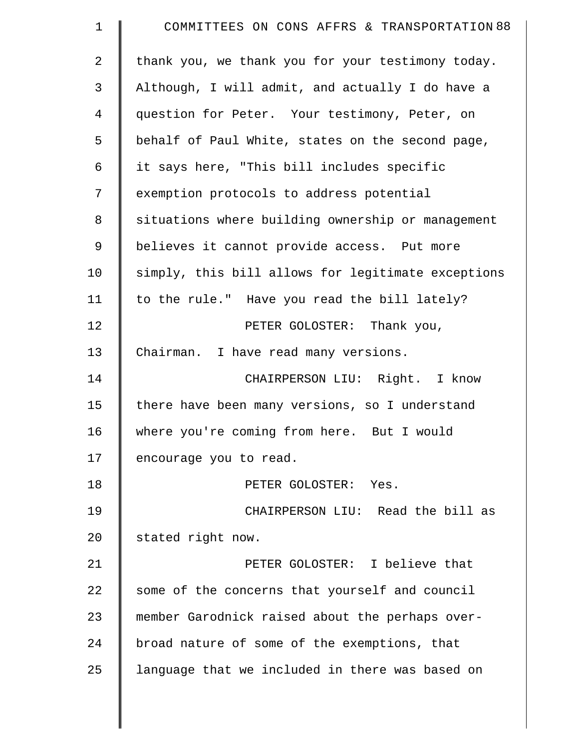thank you, we thank you for your testimony today. Although, I will admit, and actually I do have a question for Peter. Your testimony, Peter, on behalf of Paul White, states on the second page, it says here, "This bill includes specific exemption protocols to address potential situations where building ownership or management believes it cannot provide access. Put more simply, this bill allows for legitimate exceptions to the rule." Have you read the bill lately?

PETER GOLOSTER: Thank you, Chairman. I have read many versions.

CHAIRPERSON LIU: Right. I know there have been many versions, so I understand where you're coming from here. But I would encourage you to read.

PETER GOLOSTER: Yes.

CHAIRPERSON LIU: Read the bill as stated right now.

PETER GOLOSTER: I believe that some of the concerns that yourself and council member Garodnick raised about the perhaps over-broad nature of some of the exemptions, that language that we included in there was based on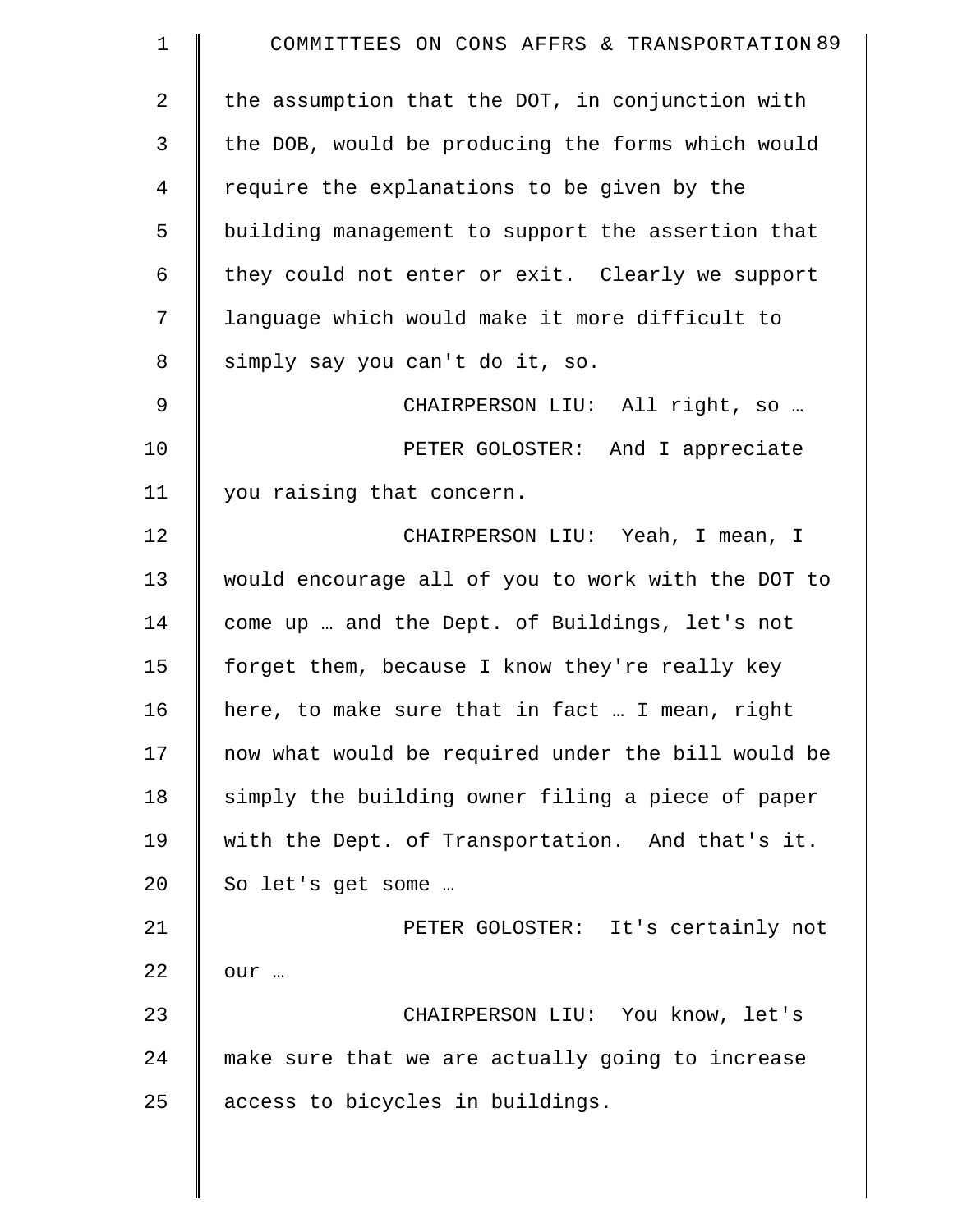the assumption that the DOT, in conjunction with the DOB, would be producing the forms which would require the explanations to be given by the building management to support the assertion that they could not enter or exit. Clearly we support language which would make it more difficult to simply say you can't do it, so.

CHAIRPERSON LIU: All right, so …

PETER GOLOSTER: And I appreciate you raising that concern.

CHAIRPERSON LIU: Yeah, I mean, I would encourage all of you to work with the DOT to come up … and the Dept. of Buildings, let's not forget them, because I know they're really key here, to make sure that in fact … I mean, right now what would be required under the bill would be simply the building owner filing a piece of paper with the Dept. of Transportation. And that's it. So let's get some …

PETER GOLOSTER: It's certainly not our …

CHAIRPERSON LIU: You know, let's make sure that we are actually going to increase access to bicycles in buildings.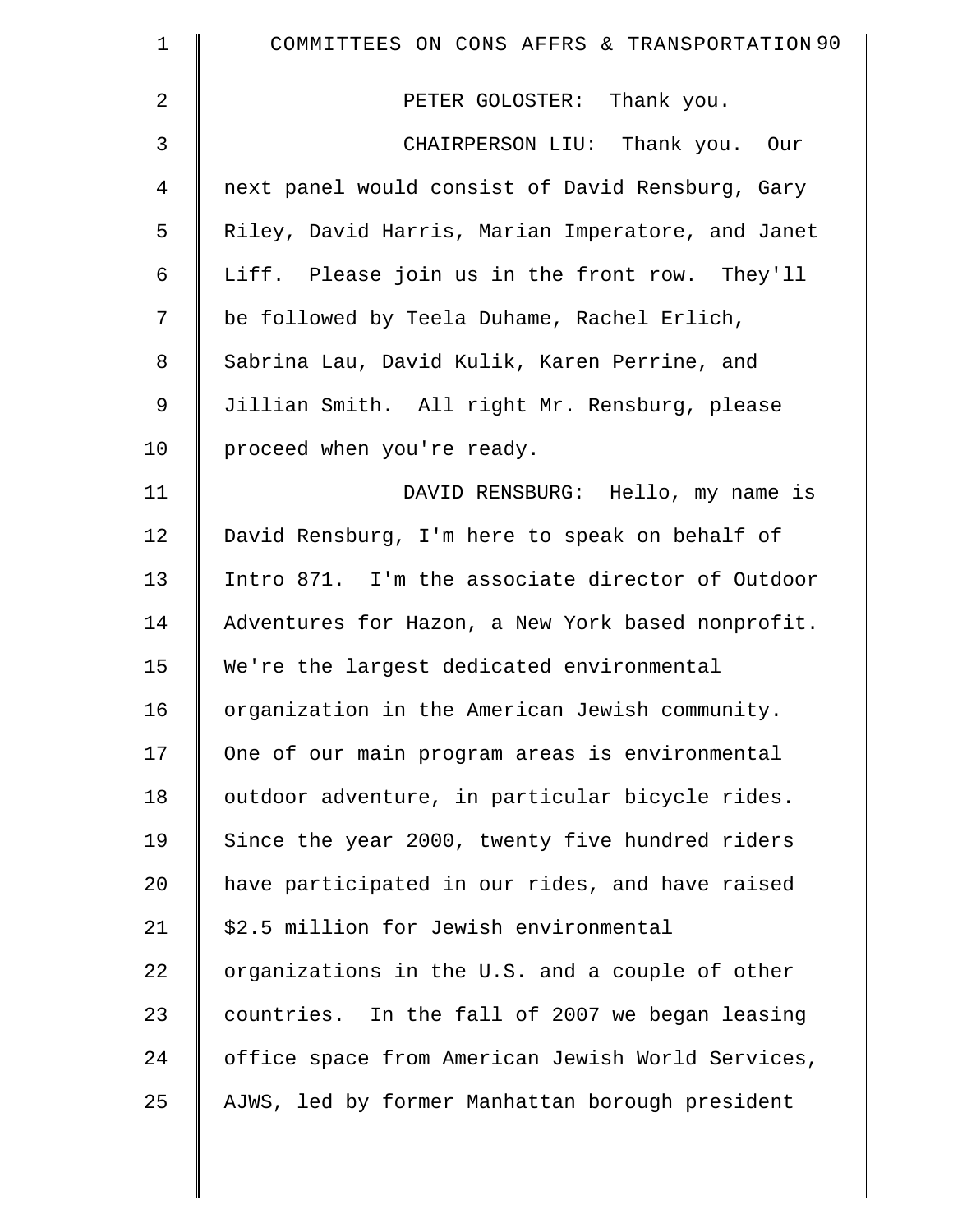PETER GOLOSTER: Thank you.

CHAIRPERSON LIU: Thank you. Our next panel would consist of David Rensburg, Gary Riley, David Harris, Marian Imperatore, and Janet Liff. Please join us in the front row. They'll be followed by Teela Duhame, Rachel Erlich, Sabrina Lau, David Kulik, Karen Perrine, and Jillian Smith. All right Mr. Rensburg, please proceed when you're ready.

DAVID RENSBURG: Hello, my name is David Rensburg, I'm here to speak on behalf of Intro 871. I'm the associate director of Outdoor Adventures for Hazon, a New York based nonprofit. We're the largest dedicated environmental organization in the American Jewish community. One of our main program areas is environmental outdoor adventure, in particular bicycle rides. Since the year 2000, twenty five hundred riders have participated in our rides, and have raised $2.5 million for Jewish environmental organizations in the U.S. and a couple of other countries. In the fall of 2007 we began leasing office space from American Jewish World Services, AJWS, led by former Manhattan borough president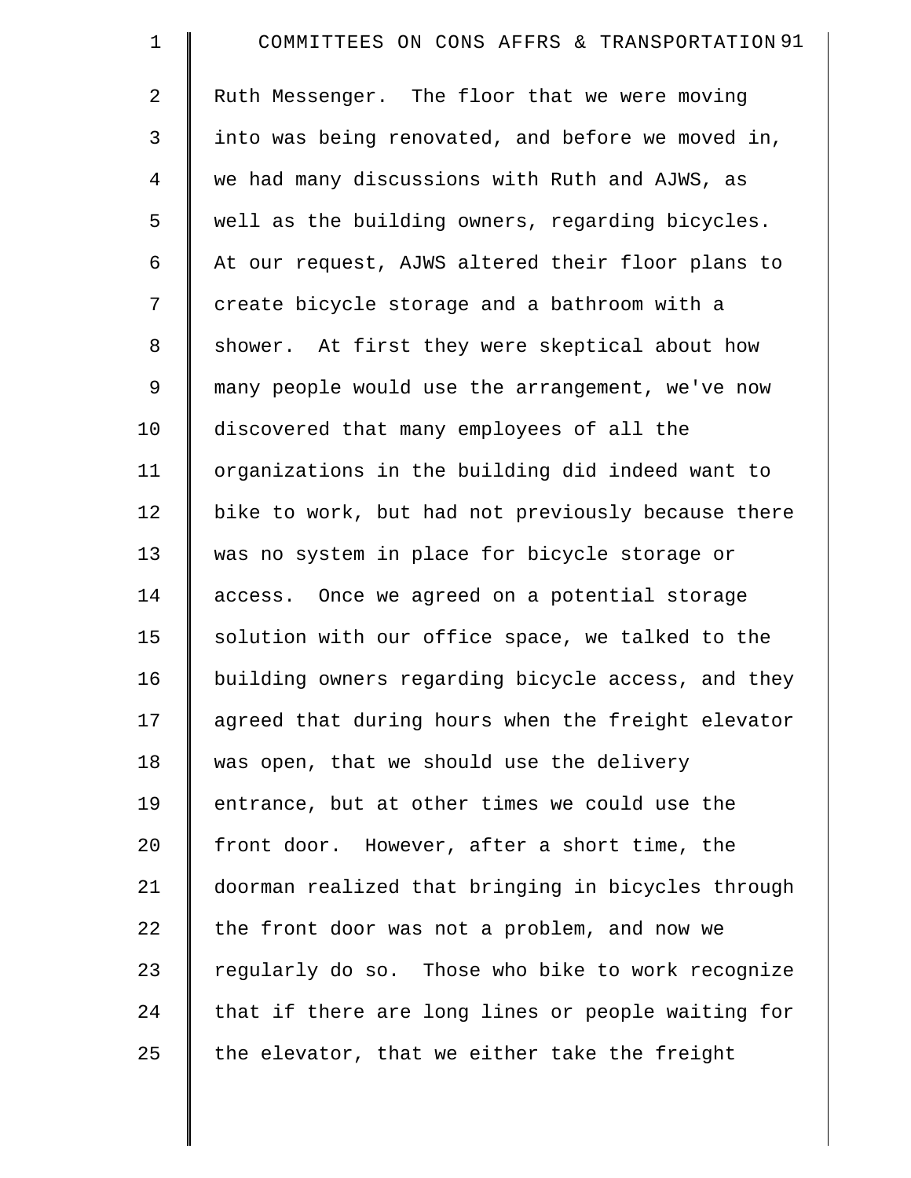Ruth Messenger. The floor that we were moving into was being renovated, and before we moved in, we had many discussions with Ruth and AJWS, as well as the building owners, regarding bicycles. At our request, AJWS altered their floor plans to create bicycle storage and a bathroom with a shower. At first they were skeptical about how many people would use the arrangement, we've now discovered that many employees of all the organizations in the building did indeed want to bike to work, but had not previously because there was no system in place for bicycle storage or access. Once we agreed on a potential storage solution with our office space, we talked to the building owners regarding bicycle access, and they agreed that during hours when the freight elevator was open, that we should use the delivery entrance, but at other times we could use the front door. However, after a short time, the doorman realized that bringing in bicycles through the front door was not a problem, and now we regularly do so. Those who bike to work recognize that if there are long lines or people waiting for the elevator, that we either take the freight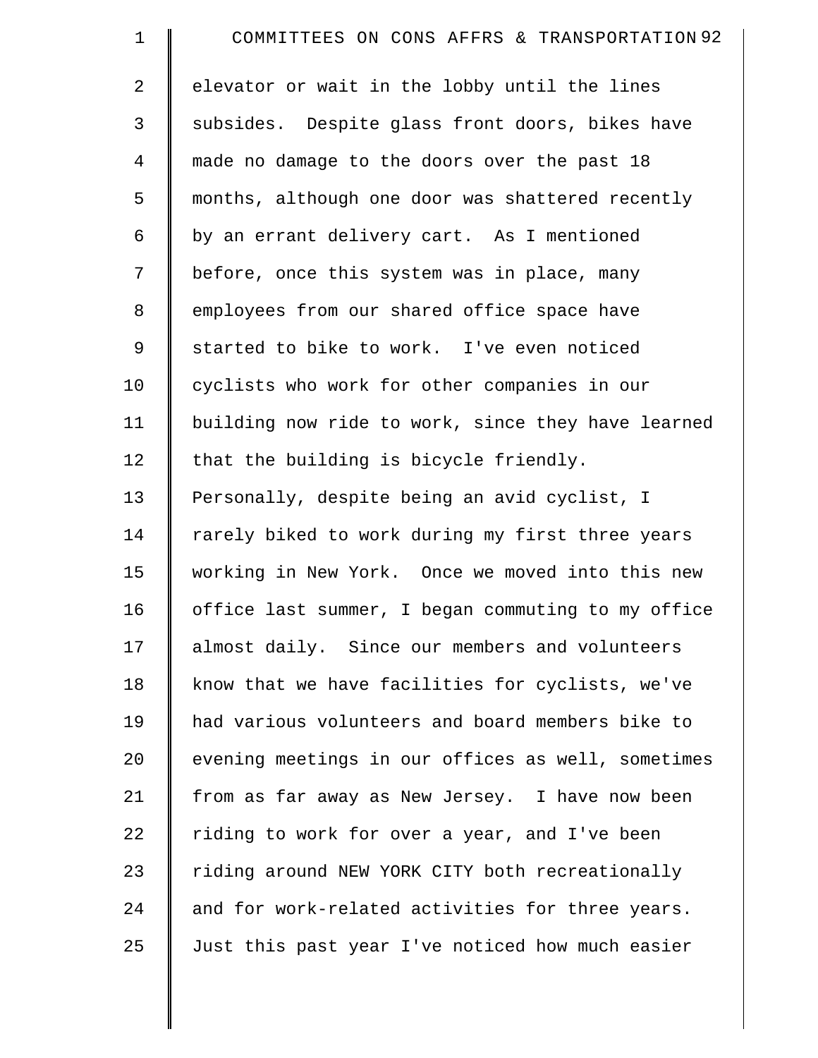elevator or wait in the lobby until the lines subsides. Despite glass front doors, bikes have made no damage to the doors over the past 18 months, although one door was shattered recently by an errant delivery cart. As I mentioned before, once this system was in place, many employees from our shared office space have started to bike to work. I've even noticed cyclists who work for other companies in our building now ride to work, since they have learned that the building is bicycle friendly. Personally, despite being an avid cyclist, I rarely biked to work during my first three years working in New York. Once we moved into this new office last summer, I began commuting to my office almost daily. Since our members and volunteers know that we have facilities for cyclists, we've had various volunteers and board members bike to evening meetings in our offices as well, sometimes from as far away as New Jersey. I have now been riding to work for over a year, and I've been riding around NEW YORK CITY both recreationally and for work-related activities for three years. Just this past year I've noticed how much easier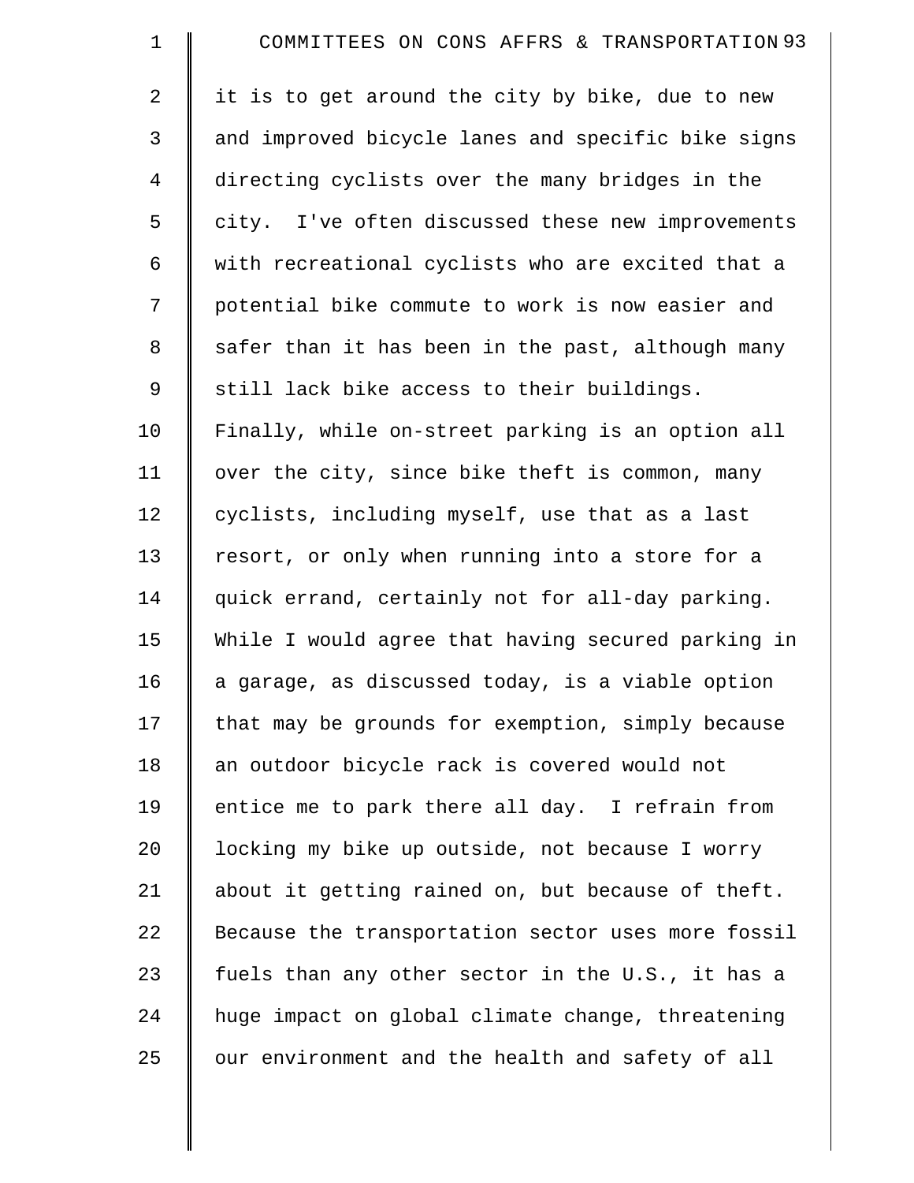it is to get around the city by bike, due to new and improved bicycle lanes and specific bike signs directing cyclists over the many bridges in the city. I've often discussed these new improvements with recreational cyclists who are excited that a potential bike commute to work is now easier and safer than it has been in the past, although many still lack bike access to their buildings. Finally, while on-street parking is an option all over the city, since bike theft is common, many cyclists, including myself, use that as a last resort, or only when running into a store for a quick errand, certainly not for all-day parking. While I would agree that having secured parking in a garage, as discussed today, is a viable option that may be grounds for exemption, simply because an outdoor bicycle rack is covered would not entice me to park there all day. I refrain from locking my bike up outside, not because I worry about it getting rained on, but because of theft. Because the transportation sector uses more fossil fuels than any other sector in the U.S., it has a huge impact on global climate change, threatening our environment and the health and safety of all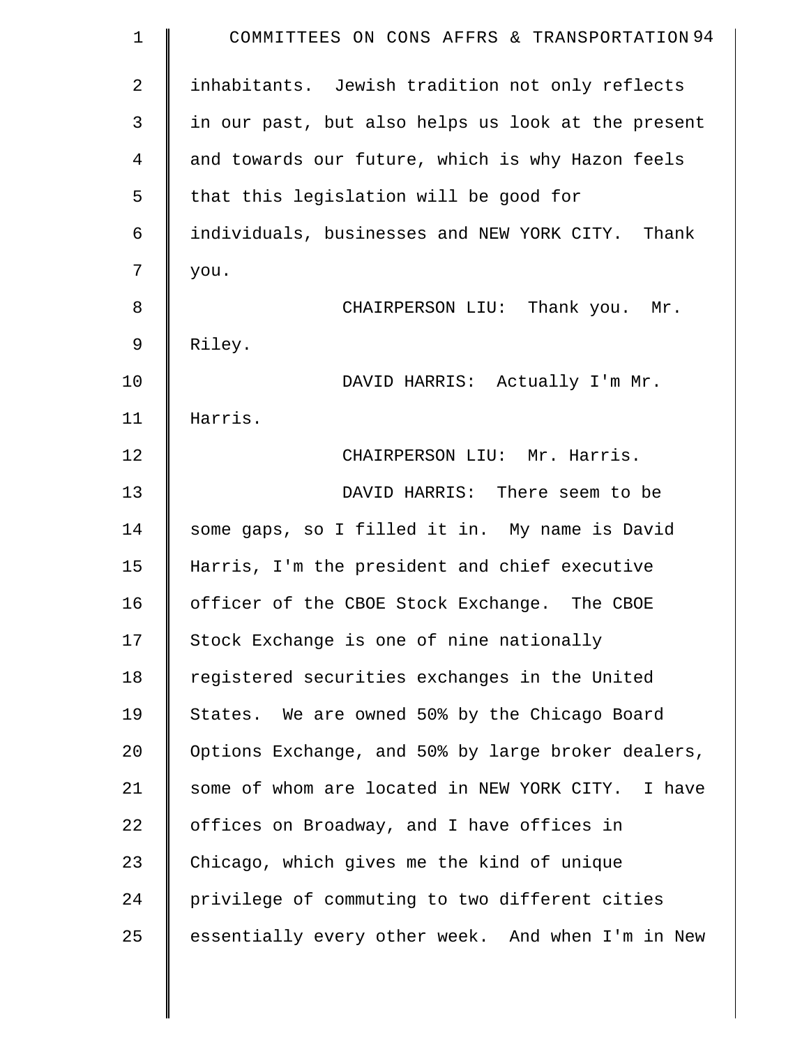inhabitants. Jewish tradition not only reflects in our past, but also helps us look at the present and towards our future, which is why Hazon feels that this legislation will be good for individuals, businesses and NEW YORK CITY. Thank you.

CHAIRPERSON LIU: Thank you. Mr. Riley.

DAVID HARRIS: Actually I'm Mr. Harris.

CHAIRPERSON LIU: Mr. Harris.

DAVID HARRIS: There seem to be some gaps, so I filled it in. My name is David Harris, I'm the president and chief executive officer of the CBOE Stock Exchange. The CBOE Stock Exchange is one of nine nationally registered securities exchanges in the United States. We are owned 50% by the Chicago Board Options Exchange, and 50% by large broker dealers, some of whom are located in NEW YORK CITY. I have offices on Broadway, and I have offices in Chicago, which gives me the kind of unique privilege of commuting to two different cities essentially every other week. And when I'm in New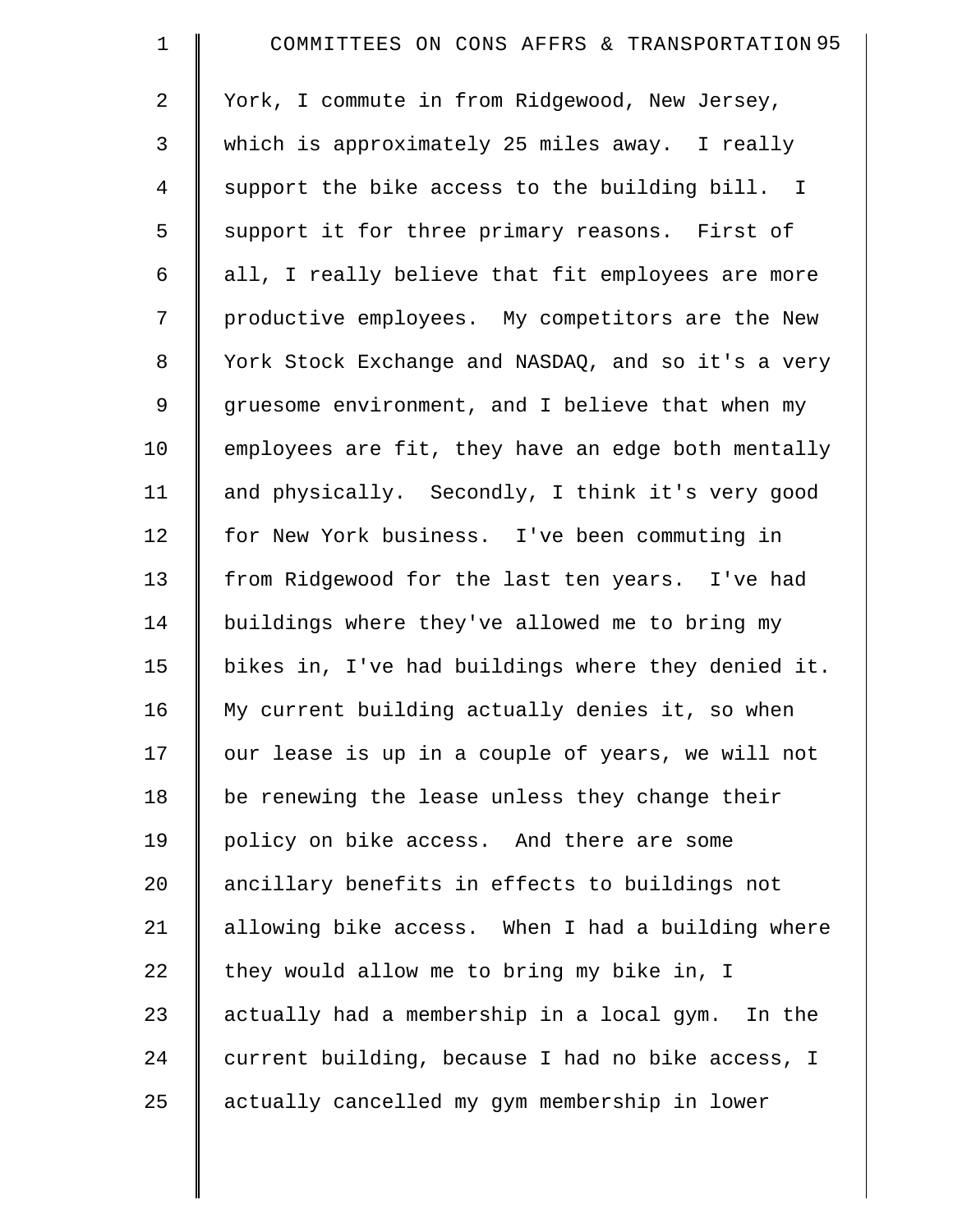York, I commute in from Ridgewood, New Jersey, which is approximately 25 miles away. I really support the bike access to the building bill. I support it for three primary reasons. First of all, I really believe that fit employees are more productive employees. My competitors are the New York Stock Exchange and NASDAQ, and so it's a very gruesome environment, and I believe that when my employees are fit, they have an edge both mentally and physically. Secondly, I think it's very good for New York business. I've been commuting in from Ridgewood for the last ten years. I've had buildings where they've allowed me to bring my bikes in, I've had buildings where they denied it. My current building actually denies it, so when our lease is up in a couple of years, we will not be renewing the lease unless they change their policy on bike access. And there are some ancillary benefits in effects to buildings not allowing bike access. When I had a building where they would allow me to bring my bike in, I actually had a membership in a local gym. In the current building, because I had no bike access, I actually cancelled my gym membership in lower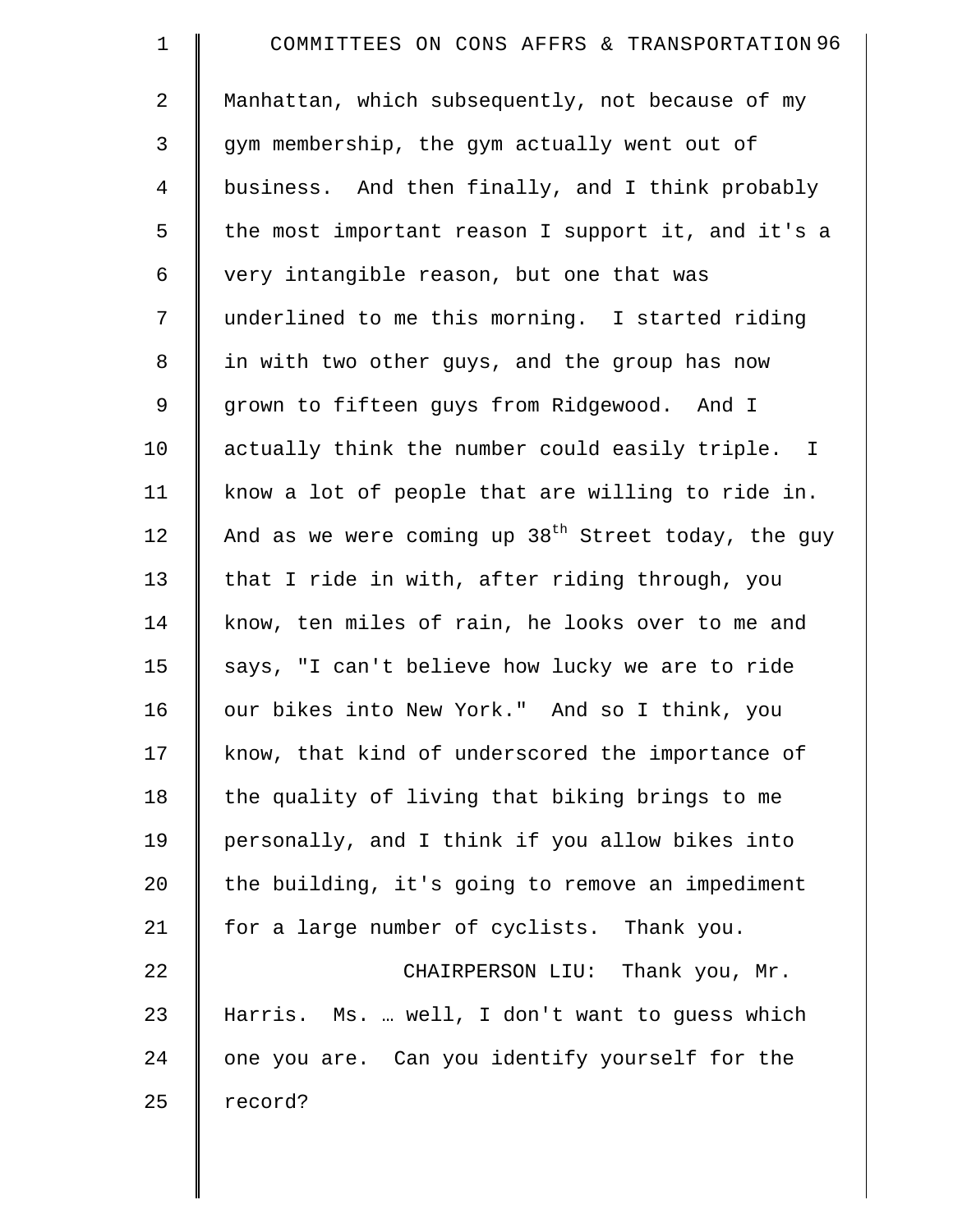Manhattan, which subsequently, not because of my gym membership, the gym actually went out of business. And then finally, and I think probably the most important reason I support it, and it's a very intangible reason, but one that was underlined to me this morning. I started riding in with two other guys, and the group has now grown to fifteen guys from Ridgewood. And I actually think the number could easily triple. I know a lot of people that are willing to ride in. And as we were coming up 38th Street today, the guy that I ride in with, after riding through, you know, ten miles of rain, he looks over to me and says, "I can't believe how lucky we are to ride our bikes into New York." And so I think, you know, that kind of underscored the importance of the quality of living that biking brings to me personally, and I think if you allow bikes into the building, it's going to remove an impediment for a large number of cyclists. Thank you.

CHAIRPERSON LIU: Thank you, Mr. Harris. Ms. … well, I don't want to guess which one you are. Can you identify yourself for the record?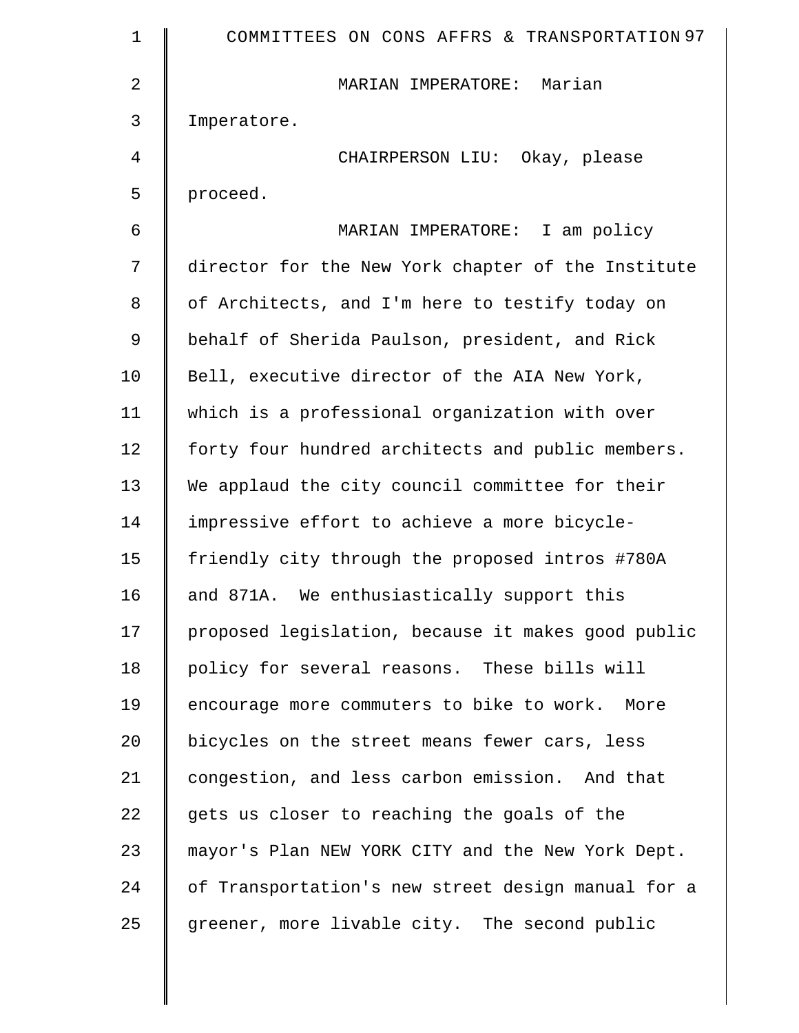MARIAN IMPERATORE: Marian Imperatore.

CHAIRPERSON LIU: Okay, please proceed.

MARIAN IMPERATORE: I am policy director for the New York chapter of the Institute of Architects, and I'm here to testify today on behalf of Sherida Paulson, president, and Rick Bell, executive director of the AIA New York, which is a professional organization with over forty four hundred architects and public members. We applaud the city council committee for their impressive effort to achieve a more bicycle-friendly city through the proposed intros #780A and 871A. We enthusiastically support this proposed legislation, because it makes good public policy for several reasons. These bills will encourage more commuters to bike to work. More bicycles on the street means fewer cars, less congestion, and less carbon emission. And that gets us closer to reaching the goals of the mayor's Plan NEW YORK CITY and the New York Dept. of Transportation's new street design manual for a greener, more livable city. The second public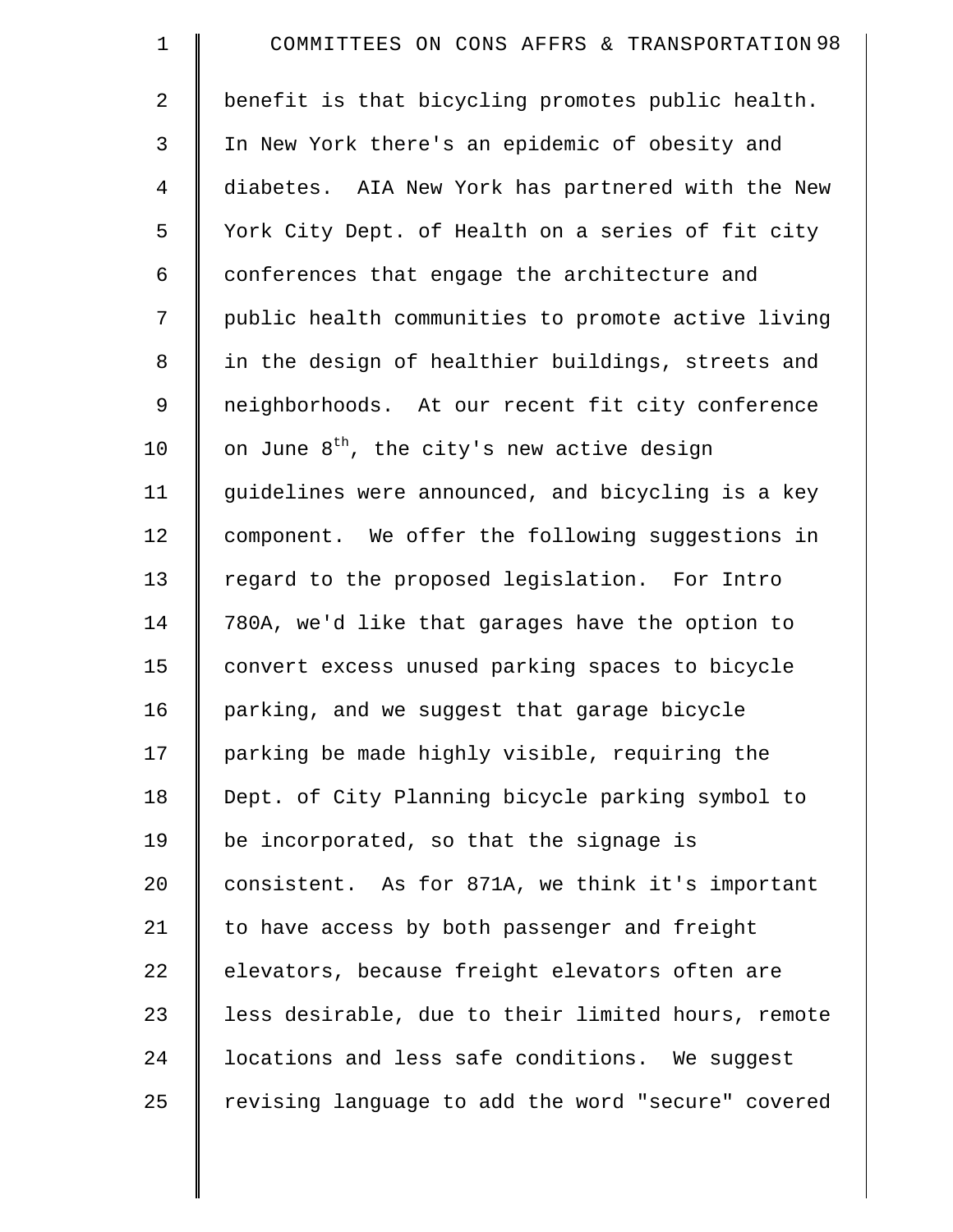benefit is that bicycling promotes public health. In New York there's an epidemic of obesity and diabetes. AIA New York has partnered with the New York City Dept. of Health on a series of fit city conferences that engage the architecture and public health communities to promote active living in the design of healthier buildings, streets and neighborhoods. At our recent fit city conference on June 8th, the city's new active design guidelines were announced, and bicycling is a key component. We offer the following suggestions in regard to the proposed legislation. For Intro 780A, we'd like that garages have the option to convert excess unused parking spaces to bicycle parking, and we suggest that garage bicycle parking be made highly visible, requiring the Dept. of City Planning bicycle parking symbol to be incorporated, so that the signage is consistent. As for 871A, we think it's important to have access by both passenger and freight elevators, because freight elevators often are less desirable, due to their limited hours, remote locations and less safe conditions. We suggest revising language to add the word "secure" covered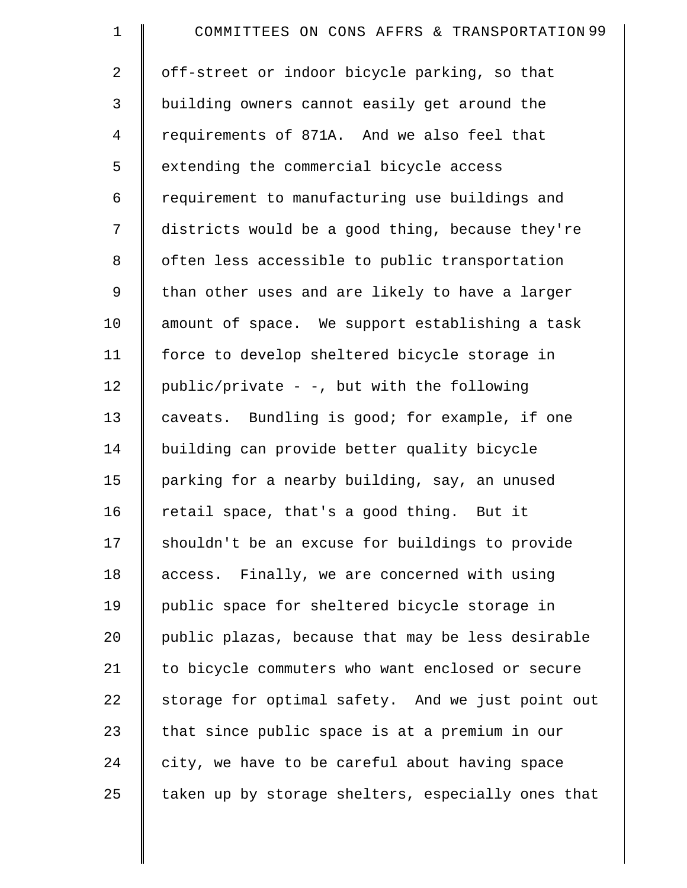off-street or indoor bicycle parking, so that building owners cannot easily get around the requirements of 871A. And we also feel that extending the commercial bicycle access requirement to manufacturing use buildings and districts would be a good thing, because they're often less accessible to public transportation than other uses and are likely to have a larger amount of space. We support establishing a task force to develop sheltered bicycle storage in public/private - -, but with the following caveats. Bundling is good; for example, if one building can provide better quality bicycle parking for a nearby building, say, an unused retail space, that's a good thing. But it shouldn't be an excuse for buildings to provide access. Finally, we are concerned with using public space for sheltered bicycle storage in public plazas, because that may be less desirable to bicycle commuters who want enclosed or secure storage for optimal safety. And we just point out that since public space is at a premium in our city, we have to be careful about having space taken up by storage shelters, especially ones that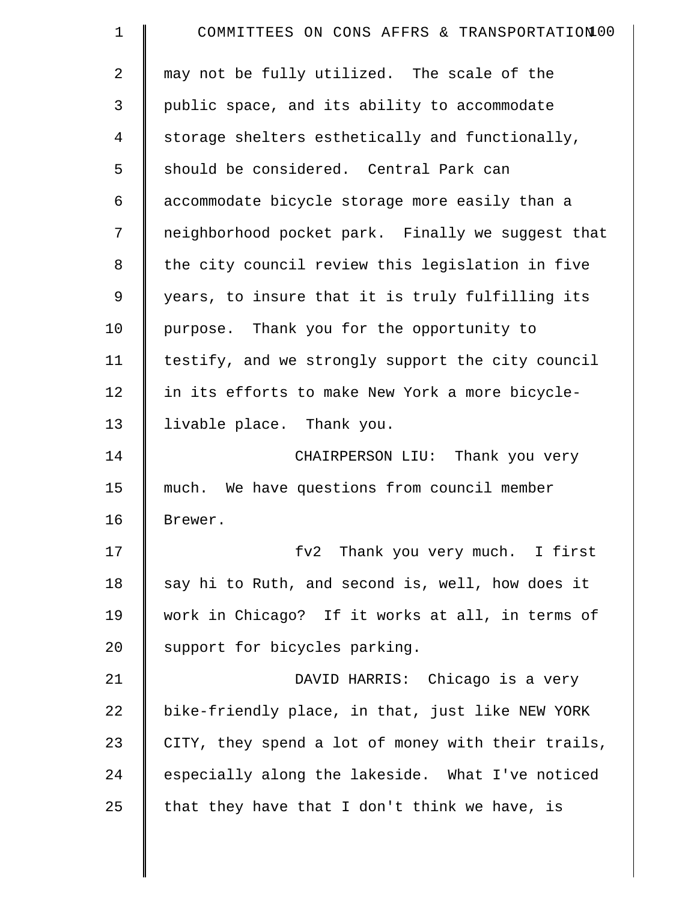may not be fully utilized. The scale of the public space, and its ability to accommodate storage shelters esthetically and functionally, should be considered. Central Park can accommodate bicycle storage more easily than a neighborhood pocket park. Finally we suggest that the city council review this legislation in five years, to insure that it is truly fulfilling its purpose. Thank you for the opportunity to testify, and we strongly support the city council in its efforts to make New York a more bicycle-livable place. Thank you.

CHAIRPERSON LIU: Thank you very much. We have questions from council member Brewer.

fv2 Thank you very much. I first say hi to Ruth, and second is, well, how does it work in Chicago? If it works at all, in terms of support for bicycles parking.

DAVID HARRIS: Chicago is a very bike-friendly place, in that, just like NEW YORK CITY, they spend a lot of money with their trails, especially along the lakeside. What I've noticed that they have that I don't think we have, is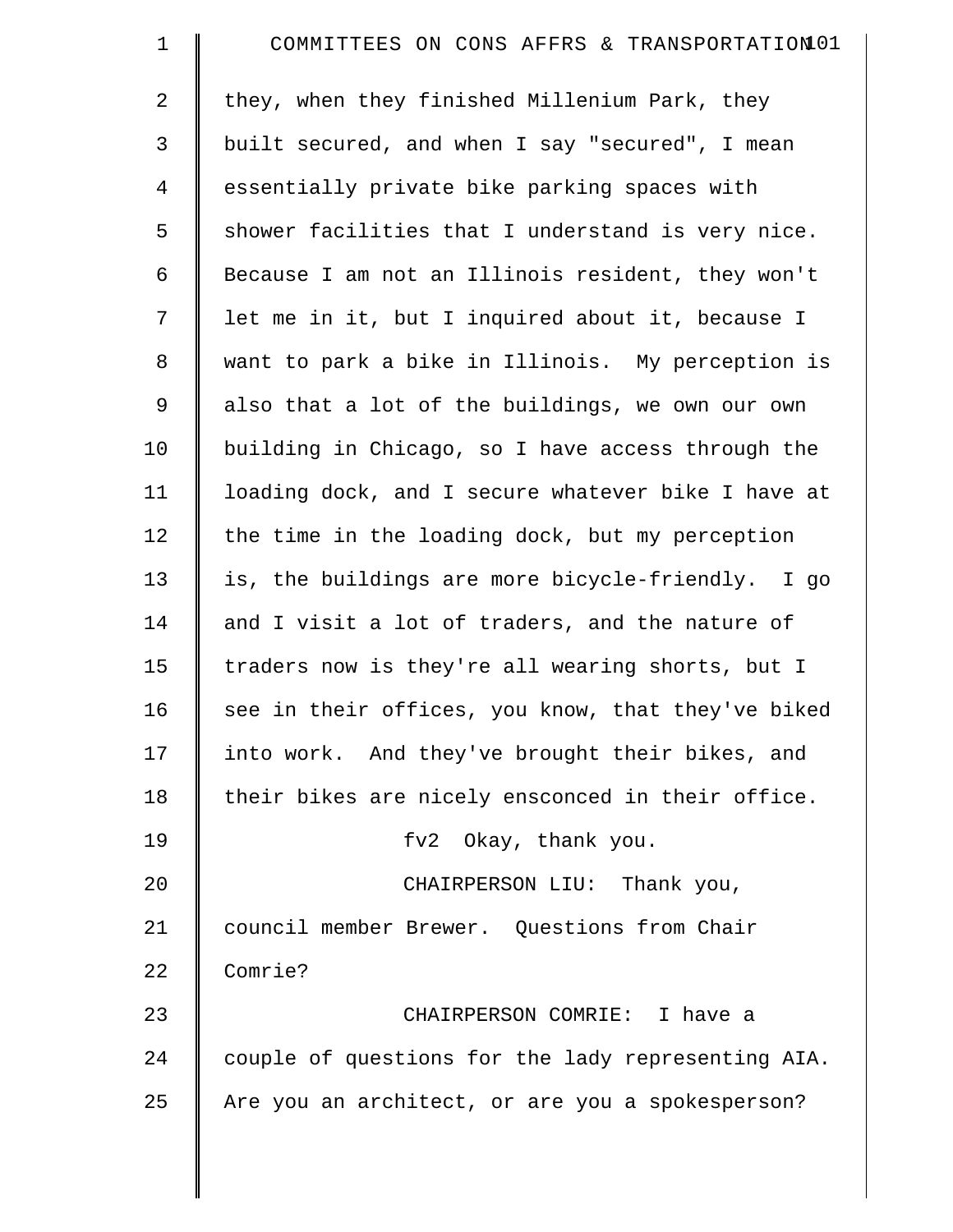they, when they finished Millenium Park, they built secured, and when I say "secured", I mean essentially private bike parking spaces with shower facilities that I understand is very nice. Because I am not an Illinois resident, they won't let me in it, but I inquired about it, because I want to park a bike in Illinois. My perception is also that a lot of the buildings, we own our own building in Chicago, so I have access through the loading dock, and I secure whatever bike I have at the time in the loading dock, but my perception is, the buildings are more bicycle-friendly. I go and I visit a lot of traders, and the nature of traders now is they're all wearing shorts, but I see in their offices, you know, that they've biked into work. And they've brought their bikes, and their bikes are nicely ensconced in their office.

fv2 Okay, thank you.

CHAIRPERSON LIU: Thank you, council member Brewer. Questions from Chair Comrie?

CHAIRPERSON COMRIE: I have a couple of questions for the lady representing AIA. Are you an architect, or are you a spokesperson?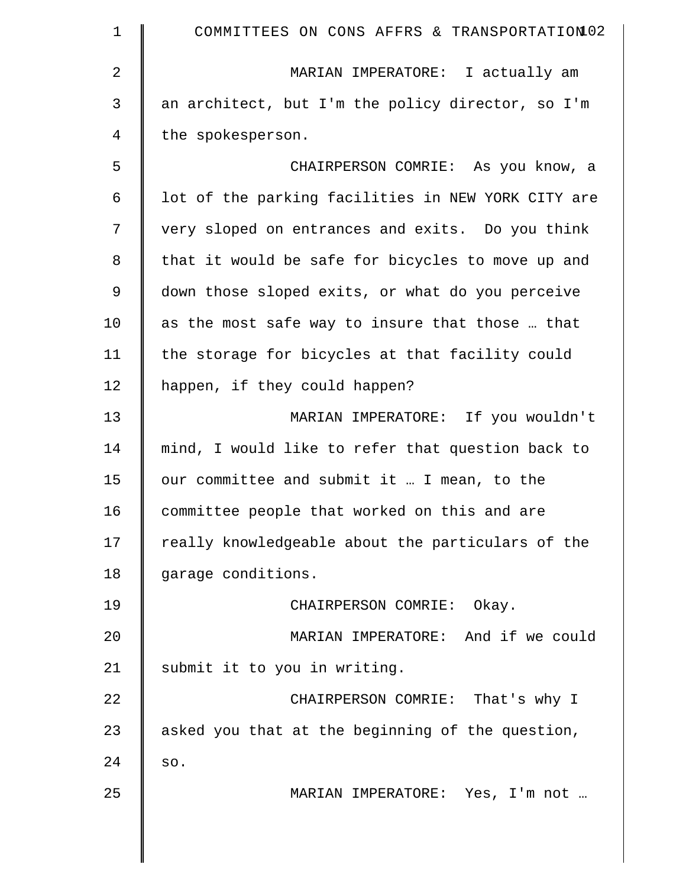MARIAN IMPERATORE: I actually am an architect, but I'm the policy director, so I'm the spokesperson.

CHAIRPERSON COMRIE: As you know, a lot of the parking facilities in NEW YORK CITY are very sloped on entrances and exits. Do you think that it would be safe for bicycles to move up and down those sloped exits, or what do you perceive as the most safe way to insure that those … that the storage for bicycles at that facility could happen, if they could happen?

MARIAN IMPERATORE: If you wouldn't mind, I would like to refer that question back to our committee and submit it … I mean, to the committee people that worked on this and are really knowledgeable about the particulars of the garage conditions.

CHAIRPERSON COMRIE: Okay.

MARIAN IMPERATORE: And if we could submit it to you in writing.

CHAIRPERSON COMRIE: That's why I asked you that at the beginning of the question, so.

MARIAN IMPERATORE: Yes, I'm not …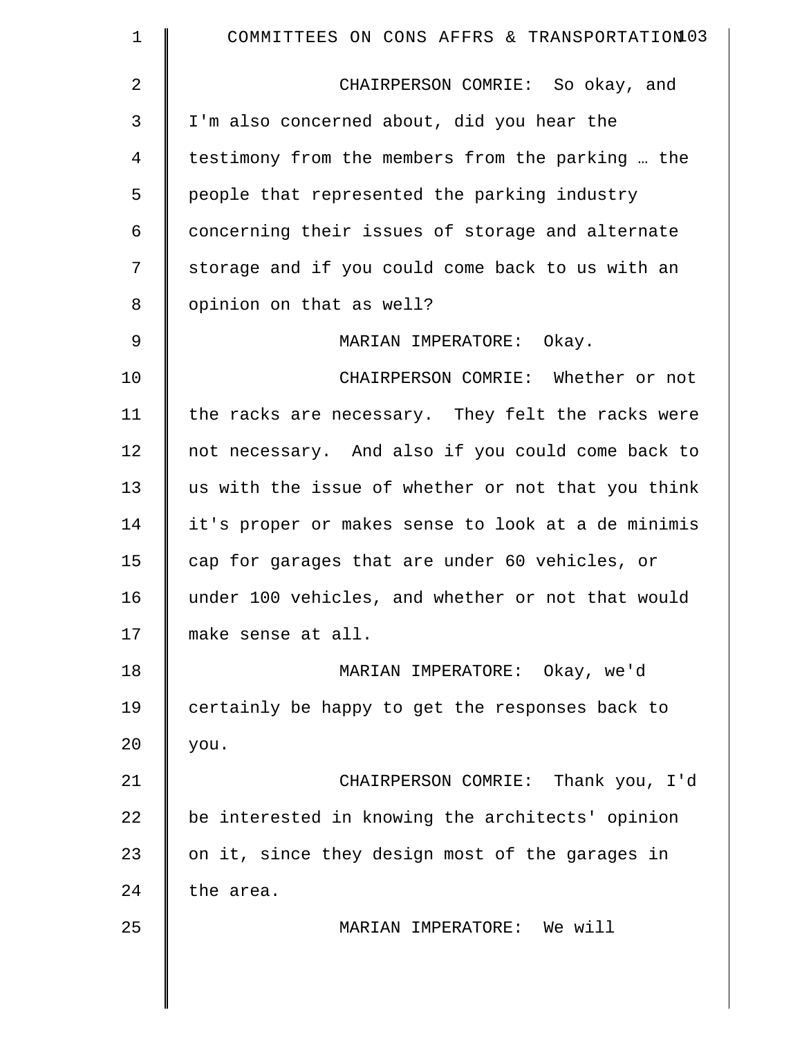CHAIRPERSON COMRIE: So okay, and I'm also concerned about, did you hear the testimony from the members from the parking … the people that represented the parking industry concerning their issues of storage and alternate storage and if you could come back to us with an opinion on that as well?

MARIAN IMPERATORE: Okay.

CHAIRPERSON COMRIE: Whether or not the racks are necessary. They felt the racks were not necessary. And also if you could come back to us with the issue of whether or not that you think it's proper or makes sense to look at a de minimis cap for garages that are under 60 vehicles, or under 100 vehicles, and whether or not that would make sense at all.

MARIAN IMPERATORE: Okay, we'd certainly be happy to get the responses back to you.

CHAIRPERSON COMRIE: Thank you, I'd be interested in knowing the architects' opinion on it, since they design most of the garages in the area.

MARIAN IMPERATORE: We will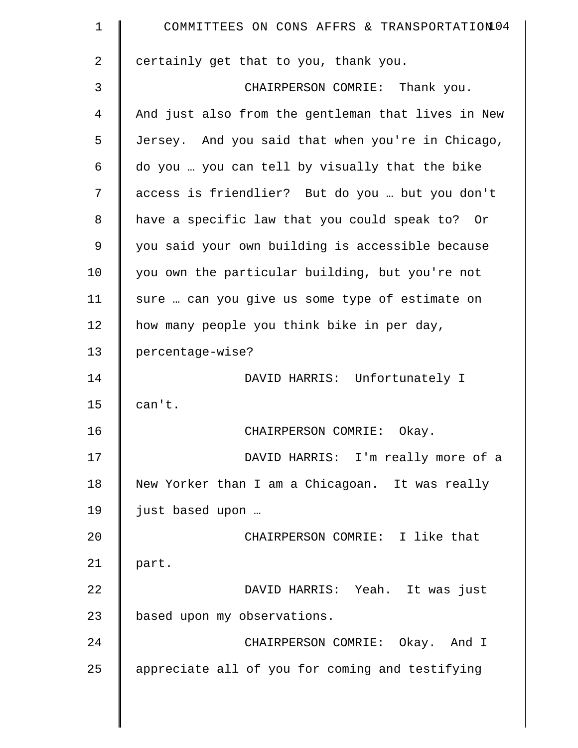certainly get that to you, thank you.

CHAIRPERSON COMRIE: Thank you. And just also from the gentleman that lives in New Jersey. And you said that when you're in Chicago, do you … you can tell by visually that the bike access is friendlier? But do you … but you don't have a specific law that you could speak to? Or you said your own building is accessible because you own the particular building, but you're not sure … can you give us some type of estimate on how many people you think bike in per day, percentage-wise?

DAVID HARRIS: Unfortunately I can't.

CHAIRPERSON COMRIE: Okay.

DAVID HARRIS: I'm really more of a New Yorker than I am a Chicagoan. It was really just based upon …

CHAIRPERSON COMRIE: I like that part.

DAVID HARRIS: Yeah. It was just based upon my observations.

CHAIRPERSON COMRIE: Okay. And I appreciate all of you for coming and testifying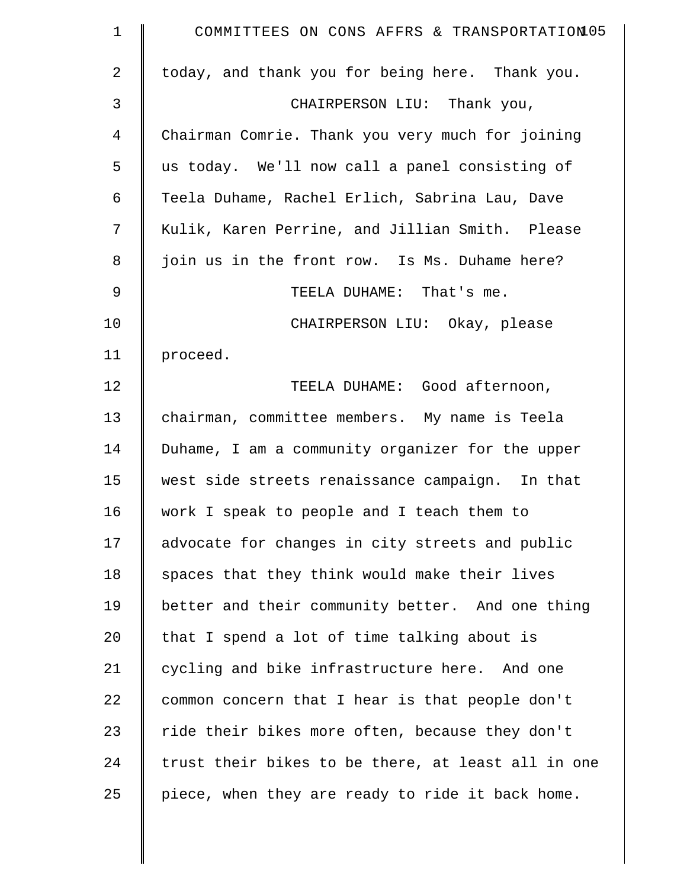today, and thank you for being here. Thank you.

CHAIRPERSON LIU: Thank you, Chairman Comrie. Thank you very much for joining us today. We'll now call a panel consisting of Teela Duhame, Rachel Erlich, Sabrina Lau, Dave Kulik, Karen Perrine, and Jillian Smith. Please join us in the front row. Is Ms. Duhame here?

TEELA DUHAME: That's me.

CHAIRPERSON LIU: Okay, please proceed.

TEELA DUHAME: Good afternoon, chairman, committee members. My name is Teela Duhame, I am a community organizer for the upper west side streets renaissance campaign. In that work I speak to people and I teach them to advocate for changes in city streets and public spaces that they think would make their lives better and their community better. And one thing that I spend a lot of time talking about is cycling and bike infrastructure here. And one common concern that I hear is that people don't ride their bikes more often, because they don't trust their bikes to be there, at least all in one piece, when they are ready to ride it back home.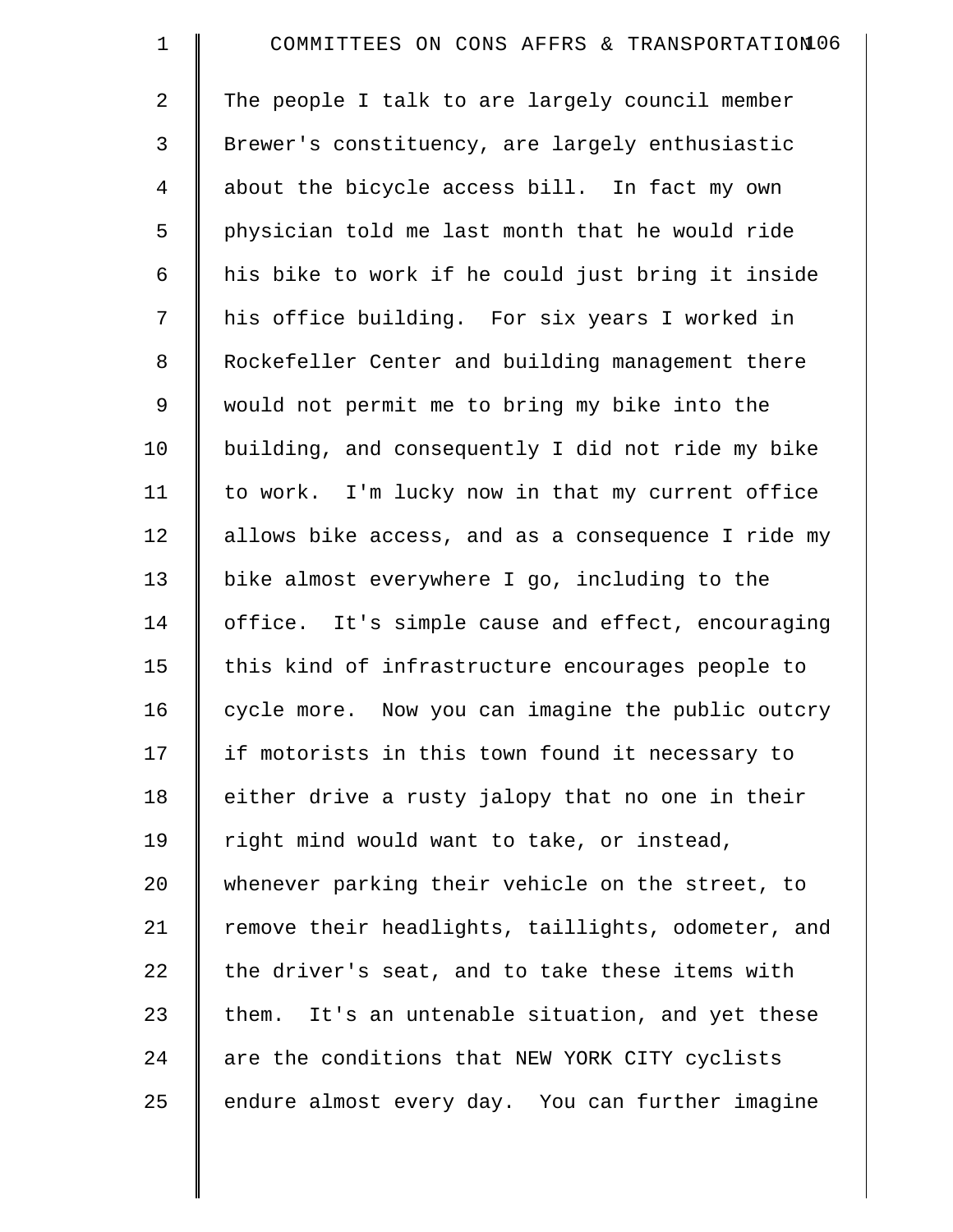The people I talk to are largely council member Brewer's constituency, are largely enthusiastic about the bicycle access bill. In fact my own physician told me last month that he would ride his bike to work if he could just bring it inside his office building. For six years I worked in Rockefeller Center and building management there would not permit me to bring my bike into the building, and consequently I did not ride my bike to work. I'm lucky now in that my current office allows bike access, and as a consequence I ride my bike almost everywhere I go, including to the office. It's simple cause and effect, encouraging this kind of infrastructure encourages people to cycle more. Now you can imagine the public outcry if motorists in this town found it necessary to either drive a rusty jalopy that no one in their right mind would want to take, or instead, whenever parking their vehicle on the street, to remove their headlights, taillights, odometer, and the driver's seat, and to take these items with them. It's an untenable situation, and yet these are the conditions that NEW YORK CITY cyclists endure almost every day. You can further imagine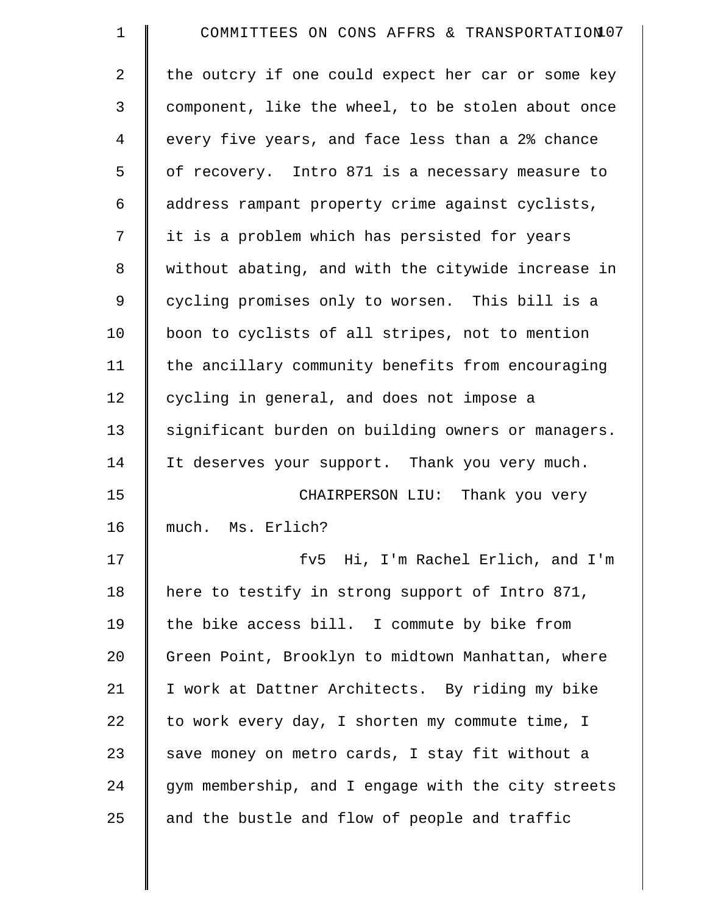the outcry if one could expect her car or some key component, like the wheel, to be stolen about once every five years, and face less than a 2% chance of recovery. Intro 871 is a necessary measure to address rampant property crime against cyclists, it is a problem which has persisted for years without abating, and with the citywide increase in cycling promises only to worsen. This bill is a boon to cyclists of all stripes, not to mention the ancillary community benefits from encouraging cycling in general, and does not impose a significant burden on building owners or managers. It deserves your support. Thank you very much.

CHAIRPERSON LIU: Thank you very much. Ms. Erlich?

fv5 Hi, I'm Rachel Erlich, and I'm here to testify in strong support of Intro 871, the bike access bill. I commute by bike from Green Point, Brooklyn to midtown Manhattan, where I work at Dattner Architects. By riding my bike to work every day, I shorten my commute time, I save money on metro cards, I stay fit without a gym membership, and I engage with the city streets and the bustle and flow of people and traffic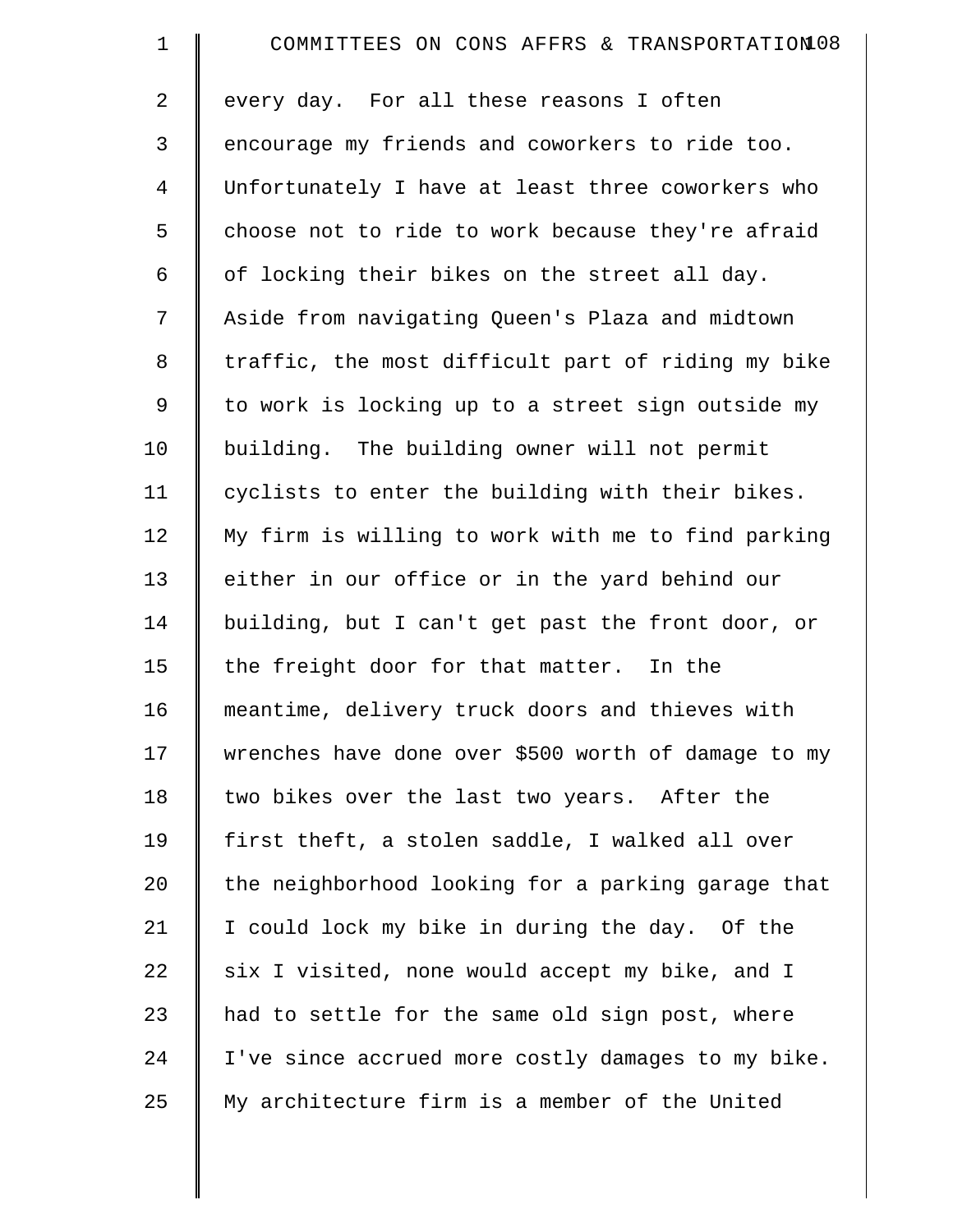every day. For all these reasons I often encourage my friends and coworkers to ride too. Unfortunately I have at least three coworkers who choose not to ride to work because they're afraid of locking their bikes on the street all day. Aside from navigating Queen's Plaza and midtown traffic, the most difficult part of riding my bike to work is locking up to a street sign outside my building. The building owner will not permit cyclists to enter the building with their bikes. My firm is willing to work with me to find parking either in our office or in the yard behind our building, but I can't get past the front door, or the freight door for that matter. In the meantime, delivery truck doors and thieves with wrenches have done over $500 worth of damage to my two bikes over the last two years. After the first theft, a stolen saddle, I walked all over the neighborhood looking for a parking garage that I could lock my bike in during the day. Of the six I visited, none would accept my bike, and I had to settle for the same old sign post, where I've since accrued more costly damages to my bike. My architecture firm is a member of the United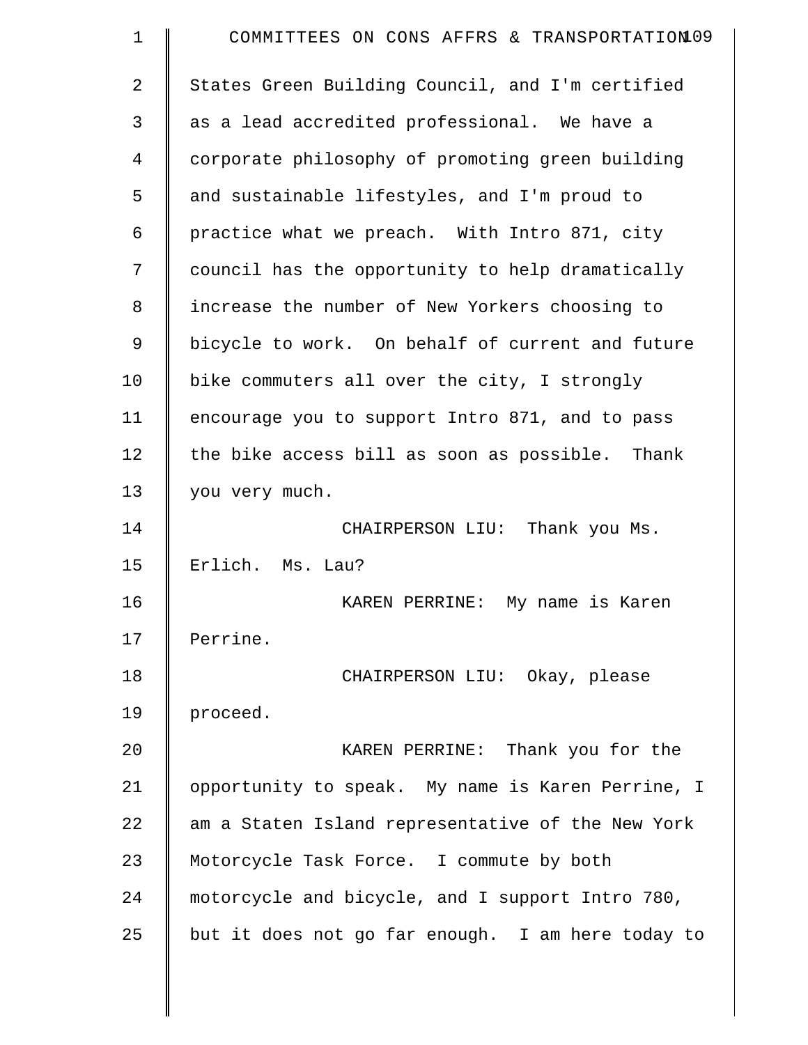States Green Building Council, and I'm certified as a lead accredited professional. We have a corporate philosophy of promoting green building and sustainable lifestyles, and I'm proud to practice what we preach. With Intro 871, city council has the opportunity to help dramatically increase the number of New Yorkers choosing to bicycle to work. On behalf of current and future bike commuters all over the city, I strongly encourage you to support Intro 871, and to pass the bike access bill as soon as possible. Thank you very much.

CHAIRPERSON LIU: Thank you Ms. Erlich. Ms. Lau?

KAREN PERRINE: My name is Karen Perrine.

CHAIRPERSON LIU: Okay, please proceed.

KAREN PERRINE: Thank you for the opportunity to speak. My name is Karen Perrine, I am a Staten Island representative of the New York Motorcycle Task Force. I commute by both motorcycle and bicycle, and I support Intro 780, but it does not go far enough. I am here today to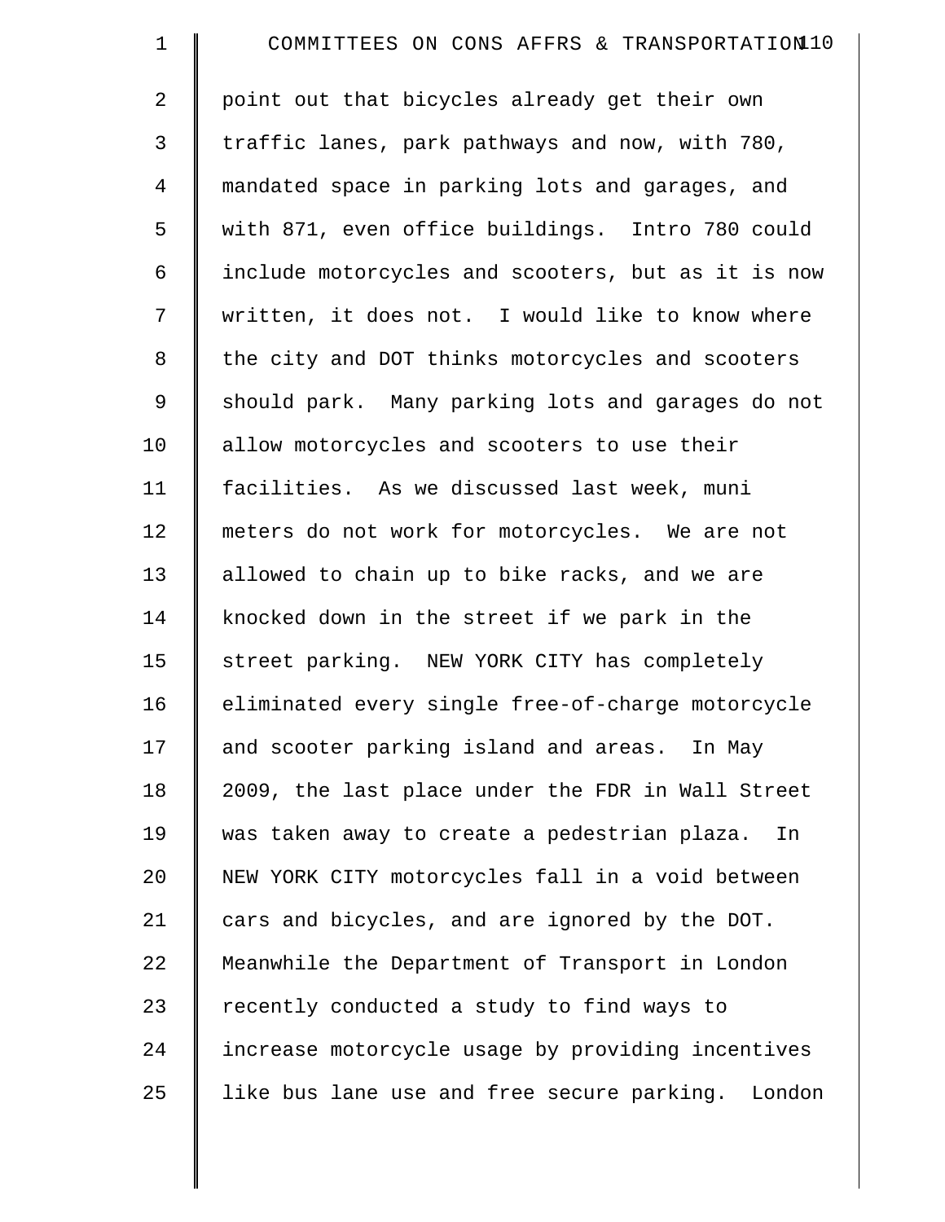point out that bicycles already get their own traffic lanes, park pathways and now, with 780, mandated space in parking lots and garages, and with 871, even office buildings. Intro 780 could include motorcycles and scooters, but as it is now written, it does not. I would like to know where the city and DOT thinks motorcycles and scooters should park. Many parking lots and garages do not allow motorcycles and scooters to use their facilities. As we discussed last week, muni meters do not work for motorcycles. We are not allowed to chain up to bike racks, and we are knocked down in the street if we park in the street parking. NEW YORK CITY has completely eliminated every single free-of-charge motorcycle and scooter parking island and areas. In May 2009, the last place under the FDR in Wall Street was taken away to create a pedestrian plaza. In NEW YORK CITY motorcycles fall in a void between cars and bicycles, and are ignored by the DOT. Meanwhile the Department of Transport in London recently conducted a study to find ways to increase motorcycle usage by providing incentives like bus lane use and free secure parking. London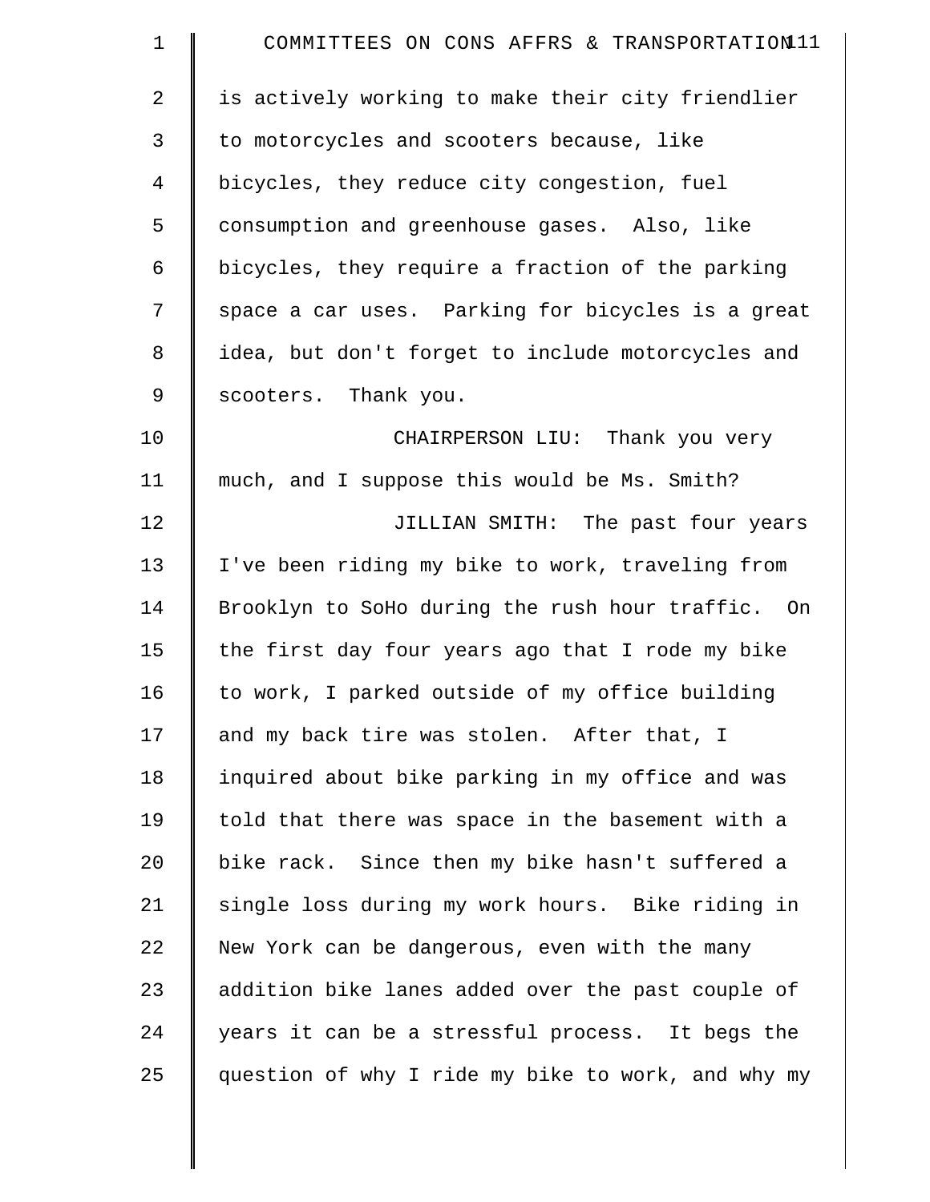is actively working to make their city friendlier to motorcycles and scooters because, like bicycles, they reduce city congestion, fuel consumption and greenhouse gases. Also, like bicycles, they require a fraction of the parking space a car uses. Parking for bicycles is a great idea, but don't forget to include motorcycles and scooters. Thank you.

CHAIRPERSON LIU: Thank you very much, and I suppose this would be Ms. Smith?

JILLIAN SMITH: The past four years I've been riding my bike to work, traveling from Brooklyn to SoHo during the rush hour traffic. On the first day four years ago that I rode my bike to work, I parked outside of my office building and my back tire was stolen. After that, I inquired about bike parking in my office and was told that there was space in the basement with a bike rack. Since then my bike hasn't suffered a single loss during my work hours. Bike riding in New York can be dangerous, even with the many addition bike lanes added over the past couple of years it can be a stressful process. It begs the question of why I ride my bike to work, and why my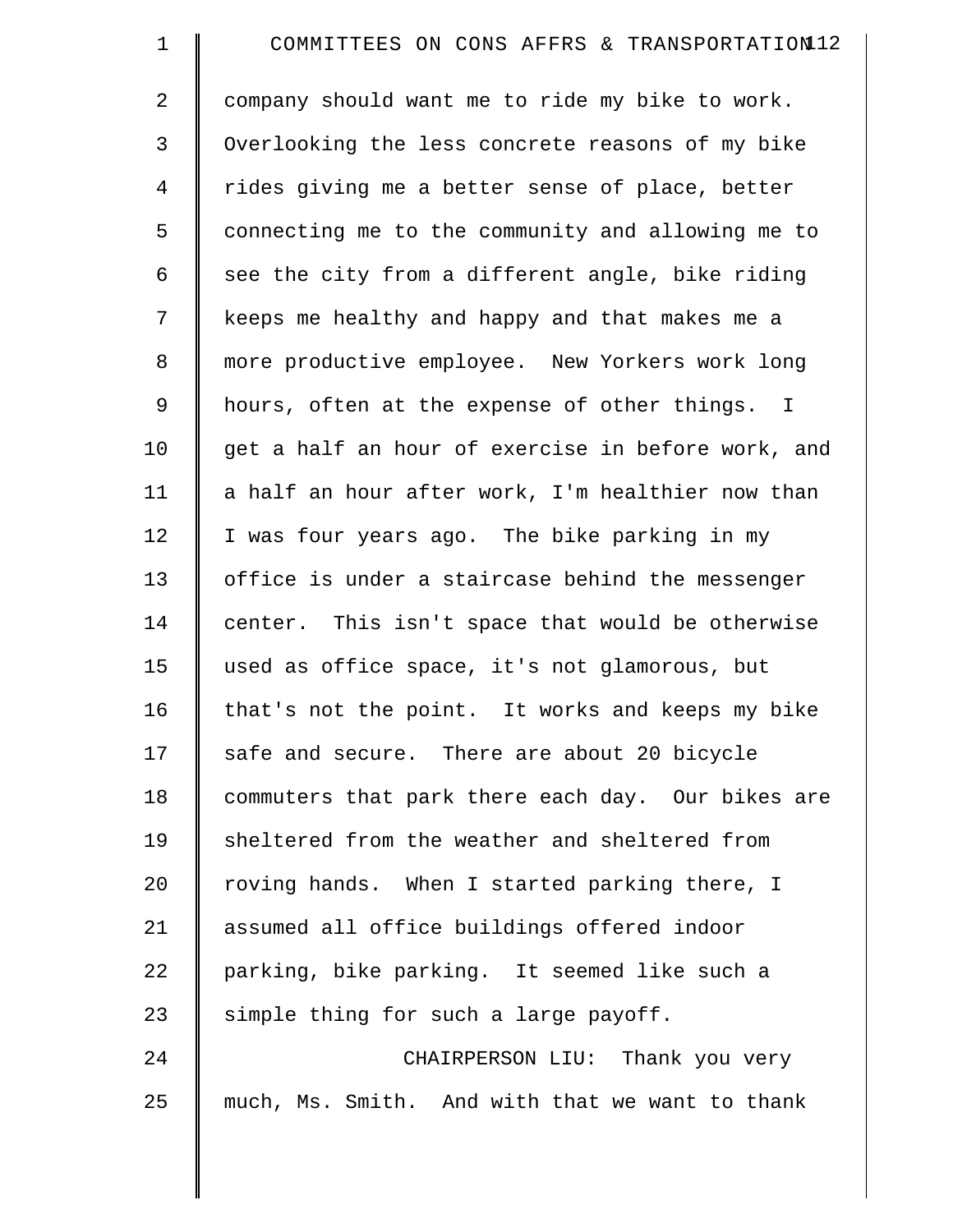company should want me to ride my bike to work. Overlooking the less concrete reasons of my bike rides giving me a better sense of place, better connecting me to the community and allowing me to see the city from a different angle, bike riding keeps me healthy and happy and that makes me a more productive employee. New Yorkers work long hours, often at the expense of other things. I get a half an hour of exercise in before work, and a half an hour after work, I'm healthier now than I was four years ago. The bike parking in my office is under a staircase behind the messenger center. This isn't space that would be otherwise used as office space, it's not glamorous, but that's not the point. It works and keeps my bike safe and secure. There are about 20 bicycle commuters that park there each day. Our bikes are sheltered from the weather and sheltered from roving hands. When I started parking there, I assumed all office buildings offered indoor parking, bike parking. It seemed like such a simple thing for such a large payoff.

CHAIRPERSON LIU: Thank you very much, Ms. Smith. And with that we want to thank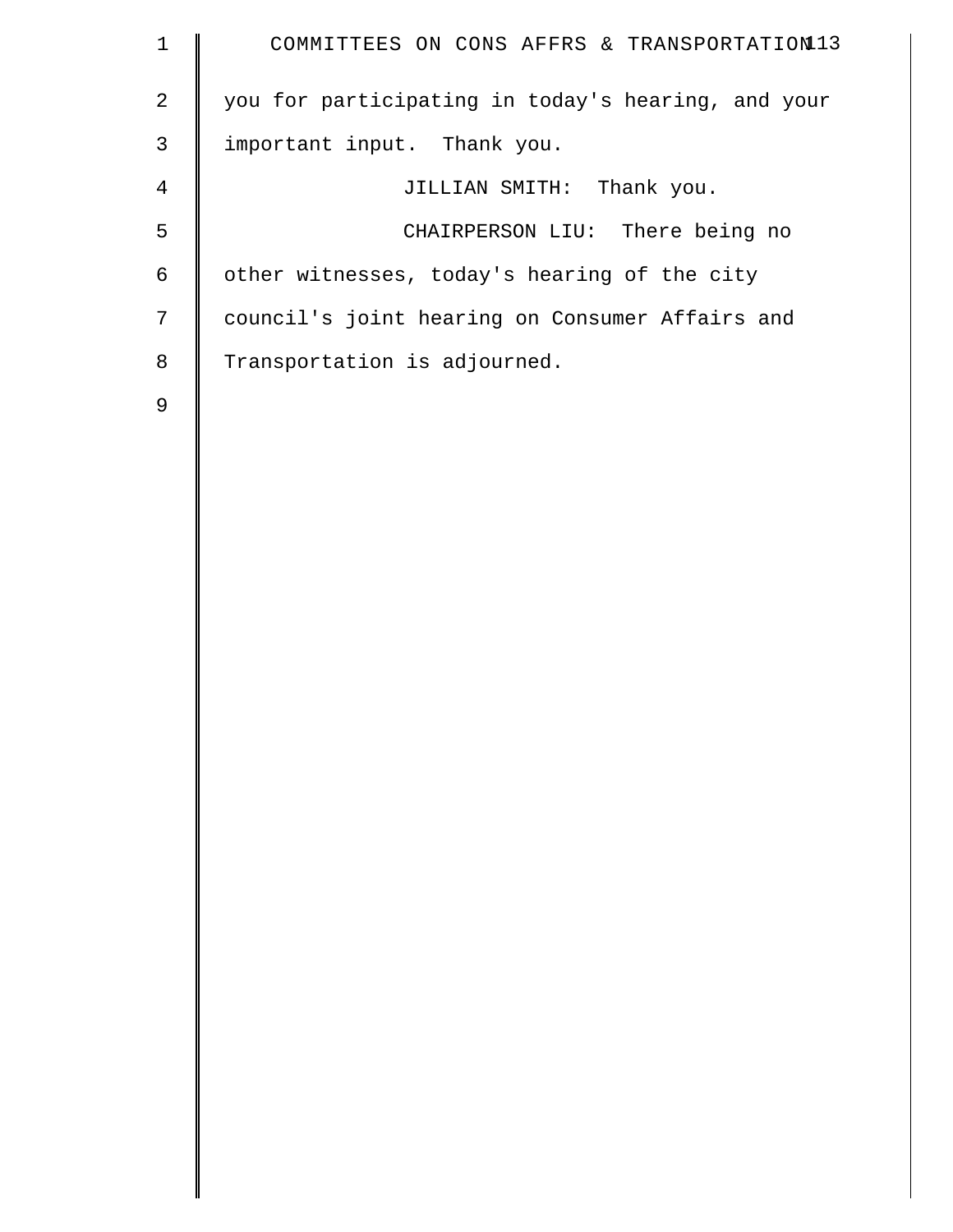you for participating in today's hearing, and your important input. Thank you.

JILLIAN SMITH: Thank you.

CHAIRPERSON LIU: There being no other witnesses, today's hearing of the city council's joint hearing on Consumer Affairs and Transportation is adjourned.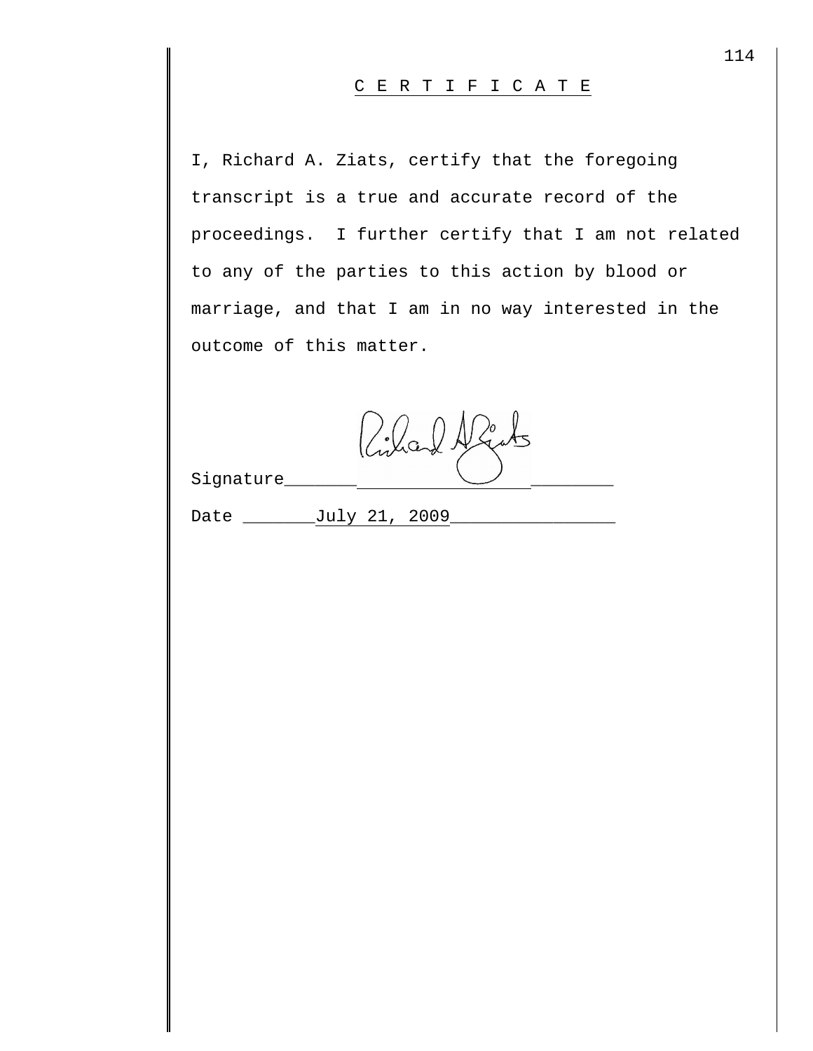# C E R T I F I C A T E

I, Richard A. Ziats, certify that the foregoing transcript is a true and accurate record of the proceedings. I further certify that I am not related to any of the parties to this action by blood or marriage, and that I am in no way interested in the outcome of this matter.

Signature________________________________

Date _______July 21, 2009________________